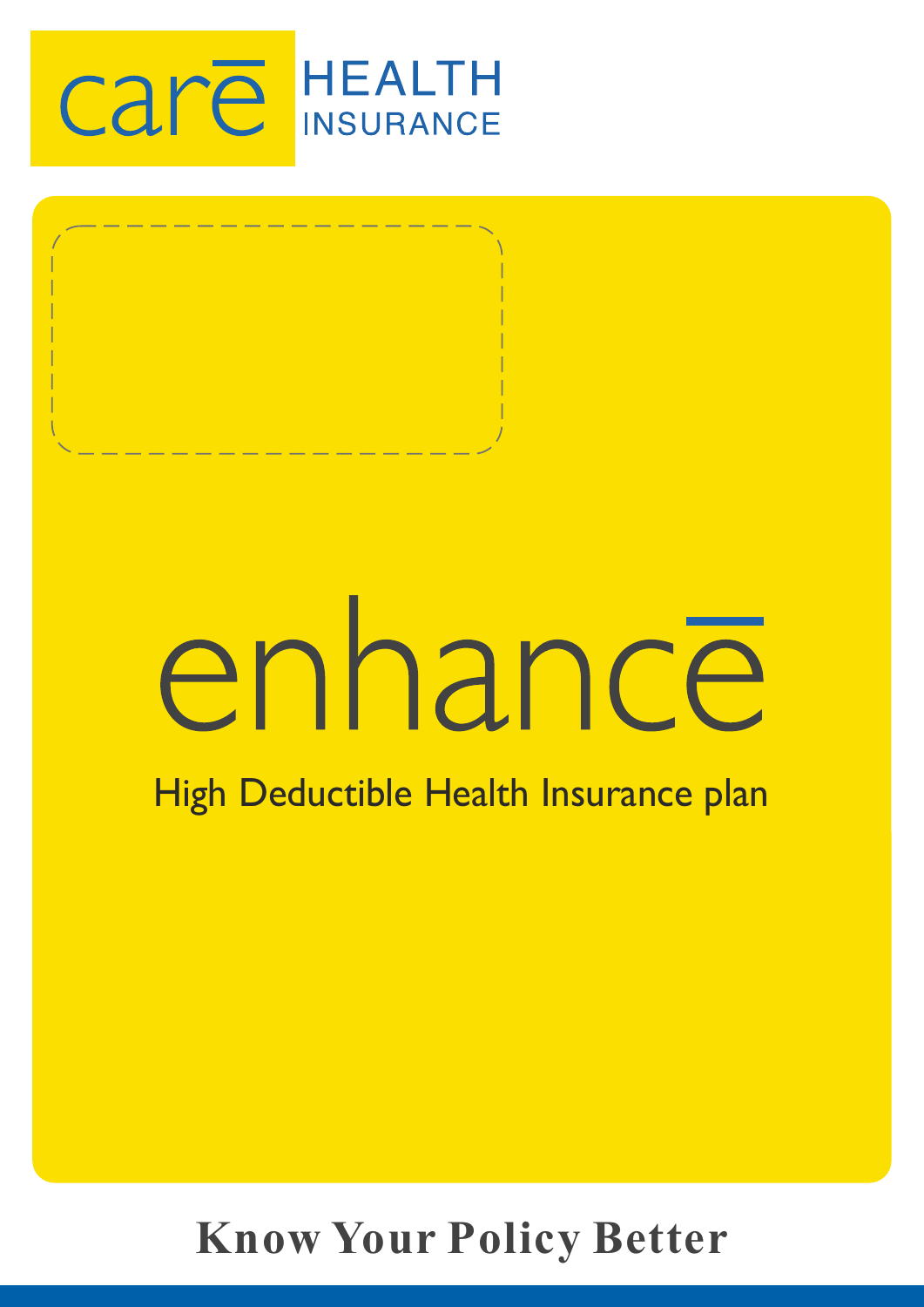care HEALTH INSURANCE

# enhance

High Deductible Health Insurance plan

**Know Your Policy Better**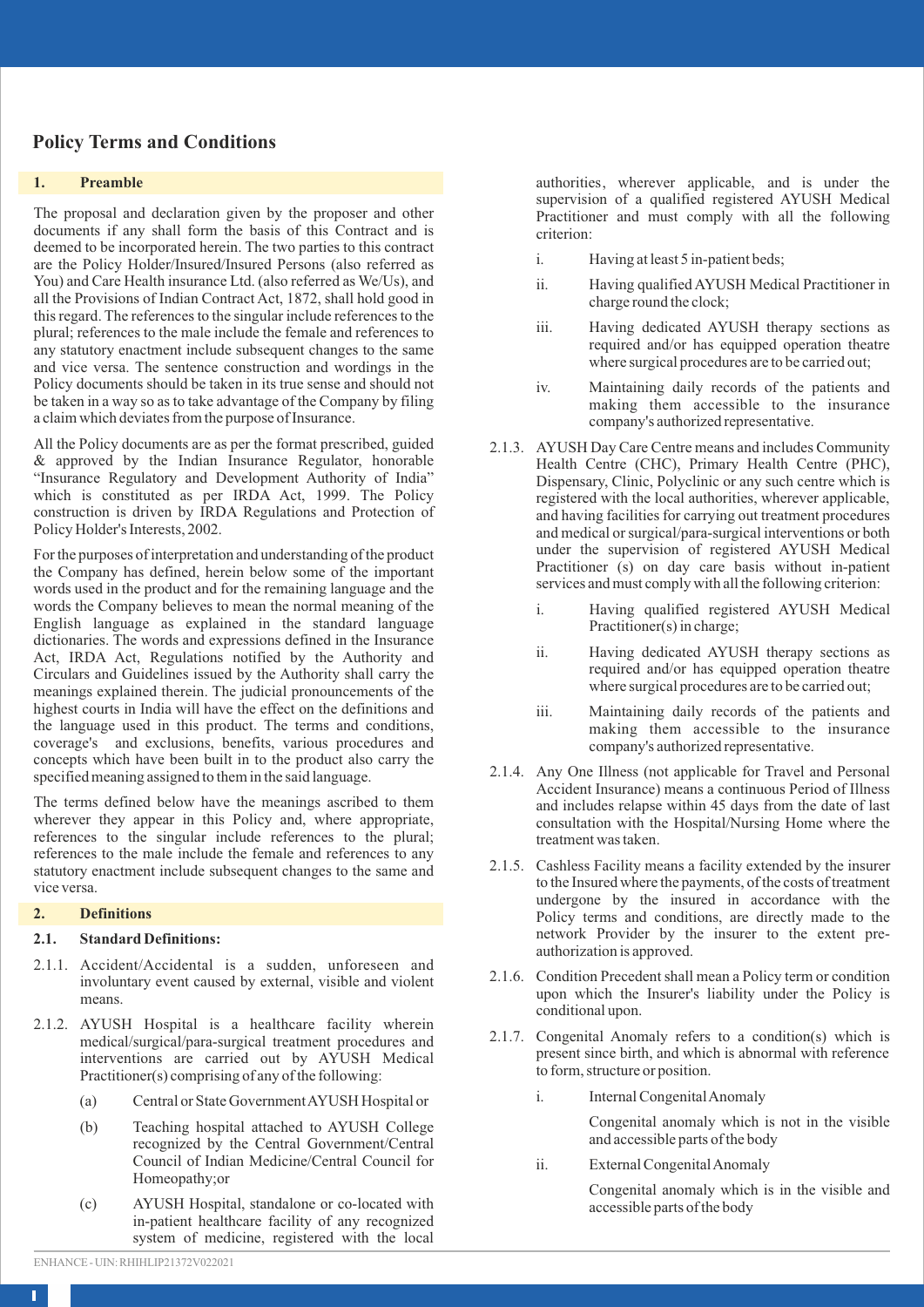# Policy Terms and Conditions

## 1. Preamble

The proposal and declaration given by the proposer and other documents if any shall form the basis of this Contract and is deemed to be incorporated herein. The two parties to this contract are the Policy Holder/Insured/Insured Persons (also referred as You) and Care Health insurance Ltd. (also referred as We/Us), and all the Provisions of Indian Contract Act, 1872, shall hold good in this regard. The references to the singular include references to the plural; references to the male include the female and references to any statutory enactment include subsequent changes to the same and vice versa. The sentence construction and wordings in the Policy documents should be taken in its true sense and should not be taken in a way so as to take advantage of the Company by filing a claim which deviates from the purpose of Insurance.

All the Policy documents are as per the format prescribed, guided & approved by the Indian Insurance Regulator, honorable "Insurance Regulatory and Development Authority of India" which is constituted as per IRDA Act, 1999. The Policy construction is driven by IRDA Regulations and Protection of Policy Holder's Interests, 2002.

For the purposes of interpretation and understanding of the product the Company has defined, herein below some of the important words used in the product and for the remaining language and the words the Company believes to mean the normal meaning of the English language as explained in the standard language dictionaries. The words and expressions defined in the Insurance Act, IRDA Act, Regulations notified by the Authority and Circulars and Guidelines issued by the Authority shall carry the meanings explained therein. The judicial pronouncements of the highest courts in India will have the effect on the definitions and the language used in this product. The terms and conditions, coverage's and exclusions, benefits, various procedures and concepts which have been built in to the product also carry the specified meaning assigned to them in the said language.

The terms defined below have the meanings ascribed to them wherever they appear in this Policy and, where appropriate, references to the singular include references to the plural; references to the male include the female and references to any statutory enactment include subsequent changes to the same and vice versa.

## 2. Definitions

### 2.1. Standard Definitions:

2.1.1. Accident/Accidental is a sudden, unforeseen and involuntary event caused by external, visible and violent means.

2.1.2. AYUSH Hospital is a healthcare facility wherein medical/surgical/para-surgical treatment procedures and interventions are carried out by AYUSH Medical Practitioner(s) comprising of any of the following:

- (a) Central or State Government AYUSH Hospital or
- (b) Teaching hospital attached to AYUSH College recognized by the Central Government/Central Council of Indian Medicine/Central Council for Homeopathy;or
- (c) AYUSH Hospital, standalone or co-located with in-patient healthcare facility of any recognized system of medicine, registered with the local authorities, wherever applicable, and is under the supervision of a qualified registered AYUSH Medical Practitioner and must comply with all the following criterion:
  - i. Having at least 5 in-patient beds;
  - ii. Having qualified AYUSH Medical Practitioner in charge round the clock;
  - iii. Having dedicated AYUSH therapy sections as required and/or has equipped operation theatre where surgical procedures are to be carried out;
  - iv. Maintaining daily records of the patients and making them accessible to the insurance company's authorized representative.

2.1.3. AYUSH Day Care Centre means and includes Community Health Centre (CHC), Primary Health Centre (PHC), Dispensary, Clinic, Polyclinic or any such centre which is registered with the local authorities, wherever applicable, and having facilities for carrying out treatment procedures and medical or surgical/para-surgical interventions or both under the supervision of registered AYUSH Medical Practitioner (s) on day care basis without in-patient services and must comply with all the following criterion:

- i. Having qualified registered AYUSH Medical Practitioner(s) in charge;
- ii. Having dedicated AYUSH therapy sections as required and/or has equipped operation theatre where surgical procedures are to be carried out;
- iii. Maintaining daily records of the patients and making them accessible to the insurance company's authorized representative.

2.1.4. Any One Illness (not applicable for Travel and Personal Accident Insurance) means a continuous Period of Illness and includes relapse within 45 days from the date of last consultation with the Hospital/Nursing Home where the treatment was taken.

2.1.5. Cashless Facility means a facility extended by the insurer to the Insured where the payments, of the costs of treatment undergone by the insured in accordance with the Policy terms and conditions, are directly made to the network Provider by the insurer to the extent pre-authorization is approved.

2.1.6. Condition Precedent shall mean a Policy term or condition upon which the Insurer's liability under the Policy is conditional upon.

2.1.7. Congenital Anomaly refers to a condition(s) which is present since birth, and which is abnormal with reference to form, structure or position.

- i. Internal Congenital Anomaly

  Congenital anomaly which is not in the visible and accessible parts of the body

- ii. External Congenital Anomaly

  Congenital anomaly which is in the visible and accessible parts of the body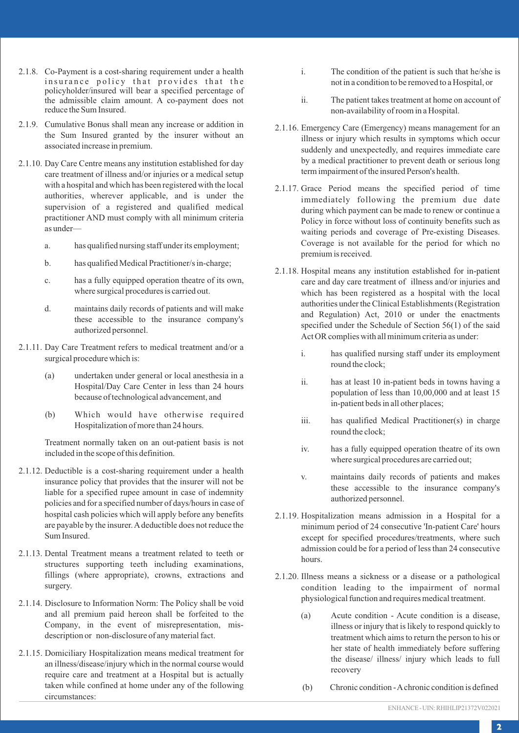2.1.8. Co-Payment is a cost-sharing requirement under a health insurance policy that provides that the policyholder/insured will bear a specified percentage of the admissible claim amount. A co-payment does not reduce the Sum Insured.

2.1.9. Cumulative Bonus shall mean any increase or addition in the Sum Insured granted by the insurer without an associated increase in premium.

2.1.10. Day Care Centre means any institution established for day care treatment of illness and/or injuries or a medical setup with a hospital and which has been registered with the local authorities, wherever applicable, and is under the supervision of a registered and qualified medical practitioner AND must comply with all minimum criteria as under—

   a. has qualified nursing staff under its employment;

   b. has qualified Medical Practitioner/s in-charge;

   c. has a fully equipped operation theatre of its own, where surgical procedures is carried out.

   d. maintains daily records of patients and will make these accessible to the insurance company's authorized personnel.

2.1.11. Day Care Treatment refers to medical treatment and/or a surgical procedure which is:

   (a) undertaken under general or local anesthesia in a Hospital/Day Care Center in less than 24 hours because of technological advancement, and

   (b) Which would have otherwise required Hospitalization of more than 24 hours.

   Treatment normally taken on an out-patient basis is not included in the scope of this definition.

2.1.12. Deductible is a cost-sharing requirement under a health insurance policy that provides that the insurer will not be liable for a specified rupee amount in case of indemnity policies and for a specified number of days/hours in case of hospital cash policies which will apply before any benefits are payable by the insurer. A deductible does not reduce the Sum Insured.

2.1.13. Dental Treatment means a treatment related to teeth or structures supporting teeth including examinations, fillings (where appropriate), crowns, extractions and surgery.

2.1.14. Disclosure to Information Norm: The Policy shall be void and all premium paid hereon shall be forfeited to the Company, in the event of misrepresentation, mis-description or non-disclosure of any material fact.

2.1.15. Domiciliary Hospitalization means medical treatment for an illness/disease/injury which in the normal course would require care and treatment at a Hospital but is actually taken while confined at home under any of the following circumstances:

   i. The condition of the patient is such that he/she is not in a condition to be removed to a Hospital, or

   ii. The patient takes treatment at home on account of non-availability of room in a Hospital.

2.1.16. Emergency Care (Emergency) means management for an illness or injury which results in symptoms which occur suddenly and unexpectedly, and requires immediate care by a medical practitioner to prevent death or serious long term impairment of the insured Person's health.

2.1.17. Grace Period means the specified period of time immediately following the premium due date during which payment can be made to renew or continue a Policy in force without loss of continuity benefits such as waiting periods and coverage of Pre-existing Diseases. Coverage is not available for the period for which no premium is received.

2.1.18. Hospital means any institution established for in-patient care and day care treatment of illness and/or injuries and which has been registered as a hospital with the local authorities under the Clinical Establishments (Registration and Regulation) Act, 2010 or under the enactments specified under the Schedule of Section 56(1) of the said Act OR complies with all minimum criteria as under:

   i. has qualified nursing staff under its employment round the clock;

   ii. has at least 10 in-patient beds in towns having a population of less than 10,00,000 and at least 15 in-patient beds in all other places;

   iii. has qualified Medical Practitioner(s) in charge round the clock;

   iv. has a fully equipped operation theatre of its own where surgical procedures are carried out;

   v. maintains daily records of patients and makes these accessible to the insurance company's authorized personnel.

2.1.19. Hospitalization means admission in a Hospital for a minimum period of 24 consecutive 'In-patient Care' hours except for specified procedures/treatments, where such admission could be for a period of less than 24 consecutive hours.

2.1.20. Illness means a sickness or a disease or a pathological condition leading to the impairment of normal physiological function and requires medical treatment.

   (a) Acute condition - Acute condition is a disease, illness or injury that is likely to respond quickly to treatment which aims to return the person to his or her state of health immediately before suffering the disease/ illness/ injury which leads to full recovery

   (b) Chronic condition - A chronic condition is defined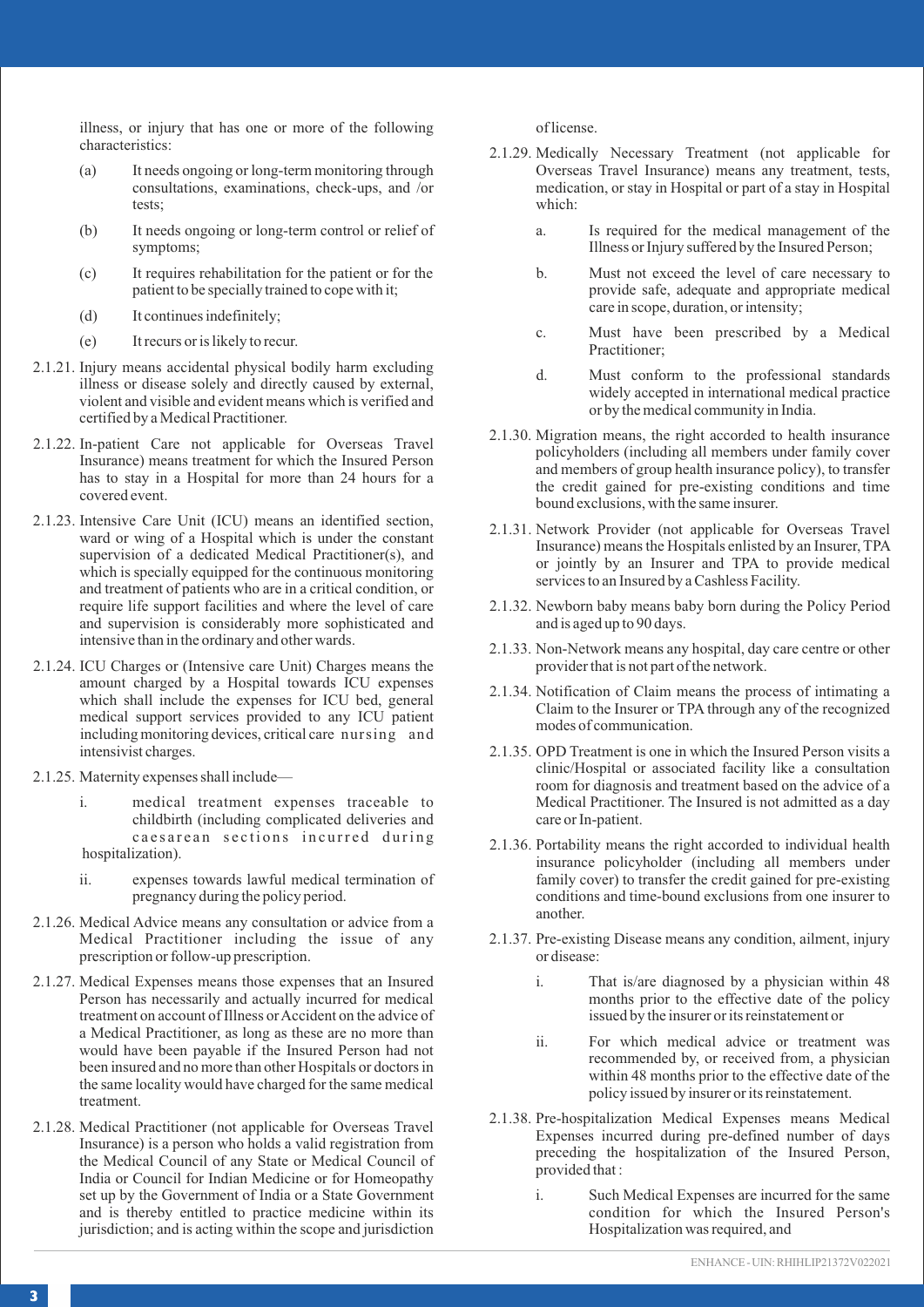illness, or injury that has one or more of the following characteristics:

(a) It needs ongoing or long-term monitoring through consultations, examinations, check-ups, and /or tests;

(b) It needs ongoing or long-term control or relief of symptoms;

(c) It requires rehabilitation for the patient or for the patient to be specially trained to cope with it;

(d) It continues indefinitely;

(e) It recurs or is likely to recur.

2.1.21. Injury means accidental physical bodily harm excluding illness or disease solely and directly caused by external, violent and visible and evident means which is verified and certified by a Medical Practitioner.

2.1.22. In-patient Care not applicable for Overseas Travel Insurance) means treatment for which the Insured Person has to stay in a Hospital for more than 24 hours for a covered event.

2.1.23. Intensive Care Unit (ICU) means an identified section, ward or wing of a Hospital which is under the constant supervision of a dedicated Medical Practitioner(s), and which is specially equipped for the continuous monitoring and treatment of patients who are in a critical condition, or require life support facilities and where the level of care and supervision is considerably more sophisticated and intensive than in the ordinary and other wards.

2.1.24. ICU Charges or (Intensive care Unit) Charges means the amount charged by a Hospital towards ICU expenses which shall include the expenses for ICU bed, general medical support services provided to any ICU patient including monitoring devices, critical care nursing and intensivist charges.

2.1.25. Maternity expenses shall include—

i. medical treatment expenses traceable to childbirth (including complicated deliveries and caesarean sections incurred during hospitalization).

ii. expenses towards lawful medical termination of pregnancy during the policy period.

2.1.26. Medical Advice means any consultation or advice from a Medical Practitioner including the issue of any prescription or follow-up prescription.

2.1.27. Medical Expenses means those expenses that an Insured Person has necessarily and actually incurred for medical treatment on account of Illness or Accident on the advice of a Medical Practitioner, as long as these are no more than would have been payable if the Insured Person had not been insured and no more than other Hospitals or doctors in the same locality would have charged for the same medical treatment.

2.1.28. Medical Practitioner (not applicable for Overseas Travel Insurance) is a person who holds a valid registration from the Medical Council of any State or Medical Council of India or Council for Indian Medicine or for Homeopathy set up by the Government of India or a State Government and is thereby entitled to practice medicine within its jurisdiction; and is acting within the scope and jurisdiction of license.

2.1.29. Medically Necessary Treatment (not applicable for Overseas Travel Insurance) means any treatment, tests, medication, or stay in Hospital or part of a stay in Hospital which:

a. Is required for the medical management of the Illness or Injury suffered by the Insured Person;

b. Must not exceed the level of care necessary to provide safe, adequate and appropriate medical care in scope, duration, or intensity;

c. Must have been prescribed by a Medical Practitioner;

d. Must conform to the professional standards widely accepted in international medical practice or by the medical community in India.

2.1.30. Migration means, the right accorded to health insurance policyholders (including all members under family cover and members of group health insurance policy), to transfer the credit gained for pre-existing conditions and time bound exclusions, with the same insurer.

2.1.31. Network Provider (not applicable for Overseas Travel Insurance) means the Hospitals enlisted by an Insurer, TPA or jointly by an Insurer and TPA to provide medical services to an Insured by a Cashless Facility.

2.1.32. Newborn baby means baby born during the Policy Period and is aged up to 90 days.

2.1.33. Non-Network means any hospital, day care centre or other provider that is not part of the network.

2.1.34. Notification of Claim means the process of intimating a Claim to the Insurer or TPA through any of the recognized modes of communication.

2.1.35. OPD Treatment is one in which the Insured Person visits a clinic/Hospital or associated facility like a consultation room for diagnosis and treatment based on the advice of a Medical Practitioner. The Insured is not admitted as a day care or In-patient.

2.1.36. Portability means the right accorded to individual health insurance policyholder (including all members under family cover) to transfer the credit gained for pre-existing conditions and time-bound exclusions from one insurer to another.

2.1.37. Pre-existing Disease means any condition, ailment, injury or disease:

i. That is/are diagnosed by a physician within 48 months prior to the effective date of the policy issued by the insurer or its reinstatement or

ii. For which medical advice or treatment was recommended by, or received from, a physician within 48 months prior to the effective date of the policy issued by insurer or its reinstatement.

2.1.38. Pre-hospitalization Medical Expenses means Medical Expenses incurred during pre-defined number of days preceding the hospitalization of the Insured Person, provided that :

i. Such Medical Expenses are incurred for the same condition for which the Insured Person's Hospitalization was required, and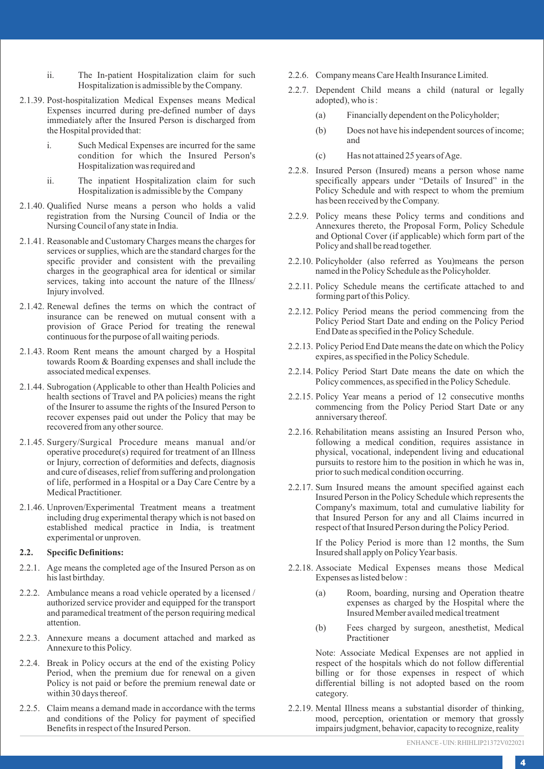ii. The In-patient Hospitalization claim for such Hospitalization is admissible by the Company.

2.1.39. Post-hospitalization Medical Expenses means Medical Expenses incurred during pre-defined number of days immediately after the Insured Person is discharged from the Hospital provided that:

i. Such Medical Expenses are incurred for the same condition for which the Insured Person's Hospitalization was required and

ii. The inpatient Hospitalization claim for such Hospitalization is admissible by the Company

2.1.40. Qualified Nurse means a person who holds a valid registration from the Nursing Council of India or the Nursing Council of any state in India.

2.1.41. Reasonable and Customary Charges means the charges for services or supplies, which are the standard charges for the specific provider and consistent with the prevailing charges in the geographical area for identical or similar services, taking into account the nature of the Illness/ Injury involved.

2.1.42. Renewal defines the terms on which the contract of insurance can be renewed on mutual consent with a provision of Grace Period for treating the renewal continuous for the purpose of all waiting periods.

2.1.43. Room Rent means the amount charged by a Hospital towards Room & Boarding expenses and shall include the associated medical expenses.

2.1.44. Subrogation (Applicable to other than Health Policies and health sections of Travel and PA policies) means the right of the Insurer to assume the rights of the Insured Person to recover expenses paid out under the Policy that may be recovered from any other source.

2.1.45. Surgery/Surgical Procedure means manual and/or operative procedure(s) required for treatment of an Illness or Injury, correction of deformities and defects, diagnosis and cure of diseases, relief from suffering and prolongation of life, performed in a Hospital or a Day Care Centre by a Medical Practitioner.

2.1.46. Unproven/Experimental Treatment means a treatment including drug experimental therapy which is not based on established medical practice in India, is treatment experimental or unproven.

**2.2. Specific Definitions:**

2.2.1. Age means the completed age of the Insured Person as on his last birthday.

2.2.2. Ambulance means a road vehicle operated by a licensed / authorized service provider and equipped for the transport and paramedical treatment of the person requiring medical attention.

2.2.3. Annexure means a document attached and marked as Annexure to this Policy.

2.2.4. Break in Policy occurs at the end of the existing Policy Period, when the premium due for renewal on a given Policy is not paid or before the premium renewal date or within 30 days thereof.

2.2.5. Claim means a demand made in accordance with the terms and conditions of the Policy for payment of specified Benefits in respect of the Insured Person.

2.2.6. Company means Care Health Insurance Limited.

2.2.7. Dependent Child means a child (natural or legally adopted), who is :

(a) Financially dependent on the Policyholder;

(b) Does not have his independent sources of income; and

(c) Has not attained 25 years of Age.

2.2.8. Insured Person (Insured) means a person whose name specifically appears under "Details of Insured" in the Policy Schedule and with respect to whom the premium has been received by the Company.

2.2.9. Policy means these Policy terms and conditions and Annexures thereto, the Proposal Form, Policy Schedule and Optional Cover (if applicable) which form part of the Policy and shall be read together.

2.2.10. Policyholder (also referred as You)means the person named in the Policy Schedule as the Policyholder.

2.2.11. Policy Schedule means the certificate attached to and forming part of this Policy.

2.2.12. Policy Period means the period commencing from the Policy Period Start Date and ending on the Policy Period End Date as specified in the Policy Schedule.

2.2.13. Policy Period End Date means the date on which the Policy expires, as specified in the Policy Schedule.

2.2.14. Policy Period Start Date means the date on which the Policy commences, as specified in the Policy Schedule.

2.2.15. Policy Year means a period of 12 consecutive months commencing from the Policy Period Start Date or any anniversary thereof.

2.2.16. Rehabilitation means assisting an Insured Person who, following a medical condition, requires assistance in physical, vocational, independent living and educational pursuits to restore him to the position in which he was in, prior to such medical condition occurring.

2.2.17. Sum Insured means the amount specified against each Insured Person in the Policy Schedule which represents the Company's maximum, total and cumulative liability for that Insured Person for any and all Claims incurred in respect of that Insured Person during the Policy Period.

If the Policy Period is more than 12 months, the Sum Insured shall apply on Policy Year basis.

2.2.18. Associate Medical Expenses means those Medical Expenses as listed below :

(a) Room, boarding, nursing and Operation theatre expenses as charged by the Hospital where the Insured Member availed medical treatment

(b) Fees charged by surgeon, anesthetist, Medical Practitioner

Note: Associate Medical Expenses are not applied in respect of the hospitals which do not follow differential billing or for those expenses in respect of which differential billing is not adopted based on the room category.

2.2.19. Mental Illness means a substantial disorder of thinking, mood, perception, orientation or memory that grossly impairs judgment, behavior, capacity to recognize, reality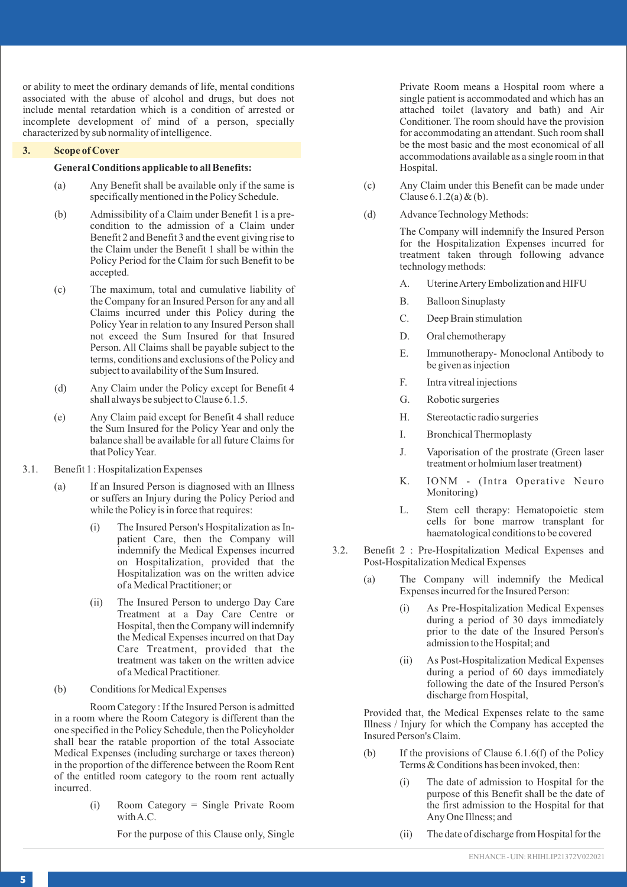or ability to meet the ordinary demands of life, mental conditions associated with the abuse of alcohol and drugs, but does not include mental retardation which is a condition of arrested or incomplete development of mind of a person, specially characterized by sub normality of intelligence.

## 3. Scope of Cover

**General Conditions applicable to all Benefits:**

(a) Any Benefit shall be available only if the same is specifically mentioned in the Policy Schedule.

(b) Admissibility of a Claim under Benefit 1 is a pre-condition to the admission of a Claim under Benefit 2 and Benefit 3 and the event giving rise to the Claim under the Benefit 1 shall be within the Policy Period for the Claim for such Benefit to be accepted.

(c) The maximum, total and cumulative liability of the Company for an Insured Person for any and all Claims incurred under this Policy during the Policy Year in relation to any Insured Person shall not exceed the Sum Insured for that Insured Person. All Claims shall be payable subject to the terms, conditions and exclusions of the Policy and subject to availability of the Sum Insured.

(d) Any Claim under the Policy except for Benefit 4 shall always be subject to Clause 6.1.5.

(e) Any Claim paid except for Benefit 4 shall reduce the Sum Insured for the Policy Year and only the balance shall be available for all future Claims for that Policy Year.

3.1. Benefit 1 : Hospitalization Expenses

(a) If an Insured Person is diagnosed with an Illness or suffers an Injury during the Policy Period and while the Policy is in force that requires:

(i) The Insured Person's Hospitalization as In-patient Care, then the Company will indemnify the Medical Expenses incurred on Hospitalization, provided that the Hospitalization was on the written advice of a Medical Practitioner; or

(ii) The Insured Person to undergo Day Care Treatment at a Day Care Centre or Hospital, then the Company will indemnify the Medical Expenses incurred on that Day Care Treatment, provided that the treatment was taken on the written advice of a Medical Practitioner.

(b) Conditions for Medical Expenses

Room Category : If the Insured Person is admitted in a room where the Room Category is different than the one specified in the Policy Schedule, then the Policyholder shall bear the ratable proportion of the total Associate Medical Expenses (including surcharge or taxes thereon) in the proportion of the difference between the Room Rent of the entitled room category to the room rent actually incurred.

(i) Room Category = Single Private Room with A.C.

For the purpose of this Clause only, Single Private Room means a Hospital room where a single patient is accommodated and which has an attached toilet (lavatory and bath) and Air Conditioner. The room should have the provision for accommodating an attendant. Such room shall be the most basic and the most economical of all accommodations available as a single room in that Hospital.

(c) Any Claim under this Benefit can be made under Clause 6.1.2(a) & (b).

(d) Advance Technology Methods:

The Company will indemnify the Insured Person for the Hospitalization Expenses incurred for treatment taken through following advance technology methods:

A. Uterine Artery Embolization and HIFU

B. Balloon Sinuplasty

C. Deep Brain stimulation

D. Oral chemotherapy

E. Immunotherapy- Monoclonal Antibody to be given as injection

F. Intra vitreal injections

G. Robotic surgeries

H. Stereotactic radio surgeries

I. Bronchical Thermoplasty

J. Vaporisation of the prostrate (Green laser treatment or holmium laser treatment)

K. IONM - (Intra Operative Neuro Monitoring)

L. Stem cell therapy: Hematopoietic stem cells for bone marrow transplant for haematological conditions to be covered

3.2. Benefit 2 : Pre-Hospitalization Medical Expenses and Post-Hospitalization Medical Expenses

(a) The Company will indemnify the Medical Expenses incurred for the Insured Person:

(i) As Pre-Hospitalization Medical Expenses during a period of 30 days immediately prior to the date of the Insured Person's admission to the Hospital; and

(ii) As Post-Hospitalization Medical Expenses during a period of 60 days immediately following the date of the Insured Person's discharge from Hospital,

Provided that, the Medical Expenses relate to the same Illness / Injury for which the Company has accepted the Insured Person's Claim.

(b) If the provisions of Clause 6.1.6(f) of the Policy Terms & Conditions has been invoked, then:

(i) The date of admission to Hospital for the purpose of this Benefit shall be the date of the first admission to the Hospital for that Any One Illness; and

(ii) The date of discharge from Hospital for the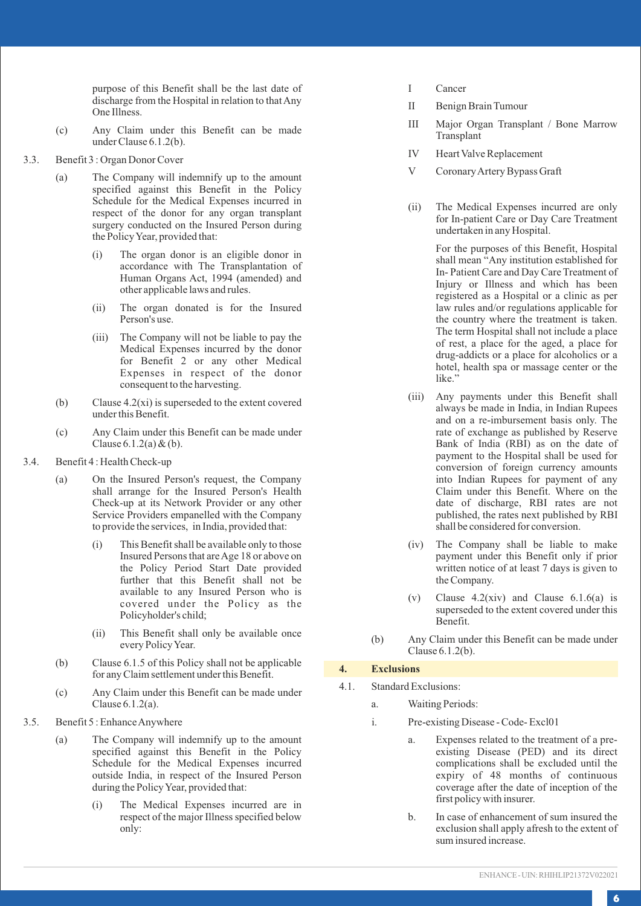purpose of this Benefit shall be the last date of discharge from the Hospital in relation to that Any One Illness.

(c) Any Claim under this Benefit can be made under Clause 6.1.2(b).

3.3. Benefit 3 : Organ Donor Cover

(a) The Company will indemnify up to the amount specified against this Benefit in the Policy Schedule for the Medical Expenses incurred in respect of the donor for any organ transplant surgery conducted on the Insured Person during the Policy Year, provided that:

(i) The organ donor is an eligible donor in accordance with The Transplantation of Human Organs Act, 1994 (amended) and other applicable laws and rules.

(ii) The organ donated is for the Insured Person's use.

(iii) The Company will not be liable to pay the Medical Expenses incurred by the donor for Benefit 2 or any other Medical Expenses in respect of the donor consequent to the harvesting.

(b) Clause 4.2(xi) is superseded to the extent covered under this Benefit.

(c) Any Claim under this Benefit can be made under Clause 6.1.2(a) & (b).

3.4. Benefit 4 : Health Check-up

(a) On the Insured Person's request, the Company shall arrange for the Insured Person's Health Check-up at its Network Provider or any other Service Providers empanelled with the Company to provide the services, in India, provided that:

(i) This Benefit shall be available only to those Insured Persons that are Age 18 or above on the Policy Period Start Date provided further that this Benefit shall not be available to any Insured Person who is covered under the Policy as the Policyholder's child;

(ii) This Benefit shall only be available once every Policy Year.

(b) Clause 6.1.5 of this Policy shall not be applicable for any Claim settlement under this Benefit.

(c) Any Claim under this Benefit can be made under Clause 6.1.2(a).

3.5. Benefit 5 : Enhance Anywhere

(a) The Company will indemnify up to the amount specified against this Benefit in the Policy Schedule for the Medical Expenses incurred outside India, in respect of the Insured Person during the Policy Year, provided that:

(i) The Medical Expenses incurred are in respect of the major Illness specified below only:

I Cancer

II Benign Brain Tumour

III Major Organ Transplant / Bone Marrow Transplant

IV Heart Valve Replacement

V Coronary Artery Bypass Graft

(ii) The Medical Expenses incurred are only for In-patient Care or Day Care Treatment undertaken in any Hospital.

For the purposes of this Benefit, Hospital shall mean "Any institution established for In- Patient Care and Day Care Treatment of Injury or Illness and which has been registered as a Hospital or a clinic as per law rules and/or regulations applicable for the country where the treatment is taken. The term Hospital shall not include a place of rest, a place for the aged, a place for drug-addicts or a place for alcoholics or a hotel, health spa or massage center or the like."

(iii) Any payments under this Benefit shall always be made in India, in Indian Rupees and on a re-imbursement basis only. The rate of exchange as published by Reserve Bank of India (RBI) as on the date of payment to the Hospital shall be used for conversion of foreign currency amounts into Indian Rupees for payment of any Claim under this Benefit. Where on the date of discharge, RBI rates are not published, the rates next published by RBI shall be considered for conversion.

(iv) The Company shall be liable to make payment under this Benefit only if prior written notice of at least 7 days is given to the Company.

(v) Clause 4.2(xiv) and Clause 6.1.6(a) is superseded to the extent covered under this Benefit.

(b) Any Claim under this Benefit can be made under Clause 6.1.2(b).

## 4. Exclusions

4.1. Standard Exclusions:

a. Waiting Periods:

i. Pre-existing Disease - Code- Excl01

a. Expenses related to the treatment of a pre-existing Disease (PED) and its direct complications shall be excluded until the expiry of 48 months of continuous coverage after the date of inception of the first policy with insurer.

b. In case of enhancement of sum insured the exclusion shall apply afresh to the extent of sum insured increase.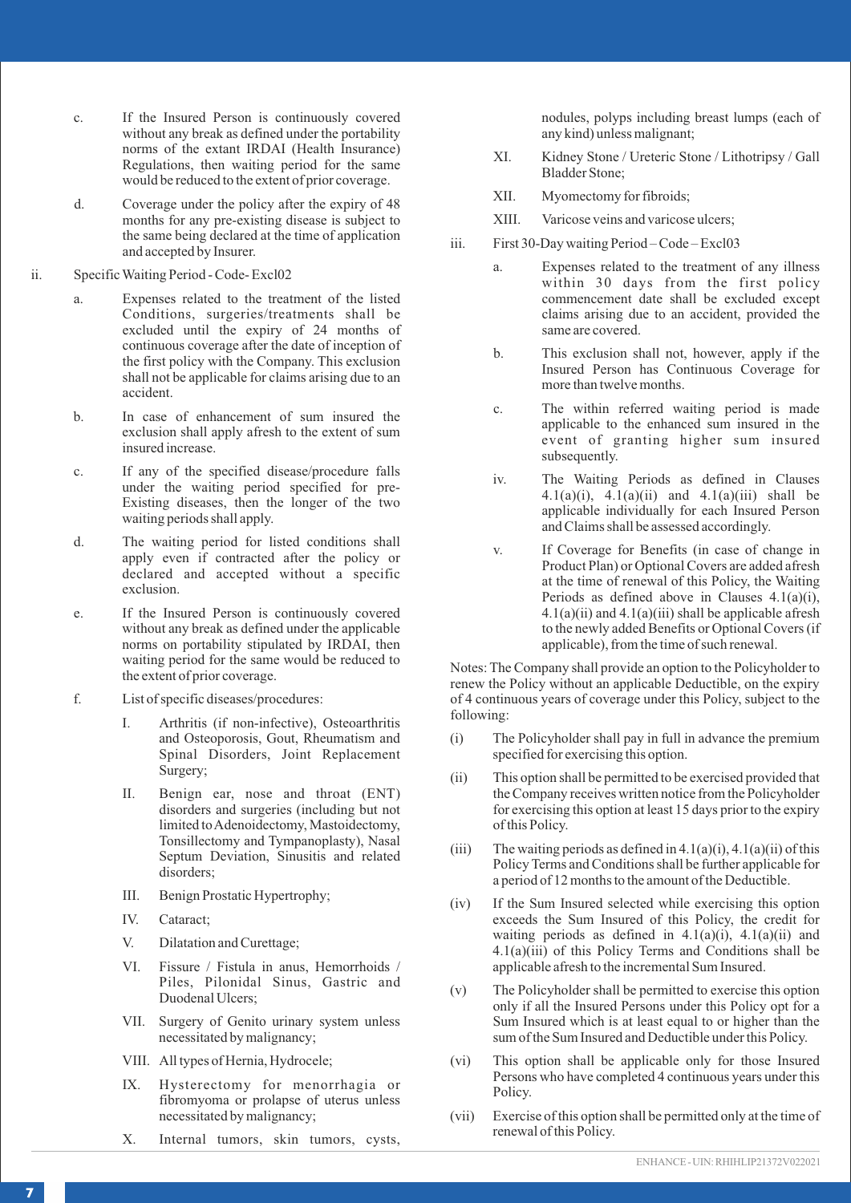c. If the Insured Person is continuously covered without any break as defined under the portability norms of the extant IRDAI (Health Insurance) Regulations, then waiting period for the same would be reduced to the extent of prior coverage.

d. Coverage under the policy after the expiry of 48 months for any pre-existing disease is subject to the same being declared at the time of application and accepted by Insurer.

ii. Specific Waiting Period - Code- Excl02

a. Expenses related to the treatment of the listed Conditions, surgeries/treatments shall be excluded until the expiry of 24 months of continuous coverage after the date of inception of the first policy with the Company. This exclusion shall not be applicable for claims arising due to an accident.

b. In case of enhancement of sum insured the exclusion shall apply afresh to the extent of sum insured increase.

c. If any of the specified disease/procedure falls under the waiting period specified for pre-Existing diseases, then the longer of the two waiting periods shall apply.

d. The waiting period for listed conditions shall apply even if contracted after the policy or declared and accepted without a specific exclusion.

e. If the Insured Person is continuously covered without any break as defined under the applicable norms on portability stipulated by IRDAI, then waiting period for the same would be reduced to the extent of prior coverage.

f. List of specific diseases/procedures:

I. Arthritis (if non-infective), Osteoarthritis and Osteoporosis, Gout, Rheumatism and Spinal Disorders, Joint Replacement Surgery;

II. Benign ear, nose and throat (ENT) disorders and surgeries (including but not limited to Adenoidectomy, Mastoidectomy, Tonsillectomy and Tympanoplasty), Nasal Septum Deviation, Sinusitis and related disorders;

III. Benign Prostatic Hypertrophy;

IV. Cataract;

V. Dilatation and Curettage;

VI. Fissure / Fistula in anus, Hemorrhoids / Piles, Pilonidal Sinus, Gastric and Duodenal Ulcers;

VII. Surgery of Genito urinary system unless necessitated by malignancy;

VIII. All types of Hernia, Hydrocele;

IX. Hysterectomy for menorrhagia or fibromyoma or prolapse of uterus unless necessitated by malignancy;

X. Internal tumors, skin tumors, cysts, nodules, polyps including breast lumps (each of any kind) unless malignant;

XI. Kidney Stone / Ureteric Stone / Lithotripsy / Gall Bladder Stone;

XII. Myomectomy for fibroids;

XIII. Varicose veins and varicose ulcers;

iii. First 30-Day waiting Period – Code – Excl03

a. Expenses related to the treatment of any illness within 30 days from the first policy commencement date shall be excluded except claims arising due to an accident, provided the same are covered.

b. This exclusion shall not, however, apply if the Insured Person has Continuous Coverage for more than twelve months.

c. The within referred waiting period is made applicable to the enhanced sum insured in the event of granting higher sum insured subsequently.

iv. The Waiting Periods as defined in Clauses 4.1(a)(i), 4.1(a)(ii) and 4.1(a)(iii) shall be applicable individually for each Insured Person and Claims shall be assessed accordingly.

v. If Coverage for Benefits (in case of change in Product Plan) or Optional Covers are added afresh at the time of renewal of this Policy, the Waiting Periods as defined above in Clauses 4.1(a)(i), 4.1(a)(ii) and 4.1(a)(iii) shall be applicable afresh to the newly added Benefits or Optional Covers (if applicable), from the time of such renewal.

Notes: The Company shall provide an option to the Policyholder to renew the Policy without an applicable Deductible, on the expiry of 4 continuous years of coverage under this Policy, subject to the following:

(i) The Policyholder shall pay in full in advance the premium specified for exercising this option.

(ii) This option shall be permitted to be exercised provided that the Company receives written notice from the Policyholder for exercising this option at least 15 days prior to the expiry of this Policy.

(iii) The waiting periods as defined in 4.1(a)(i), 4.1(a)(ii) of this Policy Terms and Conditions shall be further applicable for a period of 12 months to the amount of the Deductible.

(iv) If the Sum Insured selected while exercising this option exceeds the Sum Insured of this Policy, the credit for waiting periods as defined in 4.1(a)(i), 4.1(a)(ii) and 4.1(a)(iii) of this Policy Terms and Conditions shall be applicable afresh to the incremental Sum Insured.

(v) The Policyholder shall be permitted to exercise this option only if all the Insured Persons under this Policy opt for a Sum Insured which is at least equal to or higher than the sum of the Sum Insured and Deductible under this Policy.

(vi) This option shall be applicable only for those Insured Persons who have completed 4 continuous years under this Policy.

(vii) Exercise of this option shall be permitted only at the time of renewal of this Policy.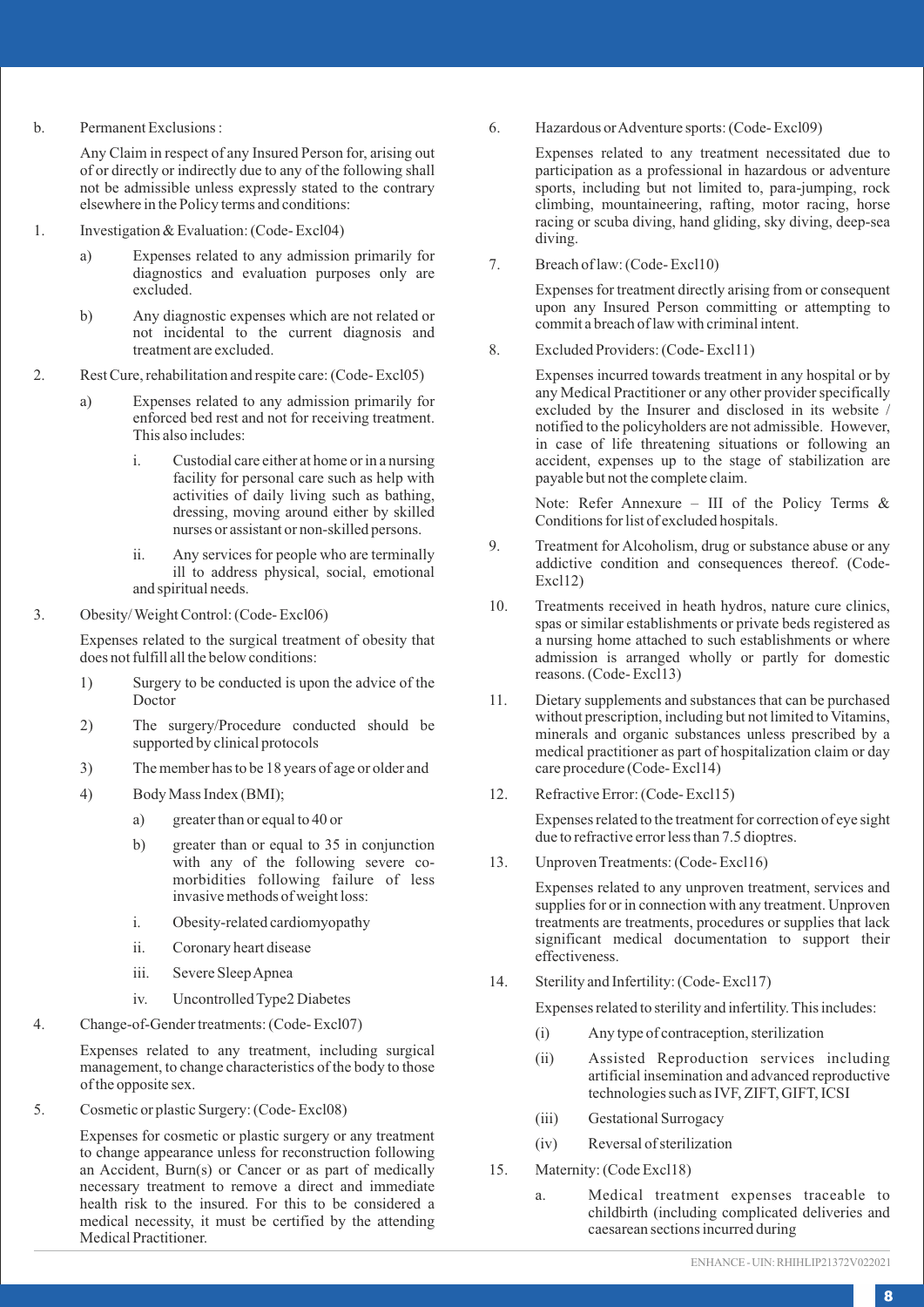b. Permanent Exclusions :

Any Claim in respect of any Insured Person for, arising out of or directly or indirectly due to any of the following shall not be admissible unless expressly stated to the contrary elsewhere in the Policy terms and conditions:

1. Investigation & Evaluation: (Code- Excl04)

   a) Expenses related to any admission primarily for diagnostics and evaluation purposes only are excluded.

   b) Any diagnostic expenses which are not related or not incidental to the current diagnosis and treatment are excluded.

2. Rest Cure, rehabilitation and respite care: (Code- Excl05)

   a) Expenses related to any admission primarily for enforced bed rest and not for receiving treatment. This also includes:

      i. Custodial care either at home or in a nursing facility for personal care such as help with activities of daily living such as bathing, dressing, moving around either by skilled nurses or assistant or non-skilled persons.

      ii. Any services for people who are terminally ill to address physical, social, emotional and spiritual needs.

3. Obesity/ Weight Control: (Code- Excl06)

   Expenses related to the surgical treatment of obesity that does not fulfill all the below conditions:

   1) Surgery to be conducted is upon the advice of the Doctor

   2) The surgery/Procedure conducted should be supported by clinical protocols

   3) The member has to be 18 years of age or older and

   4) Body Mass Index (BMI);

      a) greater than or equal to 40 or

      b) greater than or equal to 35 in conjunction with any of the following severe co-morbidities following failure of less invasive methods of weight loss:

      i. Obesity-related cardiomyopathy

      ii. Coronary heart disease

      iii. Severe Sleep Apnea

      iv. Uncontrolled Type2 Diabetes

4. Change-of-Gender treatments: (Code- Excl07)

   Expenses related to any treatment, including surgical management, to change characteristics of the body to those of the opposite sex.

5. Cosmetic or plastic Surgery: (Code- Excl08)

   Expenses for cosmetic or plastic surgery or any treatment to change appearance unless for reconstruction following an Accident, Burn(s) or Cancer or as part of medically necessary treatment to remove a direct and immediate health risk to the insured. For this to be considered a medical necessity, it must be certified by the attending Medical Practitioner.

6. Hazardous or Adventure sports: (Code- Excl09)

   Expenses related to any treatment necessitated due to participation as a professional in hazardous or adventure sports, including but not limited to, para-jumping, rock climbing, mountaineering, rafting, motor racing, horse racing or scuba diving, hand gliding, sky diving, deep-sea diving.

7. Breach of law: (Code- Excl10)

   Expenses for treatment directly arising from or consequent upon any Insured Person committing or attempting to commit a breach of law with criminal intent.

8. Excluded Providers: (Code- Excl11)

   Expenses incurred towards treatment in any hospital or by any Medical Practitioner or any other provider specifically excluded by the Insurer and disclosed in its website / notified to the policyholders are not admissible. However, in case of life threatening situations or following an accident, expenses up to the stage of stabilization are payable but not the complete claim.

   Note: Refer Annexure – III of the Policy Terms & Conditions for list of excluded hospitals.

9. Treatment for Alcoholism, drug or substance abuse or any addictive condition and consequences thereof. (Code- Excl12)

10. Treatments received in heath hydros, nature cure clinics, spas or similar establishments or private beds registered as a nursing home attached to such establishments or where admission is arranged wholly or partly for domestic reasons. (Code- Excl13)

11. Dietary supplements and substances that can be purchased without prescription, including but not limited to Vitamins, minerals and organic substances unless prescribed by a medical practitioner as part of hospitalization claim or day care procedure (Code- Excl14)

12. Refractive Error: (Code- Excl15)

    Expenses related to the treatment for correction of eye sight due to refractive error less than 7.5 dioptres.

13. Unproven Treatments: (Code- Excl16)

    Expenses related to any unproven treatment, services and supplies for or in connection with any treatment. Unproven treatments are treatments, procedures or supplies that lack significant medical documentation to support their effectiveness.

14. Sterility and Infertility: (Code- Excl17)

    Expenses related to sterility and infertility. This includes:

    (i) Any type of contraception, sterilization

    (ii) Assisted Reproduction services including artificial insemination and advanced reproductive technologies such as IVF, ZIFT, GIFT, ICSI

    (iii) Gestational Surrogacy

    (iv) Reversal of sterilization

15. Maternity: (Code Excl18)

    a. Medical treatment expenses traceable to childbirth (including complicated deliveries and caesarean sections incurred during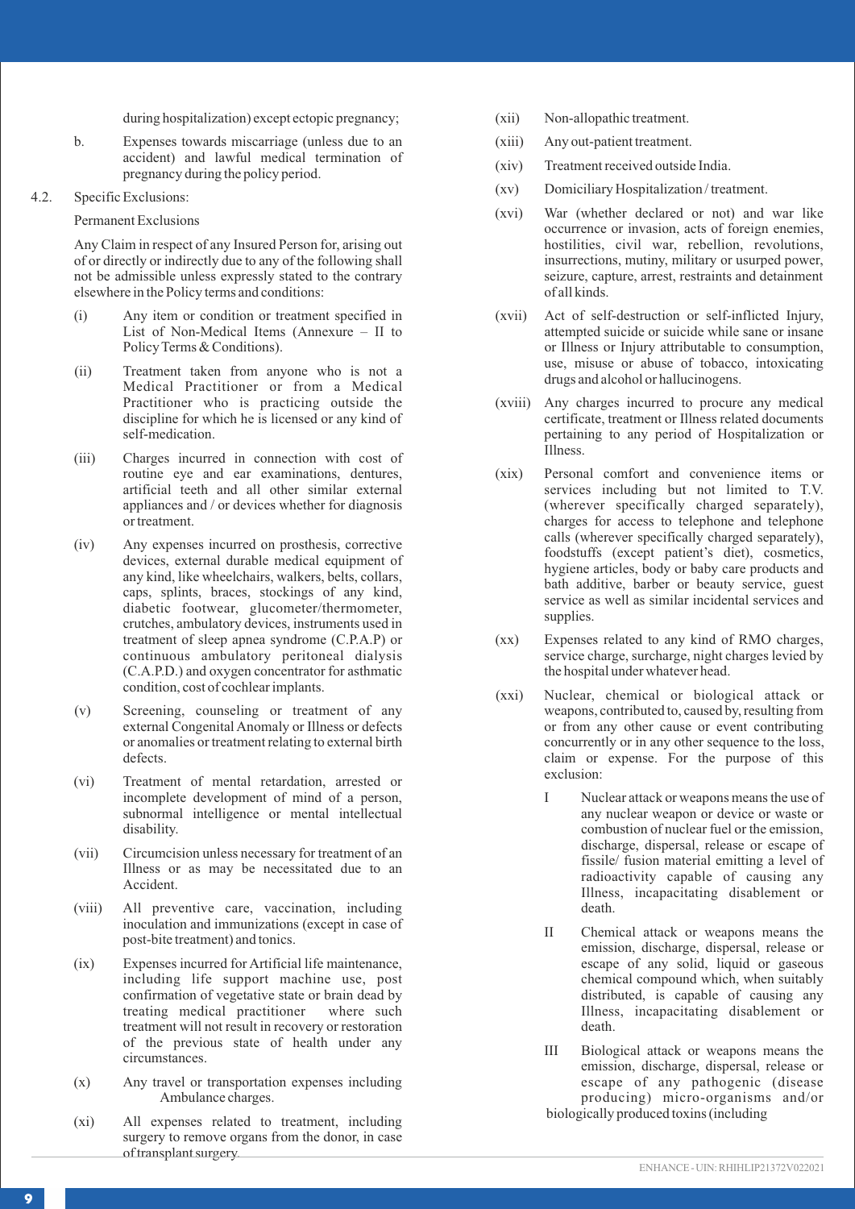during hospitalization) except ectopic pregnancy;

b. Expenses towards miscarriage (unless due to an accident) and lawful medical termination of pregnancy during the policy period.

4.2. Specific Exclusions:

Permanent Exclusions

Any Claim in respect of any Insured Person for, arising out of or directly or indirectly due to any of the following shall not be admissible unless expressly stated to the contrary elsewhere in the Policy terms and conditions:

(i) Any item or condition or treatment specified in List of Non-Medical Items (Annexure – II to Policy Terms & Conditions).

(ii) Treatment taken from anyone who is not a Medical Practitioner or from a Medical Practitioner who is practicing outside the discipline for which he is licensed or any kind of self-medication.

(iii) Charges incurred in connection with cost of routine eye and ear examinations, dentures, artificial teeth and all other similar external appliances and / or devices whether for diagnosis or treatment.

(iv) Any expenses incurred on prosthesis, corrective devices, external durable medical equipment of any kind, like wheelchairs, walkers, belts, collars, caps, splints, braces, stockings of any kind, diabetic footwear, glucometer/thermometer, crutches, ambulatory devices, instruments used in treatment of sleep apnea syndrome (C.P.A.P) or continuous ambulatory peritoneal dialysis (C.A.P.D.) and oxygen concentrator for asthmatic condition, cost of cochlear implants.

(v) Screening, counseling or treatment of any external Congenital Anomaly or Illness or defects or anomalies or treatment relating to external birth defects.

(vi) Treatment of mental retardation, arrested or incomplete development of mind of a person, subnormal intelligence or mental intellectual disability.

(vii) Circumcision unless necessary for treatment of an Illness or as may be necessitated due to an Accident.

(viii) All preventive care, vaccination, including inoculation and immunizations (except in case of post-bite treatment) and tonics.

(ix) Expenses incurred for Artificial life maintenance, including life support machine use, post confirmation of vegetative state or brain dead by treating medical practitioner where such treatment will not result in recovery or restoration of the previous state of health under any circumstances.

(x) Any travel or transportation expenses including Ambulance charges.

(xi) All expenses related to treatment, including surgery to remove organs from the donor, in case of transplant surgery.

(xii) Non-allopathic treatment.

(xiii) Any out-patient treatment.

(xiv) Treatment received outside India.

(xv) Domiciliary Hospitalization / treatment.

(xvi) War (whether declared or not) and war like occurrence or invasion, acts of foreign enemies, hostilities, civil war, rebellion, revolutions, insurrections, mutiny, military or usurped power, seizure, capture, arrest, restraints and detainment of all kinds.

(xvii) Act of self-destruction or self-inflicted Injury, attempted suicide or suicide while sane or insane or Illness or Injury attributable to consumption, use, misuse or abuse of tobacco, intoxicating drugs and alcohol or hallucinogens.

(xviii) Any charges incurred to procure any medical certificate, treatment or Illness related documents pertaining to any period of Hospitalization or Illness.

(xix) Personal comfort and convenience items or services including but not limited to T.V. (wherever specifically charged separately), charges for access to telephone and telephone calls (wherever specifically charged separately), foodstuffs (except patient's diet), cosmetics, hygiene articles, body or baby care products and bath additive, barber or beauty service, guest service as well as similar incidental services and supplies.

(xx) Expenses related to any kind of RMO charges, service charge, surcharge, night charges levied by the hospital under whatever head.

(xxi) Nuclear, chemical or biological attack or weapons, contributed to, caused by, resulting from or from any other cause or event contributing concurrently or in any other sequence to the loss, claim or expense. For the purpose of this exclusion:

I Nuclear attack or weapons means the use of any nuclear weapon or device or waste or combustion of nuclear fuel or the emission, discharge, dispersal, release or escape of fissile/ fusion material emitting a level of radioactivity capable of causing any Illness, incapacitating disablement or death.

II Chemical attack or weapons means the emission, discharge, dispersal, release or escape of any solid, liquid or gaseous chemical compound which, when suitably distributed, is capable of causing any Illness, incapacitating disablement or death.

III Biological attack or weapons means the emission, discharge, dispersal, release or escape of any pathogenic (disease producing) micro-organisms and/or biologically produced toxins (including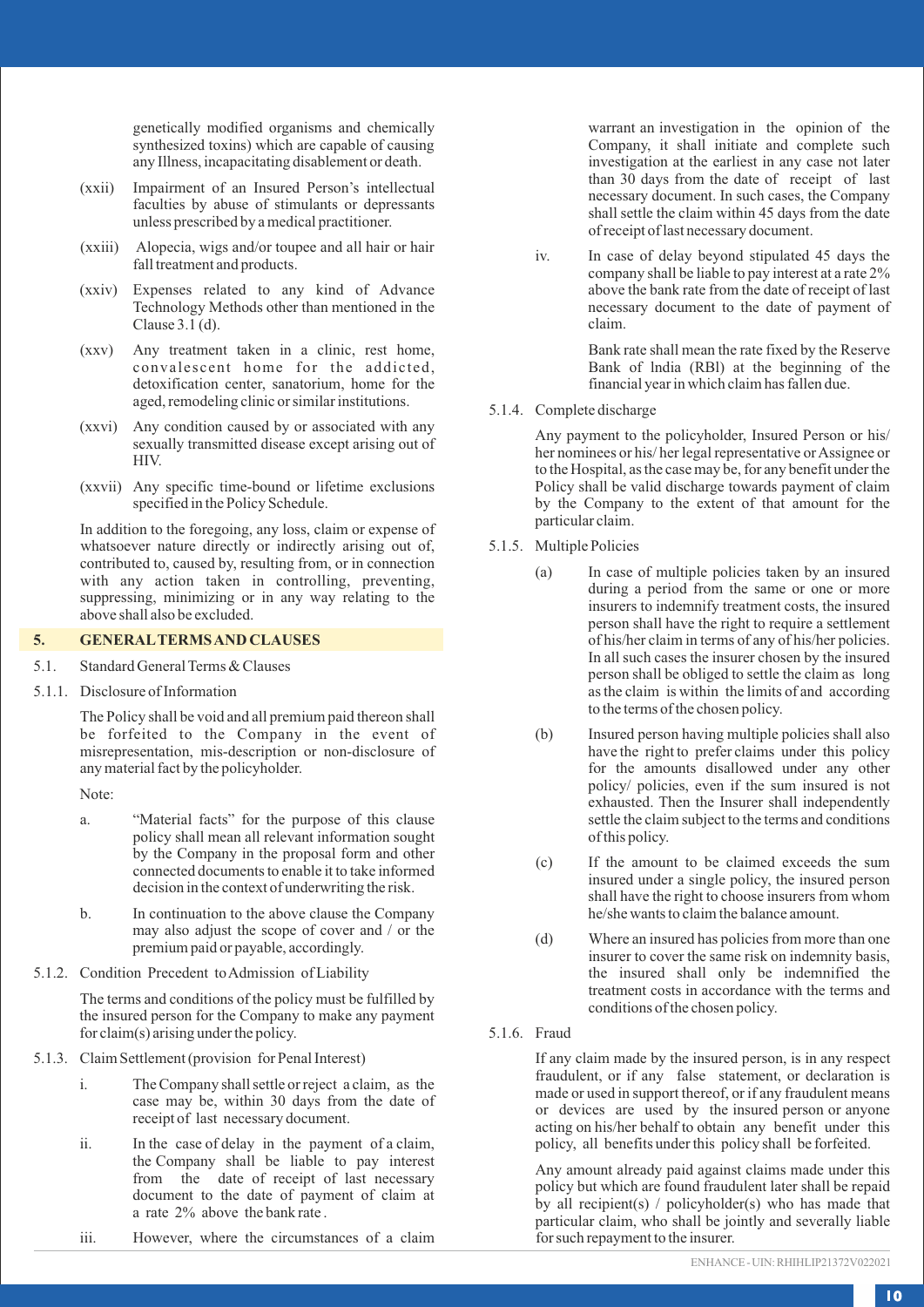genetically modified organisms and chemically synthesized toxins) which are capable of causing any Illness, incapacitating disablement or death.

(xxii) Impairment of an Insured Person's intellectual faculties by abuse of stimulants or depressants unless prescribed by a medical practitioner.

(xxiii) Alopecia, wigs and/or toupee and all hair or hair fall treatment and products.

(xxiv) Expenses related to any kind of Advance Technology Methods other than mentioned in the Clause 3.1 (d).

(xxv) Any treatment taken in a clinic, rest home, convalescent home for the addicted, detoxification center, sanatorium, home for the aged, remodeling clinic or similar institutions.

(xxvi) Any condition caused by or associated with any sexually transmitted disease except arising out of HIV.

(xxvii) Any specific time-bound or lifetime exclusions specified in the Policy Schedule.

In addition to the foregoing, any loss, claim or expense of whatsoever nature directly or indirectly arising out of, contributed to, caused by, resulting from, or in connection with any action taken in controlling, preventing, suppressing, minimizing or in any way relating to the above shall also be excluded.

## 5. GENERAL TERMS AND CLAUSES

5.1. Standard General Terms & Clauses

5.1.1. Disclosure of Information

The Policy shall be void and all premium paid thereon shall be forfeited to the Company in the event of misrepresentation, mis-description or non-disclosure of any material fact by the policyholder.

Note:

a. "Material facts" for the purpose of this clause policy shall mean all relevant information sought by the Company in the proposal form and other connected documents to enable it to take informed decision in the context of underwriting the risk.

b. In continuation to the above clause the Company may also adjust the scope of cover and / or the premium paid or payable, accordingly.

5.1.2. Condition Precedent to Admission of Liability

The terms and conditions of the policy must be fulfilled by the insured person for the Company to make any payment for claim(s) arising under the policy.

5.1.3. Claim Settlement (provision for Penal Interest)

i. The Company shall settle or reject a claim, as the case may be, within 30 days from the date of receipt of last necessary document.

ii. In the case of delay in the payment of a claim, the Company shall be liable to pay interest from the date of receipt of last necessary document to the date of payment of claim at a rate 2% above the bank rate .

iii. However, where the circumstances of a claim warrant an investigation in the opinion of the Company, it shall initiate and complete such investigation at the earliest in any case not later than 30 days from the date of receipt of last necessary document. In such cases, the Company shall settle the claim within 45 days from the date of receipt of last necessary document.

iv. In case of delay beyond stipulated 45 days the company shall be liable to pay interest at a rate 2% above the bank rate from the date of receipt of last necessary document to the date of payment of claim.

Bank rate shall mean the rate fixed by the Reserve Bank of lndia (RBl) at the beginning of the financial year in which claim has fallen due.

5.1.4. Complete discharge

Any payment to the policyholder, Insured Person or his/ her nominees or his/ her legal representative or Assignee or to the Hospital, as the case may be, for any benefit under the Policy shall be valid discharge towards payment of claim by the Company to the extent of that amount for the particular claim.

5.1.5. Multiple Policies

(a) In case of multiple policies taken by an insured during a period from the same or one or more insurers to indemnify treatment costs, the insured person shall have the right to require a settlement of his/her claim in terms of any of his/her policies. In all such cases the insurer chosen by the insured person shall be obliged to settle the claim as long as the claim is within the limits of and according to the terms of the chosen policy.

(b) Insured person having multiple policies shall also have the right to prefer claims under this policy for the amounts disallowed under any other policy/ policies, even if the sum insured is not exhausted. Then the Insurer shall independently settle the claim subject to the terms and conditions of this policy.

(c) If the amount to be claimed exceeds the sum insured under a single policy, the insured person shall have the right to choose insurers from whom he/she wants to claim the balance amount.

(d) Where an insured has policies from more than one insurer to cover the same risk on indemnity basis, the insured shall only be indemnified the treatment costs in accordance with the terms and conditions of the chosen policy.

5.1.6. Fraud

If any claim made by the insured person, is in any respect fraudulent, or if any false statement, or declaration is made or used in support thereof, or if any fraudulent means or devices are used by the insured person or anyone acting on his/her behalf to obtain any benefit under this policy, all benefits under this policy shall be forfeited.

Any amount already paid against claims made under this policy but which are found fraudulent later shall be repaid by all recipient(s) / policyholder(s) who has made that particular claim, who shall be jointly and severally liable for such repayment to the insurer.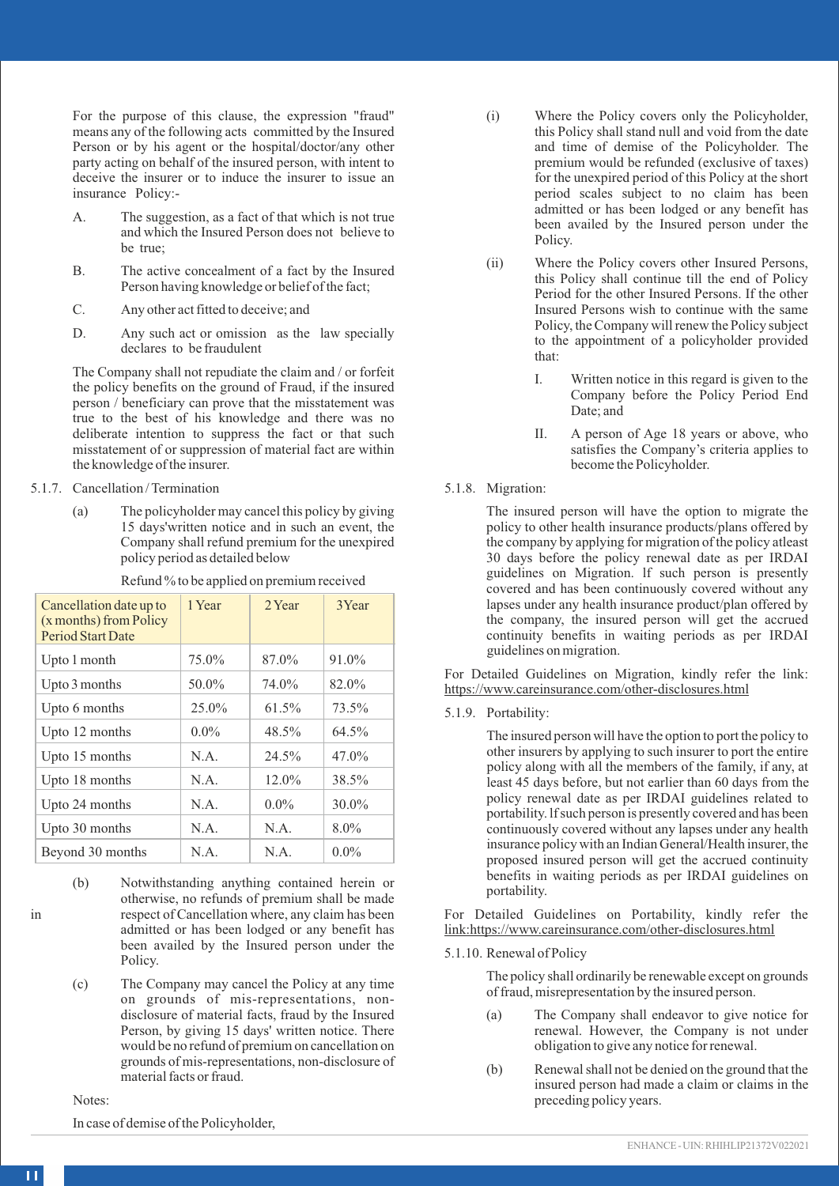For the purpose of this clause, the expression "fraud" means any of the following acts committed by the Insured Person or by his agent or the hospital/doctor/any other party acting on behalf of the insured person, with intent to deceive the insurer or to induce the insurer to issue an insurance Policy:-

A. The suggestion, as a fact of that which is not true and which the Insured Person does not believe to be true;

B. The active concealment of a fact by the Insured Person having knowledge or belief of the fact;

C. Any other act fitted to deceive; and

D. Any such act or omission as the law specially declares to be fraudulent

The Company shall not repudiate the claim and / or forfeit the policy benefits on the ground of Fraud, if the insured person / beneficiary can prove that the misstatement was true to the best of his knowledge and there was no deliberate intention to suppress the fact or that such misstatement of or suppression of material fact are within the knowledge of the insurer.

5.1.7. Cancellation / Termination

(a) The policyholder may cancel this policy by giving 15 days'written notice and in such an event, the Company shall refund premium for the unexpired policy period as detailed below

Refund % to be applied on premium received

| Cancellation date up to (x months) from Policy Period Start Date | 1 Year | 2 Year | 3Year |
|---|---|---|---|
| Upto 1 month | 75.0% | 87.0% | 91.0% |
| Upto 3 months | 50.0% | 74.0% | 82.0% |
| Upto 6 months | 25.0% | 61.5% | 73.5% |
| Upto 12 months | 0.0% | 48.5% | 64.5% |
| Upto 15 months | N.A. | 24.5% | 47.0% |
| Upto 18 months | N.A. | 12.0% | 38.5% |
| Upto 24 months | N.A. | 0.0% | 30.0% |
| Upto 30 months | N.A. | N.A. | 8.0% |
| Beyond 30 months | N.A. | N.A. | 0.0% |

(b) Notwithstanding anything contained herein or otherwise, no refunds of premium shall be made in respect of Cancellation where, any claim has been admitted or has been lodged or any benefit has been availed by the Insured person under the Policy.

(c) The Company may cancel the Policy at any time on grounds of mis-representations, non-disclosure of material facts, fraud by the Insured Person, by giving 15 days' written notice. There would be no refund of premium on cancellation on grounds of mis-representations, non-disclosure of material facts or fraud.

Notes:

In case of demise of the Policyholder,

(i) Where the Policy covers only the Policyholder, this Policy shall stand null and void from the date and time of demise of the Policyholder. The premium would be refunded (exclusive of taxes) for the unexpired period of this Policy at the short period scales subject to no claim has been admitted or has been lodged or any benefit has been availed by the Insured person under the Policy.

(ii) Where the Policy covers other Insured Persons, this Policy shall continue till the end of Policy Period for the other Insured Persons. If the other Insured Persons wish to continue with the same Policy, the Company will renew the Policy subject to the appointment of a policyholder provided that:

I. Written notice in this regard is given to the Company before the Policy Period End Date; and

II. A person of Age 18 years or above, who satisfies the Company's criteria applies to become the Policyholder.

5.1.8. Migration:

The insured person will have the option to migrate the policy to other health insurance products/plans offered by the company by applying for migration of the policy atleast 30 days before the policy renewal date as per IRDAI guidelines on Migration. If such person is presently covered and has been continuously covered without any lapses under any health insurance product/plan offered by the company, the insured person will get the accrued continuity benefits in waiting periods as per IRDAI guidelines on migration.

For Detailed Guidelines on Migration, kindly refer the link: https://www.careinsurance.com/other-disclosures.html

5.1.9. Portability:

The insured person will have the option to port the policy to other insurers by applying to such insurer to port the entire policy along with all the members of the family, if any, at least 45 days before, but not earlier than 60 days from the policy renewal date as per IRDAI guidelines related to portability. If such person is presently covered and has been continuously covered without any lapses under any health insurance policy with an Indian General/Health insurer, the proposed insured person will get the accrued continuity benefits in waiting periods as per IRDAI guidelines on portability.

For Detailed Guidelines on Portability, kindly refer the link:https://www.careinsurance.com/other-disclosures.html

5.1.10. Renewal of Policy

The policy shall ordinarily be renewable except on grounds of fraud, misrepresentation by the insured person.

(a) The Company shall endeavor to give notice for renewal. However, the Company is not under obligation to give any notice for renewal.

(b) Renewal shall not be denied on the ground that the insured person had made a claim or claims in the preceding policy years.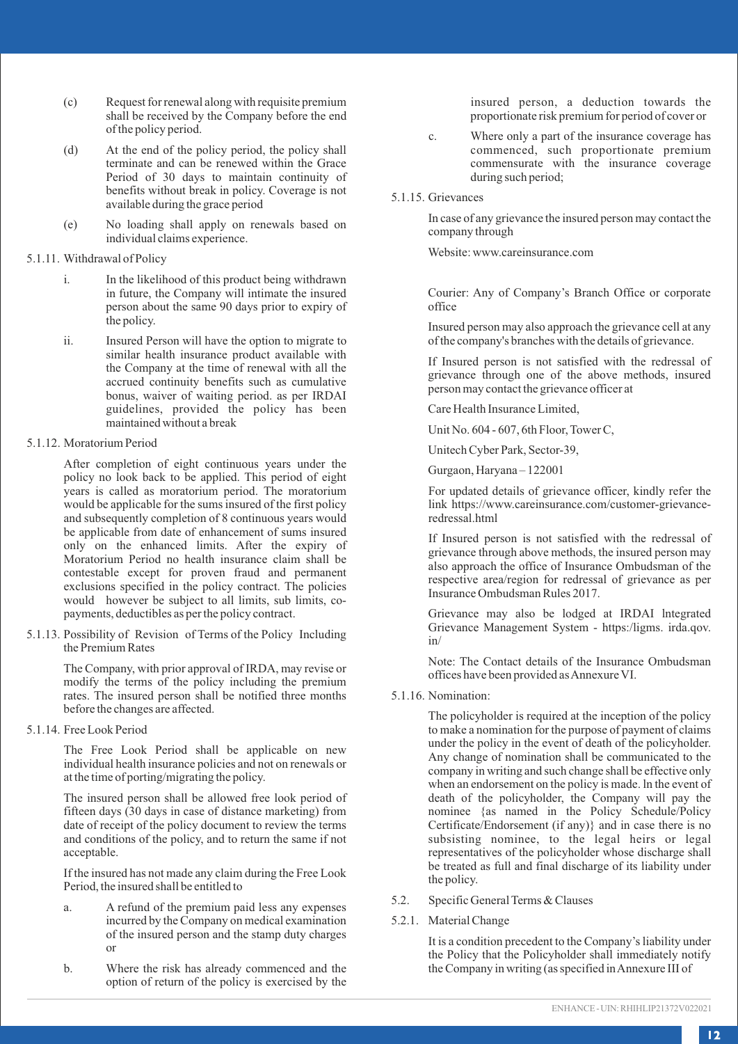(c) Request for renewal along with requisite premium shall be received by the Company before the end of the policy period.

(d) At the end of the policy period, the policy shall terminate and can be renewed within the Grace Period of 30 days to maintain continuity of benefits without break in policy. Coverage is not available during the grace period

(e) No loading shall apply on renewals based on individual claims experience.

5.1.11. Withdrawal of Policy

i. In the likelihood of this product being withdrawn in future, the Company will intimate the insured person about the same 90 days prior to expiry of the policy.

ii. Insured Person will have the option to migrate to similar health insurance product available with the Company at the time of renewal with all the accrued continuity benefits such as cumulative bonus, waiver of waiting period. as per IRDAI guidelines, provided the policy has been maintained without a break

5.1.12. Moratorium Period

After completion of eight continuous years under the policy no look back to be applied. This period of eight years is called as moratorium period. The moratorium would be applicable for the sums insured of the first policy and subsequently completion of 8 continuous years would be applicable from date of enhancement of sums insured only on the enhanced limits. After the expiry of Moratorium Period no health insurance claim shall be contestable except for proven fraud and permanent exclusions specified in the policy contract. The policies would however be subject to all limits, sub limits, co-payments, deductibles as per the policy contract.

5.1.13. Possibility of Revision of Terms of the Policy Including the Premium Rates

The Company, with prior approval of IRDA, may revise or modify the terms of the policy including the premium rates. The insured person shall be notified three months before the changes are affected.

5.1.14. Free Look Period

The Free Look Period shall be applicable on new individual health insurance policies and not on renewals or at the time of porting/migrating the policy.

The insured person shall be allowed free look period of fifteen days (30 days in case of distance marketing) from date of receipt of the policy document to review the terms and conditions of the policy, and to return the same if not acceptable.

If the insured has not made any claim during the Free Look Period, the insured shall be entitled to

a. A refund of the premium paid less any expenses incurred by the Company on medical examination of the insured person and the stamp duty charges or

b. Where the risk has already commenced and the option of return of the policy is exercised by the insured person, a deduction towards the proportionate risk premium for period of cover or

c. Where only a part of the insurance coverage has commenced, such proportionate premium commensurate with the insurance coverage during such period;

5.1.15. Grievances

In case of any grievance the insured person may contact the company through

Website: www.careinsurance.com

Courier: Any of Company's Branch Office or corporate office

Insured person may also approach the grievance cell at any of the company's branches with the details of grievance.

If Insured person is not satisfied with the redressal of grievance through one of the above methods, insured person may contact the grievance officer at

Care Health Insurance Limited,

Unit No. 604 - 607, 6th Floor, Tower C,

Unitech Cyber Park, Sector-39,

Gurgaon, Haryana – 122001

For updated details of grievance officer, kindly refer the link https://www.careinsurance.com/customer-grievance-redressal.html

If Insured person is not satisfied with the redressal of grievance through above methods, the insured person may also approach the office of Insurance Ombudsman of the respective area/region for redressal of grievance as per Insurance Ombudsman Rules 2017.

Grievance may also be lodged at IRDAI lntegrated Grievance Management System - https:/igms. irda.qov. in/

Note: The Contact details of the Insurance Ombudsman offices have been provided as Annexure VI.

5.1.16. Nomination:

The policyholder is required at the inception of the policy to make a nomination for the purpose of payment of claims under the policy in the event of death of the policyholder. Any change of nomination shall be communicated to the company in writing and such change shall be effective only when an endorsement on the policy is made. ln the event of death of the policyholder, the Company will pay the nominee {as named in the Policy Schedule/Policy Certificate/Endorsement (if any)} and in case there is no subsisting nominee, to the legal heirs or legal representatives of the policyholder whose discharge shall be treated as full and final discharge of its liability under the policy.

5.2. Specific General Terms & Clauses

5.2.1. Material Change

It is a condition precedent to the Company's liability under the Policy that the Policyholder shall immediately notify the Company in writing (as specified in Annexure III of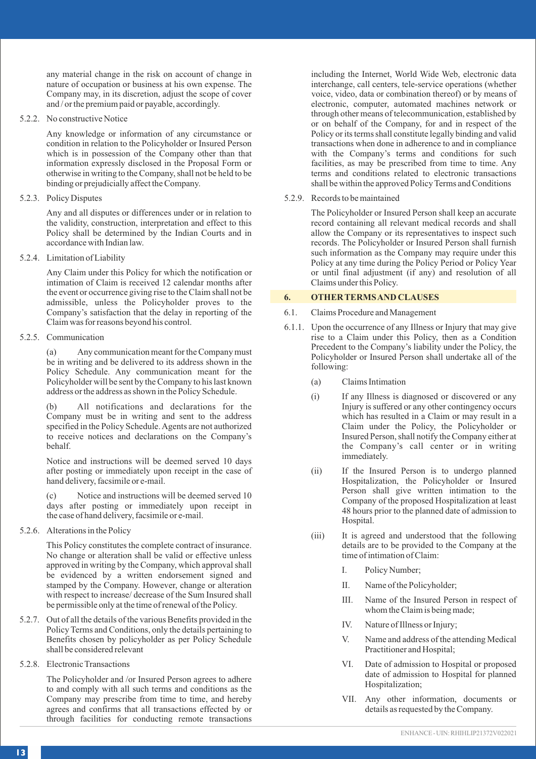any material change in the risk on account of change in nature of occupation or business at his own expense. The Company may, in its discretion, adjust the scope of cover and / or the premium paid or payable, accordingly.

5.2.2. No constructive Notice

Any knowledge or information of any circumstance or condition in relation to the Policyholder or Insured Person which is in possession of the Company other than that information expressly disclosed in the Proposal Form or otherwise in writing to the Company, shall not be held to be binding or prejudicially affect the Company.

5.2.3. Policy Disputes

Any and all disputes or differences under or in relation to the validity, construction, interpretation and effect to this Policy shall be determined by the Indian Courts and in accordance with Indian law.

5.2.4. Limitation of Liability

Any Claim under this Policy for which the notification or intimation of Claim is received 12 calendar months after the event or occurrence giving rise to the Claim shall not be admissible, unless the Policyholder proves to the Company's satisfaction that the delay in reporting of the Claim was for reasons beyond his control.

5.2.5. Communication

(a) Any communication meant for the Company must be in writing and be delivered to its address shown in the Policy Schedule. Any communication meant for the Policyholder will be sent by the Company to his last known address or the address as shown in the Policy Schedule.

(b) All notifications and declarations for the Company must be in writing and sent to the address specified in the Policy Schedule. Agents are not authorized to receive notices and declarations on the Company's behalf.

Notice and instructions will be deemed served 10 days after posting or immediately upon receipt in the case of hand delivery, facsimile or e-mail.

(c) Notice and instructions will be deemed served 10 days after posting or immediately upon receipt in the case of hand delivery, facsimile or e-mail.

5.2.6. Alterations in the Policy

This Policy constitutes the complete contract of insurance. No change or alteration shall be valid or effective unless approved in writing by the Company, which approval shall be evidenced by a written endorsement signed and stamped by the Company. However, change or alteration with respect to increase/ decrease of the Sum Insured shall be permissible only at the time of renewal of the Policy.

5.2.7. Out of all the details of the various Benefits provided in the Policy Terms and Conditions, only the details pertaining to Benefits chosen by policyholder as per Policy Schedule shall be considered relevant

5.2.8. Electronic Transactions

The Policyholder and /or Insured Person agrees to adhere to and comply with all such terms and conditions as the Company may prescribe from time to time, and hereby agrees and confirms that all transactions effected by or through facilities for conducting remote transactions including the Internet, World Wide Web, electronic data interchange, call centers, tele-service operations (whether voice, video, data or combination thereof) or by means of electronic, computer, automated machines network or through other means of telecommunication, established by or on behalf of the Company, for and in respect of the Policy or its terms shall constitute legally binding and valid transactions when done in adherence to and in compliance with the Company's terms and conditions for such facilities, as may be prescribed from time to time. Any terms and conditions related to electronic transactions shall be within the approved Policy Terms and Conditions

5.2.9. Records to be maintained

The Policyholder or Insured Person shall keep an accurate record containing all relevant medical records and shall allow the Company or its representatives to inspect such records. The Policyholder or Insured Person shall furnish such information as the Company may require under this Policy at any time during the Policy Period or Policy Year or until final adjustment (if any) and resolution of all Claims under this Policy.

## 6. OTHER TERMS AND CLAUSES

6.1. Claims Procedure and Management

6.1.1. Upon the occurrence of any Illness or Injury that may give rise to a Claim under this Policy, then as a Condition Precedent to the Company's liability under the Policy, the Policyholder or Insured Person shall undertake all of the following:

(a) Claims Intimation

(i) If any Illness is diagnosed or discovered or any Injury is suffered or any other contingency occurs which has resulted in a Claim or may result in a Claim under the Policy, the Policyholder or Insured Person, shall notify the Company either at the Company's call center or in writing immediately.

(ii) If the Insured Person is to undergo planned Hospitalization, the Policyholder or Insured Person shall give written intimation to the Company of the proposed Hospitalization at least 48 hours prior to the planned date of admission to Hospital.

(iii) It is agreed and understood that the following details are to be provided to the Company at the time of intimation of Claim:

I. Policy Number;

II. Name of the Policyholder;

III. Name of the Insured Person in respect of whom the Claim is being made;

IV. Nature of Illness or Injury;

V. Name and address of the attending Medical Practitioner and Hospital;

VI. Date of admission to Hospital or proposed date of admission to Hospital for planned Hospitalization;

VII. Any other information, documents or details as requested by the Company.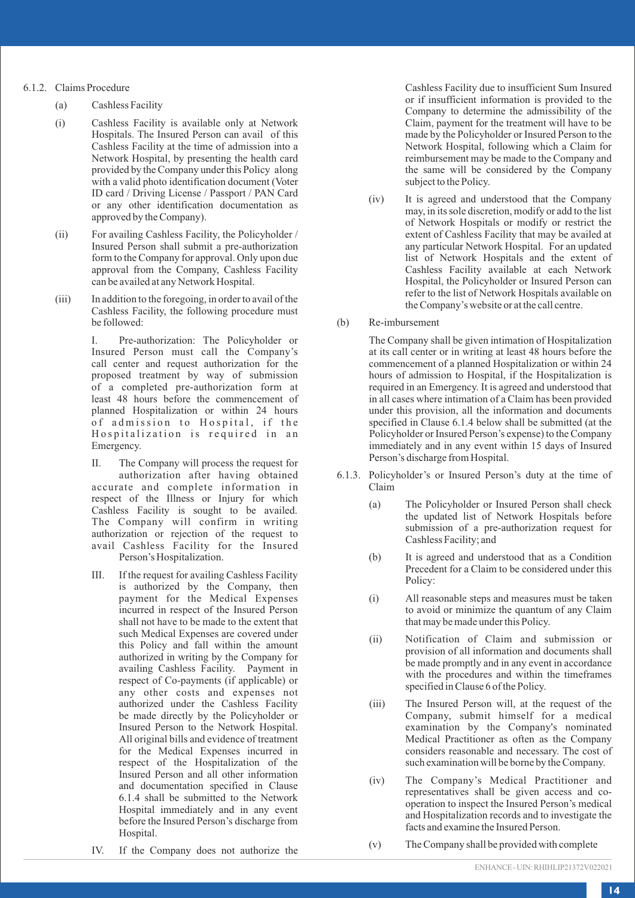6.1.2. Claims Procedure

(a) Cashless Facility

(i) Cashless Facility is available only at Network Hospitals. The Insured Person can avail of this Cashless Facility at the time of admission into a Network Hospital, by presenting the health card provided by the Company under this Policy along with a valid photo identification document (Voter ID card / Driving License / Passport / PAN Card or any other identification documentation as approved by the Company).

(ii) For availing Cashless Facility, the Policyholder / Insured Person shall submit a pre-authorization form to the Company for approval. Only upon due approval from the Company, Cashless Facility can be availed at any Network Hospital.

(iii) In addition to the foregoing, in order to avail of the Cashless Facility, the following procedure must be followed:

I. Pre-authorization: The Policyholder or Insured Person must call the Company's call center and request authorization for the proposed treatment by way of submission of a completed pre-authorization form at least 48 hours before the commencement of planned Hospitalization or within 24 hours of admission to Hospital, if the Hospitalization is required in an Emergency.

II. The Company will process the request for authorization after having obtained accurate and complete information in respect of the Illness or Injury for which Cashless Facility is sought to be availed. The Company will confirm in writing authorization or rejection of the request to avail Cashless Facility for the Insured Person's Hospitalization.

III. If the request for availing Cashless Facility is authorized by the Company, then payment for the Medical Expenses incurred in respect of the Insured Person shall not have to be made to the extent that such Medical Expenses are covered under this Policy and fall within the amount authorized in writing by the Company for availing Cashless Facility. Payment in respect of Co-payments (if applicable) or any other costs and expenses not authorized under the Cashless Facility be made directly by the Policyholder or Insured Person to the Network Hospital. All original bills and evidence of treatment for the Medical Expenses incurred in respect of the Hospitalization of the Insured Person and all other information and documentation specified in Clause 6.1.4 shall be submitted to the Network Hospital immediately and in any event before the Insured Person's discharge from Hospital.

IV. If the Company does not authorize the Cashless Facility due to insufficient Sum Insured or if insufficient information is provided to the Company to determine the admissibility of the Claim, payment for the treatment will have to be made by the Policyholder or Insured Person to the Network Hospital, following which a Claim for reimbursement may be made to the Company and the same will be considered by the Company subject to the Policy.

(iv) It is agreed and understood that the Company may, in its sole discretion, modify or add to the list of Network Hospitals or modify or restrict the extent of Cashless Facility that may be availed at any particular Network Hospital. For an updated list of Network Hospitals and the extent of Cashless Facility available at each Network Hospital, the Policyholder or Insured Person can refer to the list of Network Hospitals available on the Company's website or at the call centre.

(b) Re-imbursement

The Company shall be given intimation of Hospitalization at its call center or in writing at least 48 hours before the commencement of a planned Hospitalization or within 24 hours of admission to Hospital, if the Hospitalization is required in an Emergency. It is agreed and understood that in all cases where intimation of a Claim has been provided under this provision, all the information and documents specified in Clause 6.1.4 below shall be submitted (at the Policyholder or Insured Person's expense) to the Company immediately and in any event within 15 days of Insured Person's discharge from Hospital.

6.1.3. Policyholder's or Insured Person's duty at the time of Claim

(a) The Policyholder or Insured Person shall check the updated list of Network Hospitals before submission of a pre-authorization request for Cashless Facility; and

(b) It is agreed and understood that as a Condition Precedent for a Claim to be considered under this Policy:

(i) All reasonable steps and measures must be taken to avoid or minimize the quantum of any Claim that may be made under this Policy.

(ii) Notification of Claim and submission or provision of all information and documents shall be made promptly and in any event in accordance with the procedures and within the timeframes specified in Clause 6 of the Policy.

(iii) The Insured Person will, at the request of the Company, submit himself for a medical examination by the Company's nominated Medical Practitioner as often as the Company considers reasonable and necessary. The cost of such examination will be borne by the Company.

(iv) The Company's Medical Practitioner and representatives shall be given access and co-operation to inspect the Insured Person's medical and Hospitalization records and to investigate the facts and examine the Insured Person.

(v) The Company shall be provided with complete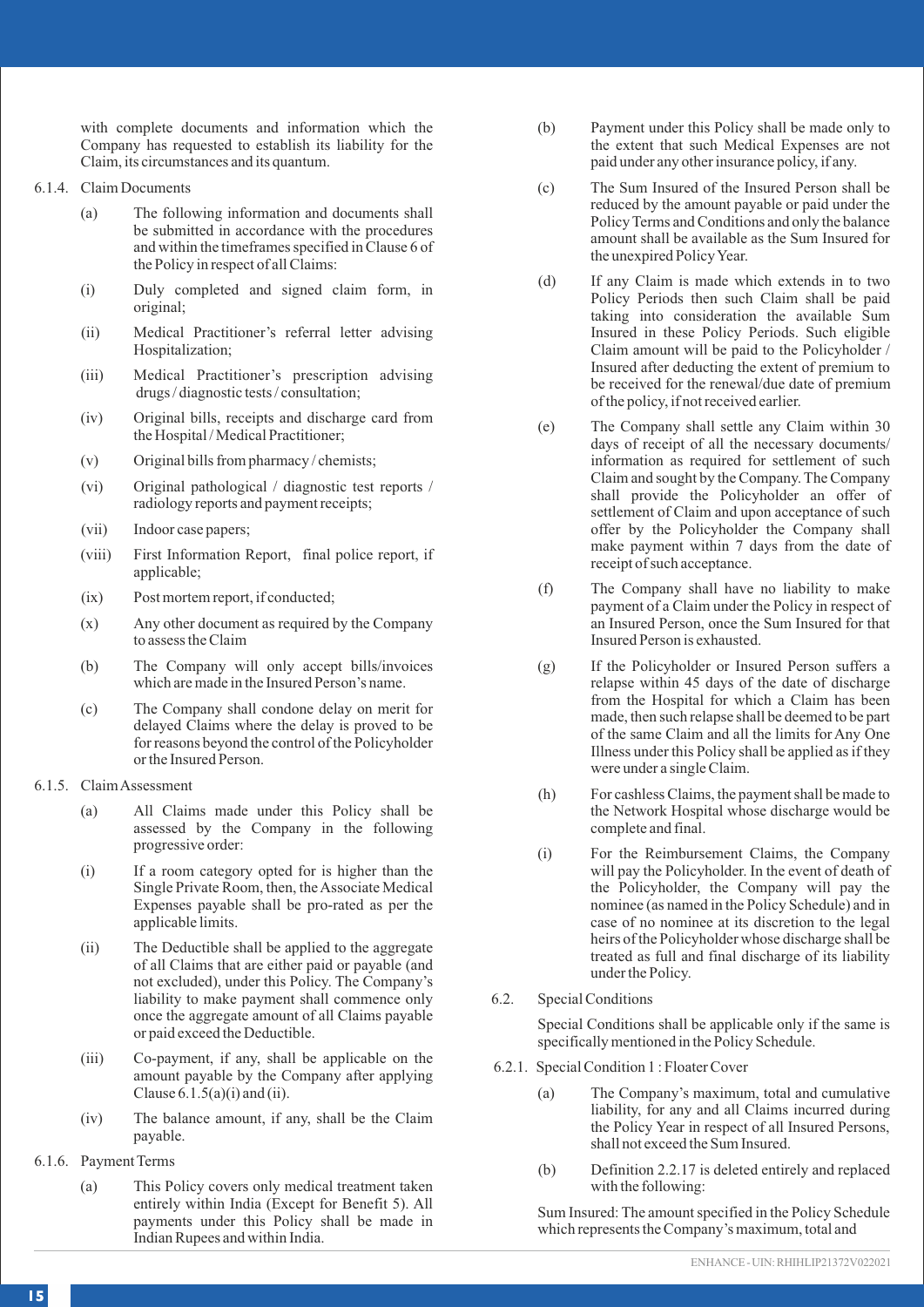with complete documents and information which the Company has requested to establish its liability for the Claim, its circumstances and its quantum.

6.1.4. Claim Documents

(a) The following information and documents shall be submitted in accordance with the procedures and within the timeframes specified in Clause 6 of the Policy in respect of all Claims:

(i) Duly completed and signed claim form, in original;

(ii) Medical Practitioner's referral letter advising Hospitalization;

(iii) Medical Practitioner's prescription advising drugs / diagnostic tests / consultation;

(iv) Original bills, receipts and discharge card from the Hospital / Medical Practitioner;

(v) Original bills from pharmacy / chemists;

(vi) Original pathological / diagnostic test reports / radiology reports and payment receipts;

(vii) Indoor case papers;

(viii) First Information Report, final police report, if applicable;

(ix) Post mortem report, if conducted;

(x) Any other document as required by the Company to assess the Claim

(b) The Company will only accept bills/invoices which are made in the Insured Person's name.

(c) The Company shall condone delay on merit for delayed Claims where the delay is proved to be for reasons beyond the control of the Policyholder or the Insured Person.

6.1.5. Claim Assessment

(a) All Claims made under this Policy shall be assessed by the Company in the following progressive order:

(i) If a room category opted for is higher than the Single Private Room, then, the Associate Medical Expenses payable shall be pro-rated as per the applicable limits.

(ii) The Deductible shall be applied to the aggregate of all Claims that are either paid or payable (and not excluded), under this Policy. The Company's liability to make payment shall commence only once the aggregate amount of all Claims payable or paid exceed the Deductible.

(iii) Co-payment, if any, shall be applicable on the amount payable by the Company after applying Clause 6.1.5(a)(i) and (ii).

(iv) The balance amount, if any, shall be the Claim payable.

6.1.6. Payment Terms

(a) This Policy covers only medical treatment taken entirely within India (Except for Benefit 5). All payments under this Policy shall be made in Indian Rupees and within India.

(b) Payment under this Policy shall be made only to the extent that such Medical Expenses are not paid under any other insurance policy, if any.

(c) The Sum Insured of the Insured Person shall be reduced by the amount payable or paid under the Policy Terms and Conditions and only the balance amount shall be available as the Sum Insured for the unexpired Policy Year.

(d) If any Claim is made which extends in to two Policy Periods then such Claim shall be paid taking into consideration the available Sum Insured in these Policy Periods. Such eligible Claim amount will be paid to the Policyholder / Insured after deducting the extent of premium to be received for the renewal/due date of premium of the policy, if not received earlier.

(e) The Company shall settle any Claim within 30 days of receipt of all the necessary documents/ information as required for settlement of such Claim and sought by the Company. The Company shall provide the Policyholder an offer of settlement of Claim and upon acceptance of such offer by the Policyholder the Company shall make payment within 7 days from the date of receipt of such acceptance.

(f) The Company shall have no liability to make payment of a Claim under the Policy in respect of an Insured Person, once the Sum Insured for that Insured Person is exhausted.

(g) If the Policyholder or Insured Person suffers a relapse within 45 days of the date of discharge from the Hospital for which a Claim has been made, then such relapse shall be deemed to be part of the same Claim and all the limits for Any One Illness under this Policy shall be applied as if they were under a single Claim.

(h) For cashless Claims, the payment shall be made to the Network Hospital whose discharge would be complete and final.

(i) For the Reimbursement Claims, the Company will pay the Policyholder. In the event of death of the Policyholder, the Company will pay the nominee (as named in the Policy Schedule) and in case of no nominee at its discretion to the legal heirs of the Policyholder whose discharge shall be treated as full and final discharge of its liability under the Policy.

6.2. Special Conditions

Special Conditions shall be applicable only if the same is specifically mentioned in the Policy Schedule.

6.2.1. Special Condition 1 : Floater Cover

(a) The Company's maximum, total and cumulative liability, for any and all Claims incurred during the Policy Year in respect of all Insured Persons, shall not exceed the Sum Insured.

(b) Definition 2.2.17 is deleted entirely and replaced with the following:

Sum Insured: The amount specified in the Policy Schedule which represents the Company's maximum, total and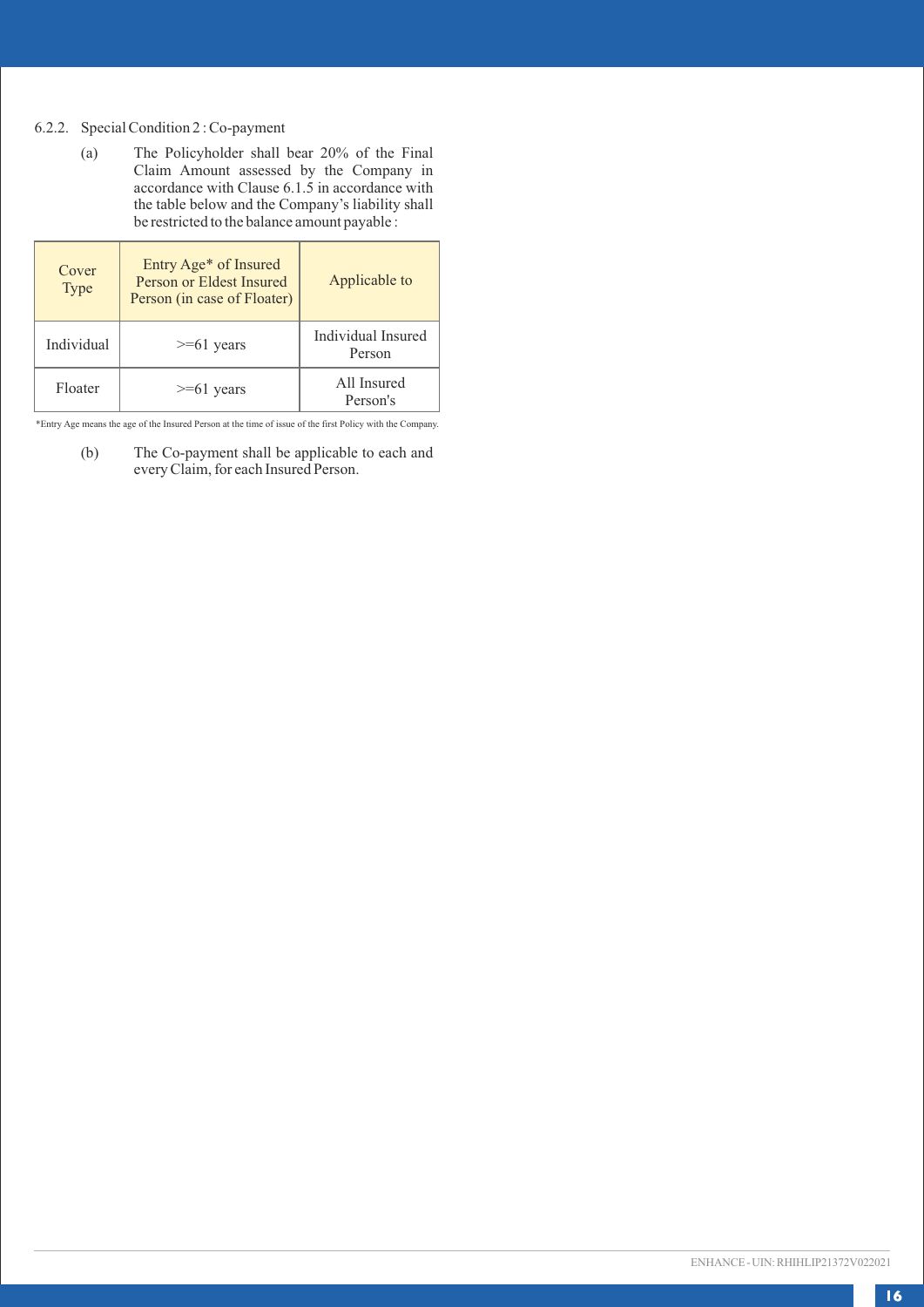6.2.2. Special Condition 2 : Co-payment

(a) The Policyholder shall bear 20% of the Final Claim Amount assessed by the Company in accordance with Clause 6.1.5 in accordance with the table below and the Company's liability shall be restricted to the balance amount payable :

| Cover Type | Entry Age* of Insured Person or Eldest Insured Person (in case of Floater) | Applicable to |
|---|---|---|
| Individual | >=61 years | Individual Insured Person |
| Floater | >=61 years | All Insured Person's |

*Entry Age means the age of the Insured Person at the time of issue of the first Policy with the Company.

(b) The Co-payment shall be applicable to each and every Claim, for each Insured Person.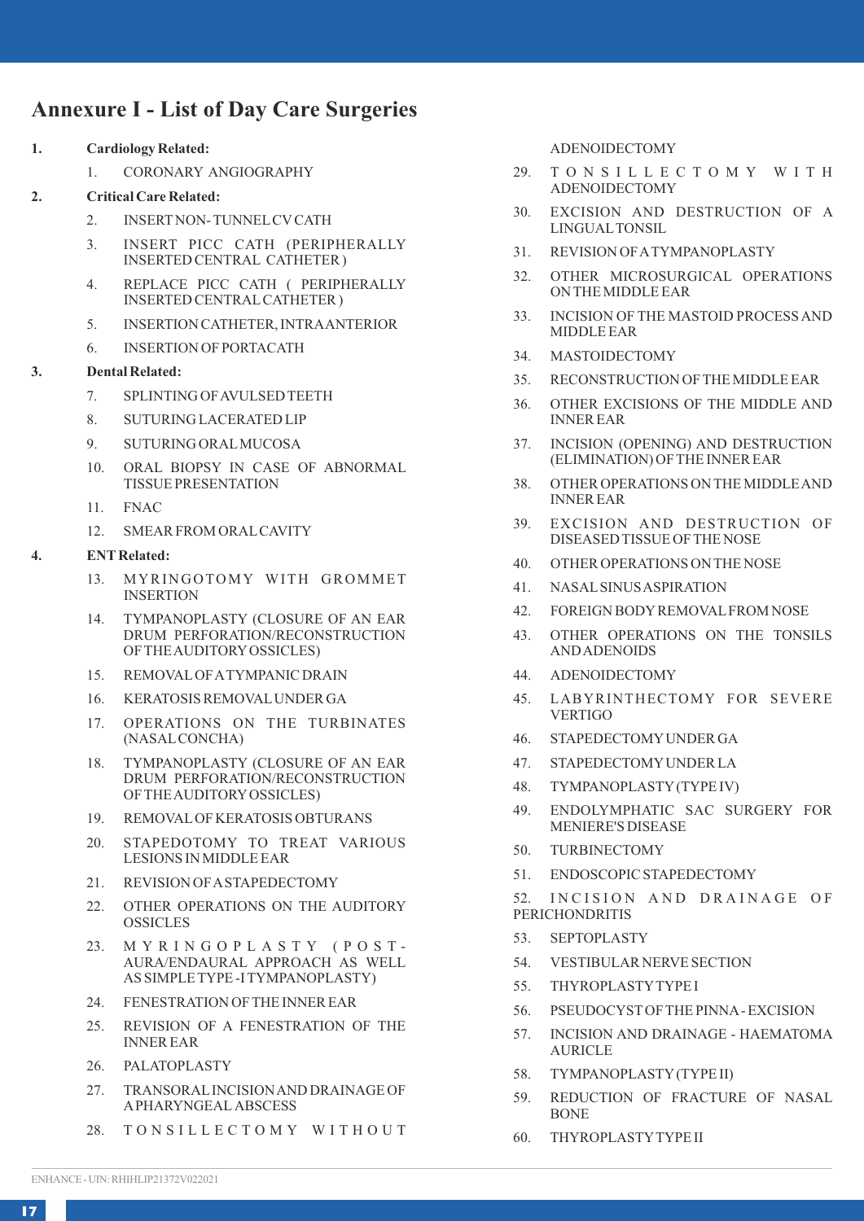# Annexure I - List of Day Care Surgeries

1. **Cardiology Related:**
    1. CORONARY ANGIOGRAPHY
2. **Critical Care Related:**
    2. INSERT NON- TUNNEL CV CATH
    3. INSERT PICC CATH (PERIPHERALLY INSERTED CENTRAL CATHETER )
    4. REPLACE PICC CATH ( PERIPHERALLY INSERTED CENTRAL CATHETER )
    5. INSERTION CATHETER, INTRA ANTERIOR
    6. INSERTION OF PORTACATH
3. **Dental Related:**
    7. SPLINTING OF AVULSED TEETH
    8. SUTURING LACERATED LIP
    9. SUTURING ORAL MUCOSA
    10. ORAL BIOPSY IN CASE OF ABNORMAL TISSUE PRESENTATION
    11. FNAC
    12. SMEAR FROM ORAL CAVITY
4. **ENT Related:**
    13. MYRINGOTOMY WITH GROMMET INSERTION
    14. TYMPANOPLASTY (CLOSURE OF AN EAR DRUM PERFORATION/RECONSTRUCTION OF THE AUDITORY OSSICLES)
    15. REMOVAL OF A TYMPANIC DRAIN
    16. KERATOSIS REMOVAL UNDER GA
    17. OPERATIONS ON THE TURBINATES (NASAL CONCHA)
    18. TYMPANOPLASTY (CLOSURE OF AN EAR DRUM PERFORATION/RECONSTRUCTION OF THE AUDITORY OSSICLES)
    19. REMOVAL OF KERATOSIS OBTURANS
    20. STAPEDOTOMY TO TREAT VARIOUS LESIONS IN MIDDLE EAR
    21. REVISION OF A STAPEDECTOMY
    22. OTHER OPERATIONS ON THE AUDITORY OSSICLES
    23. MYRINGOPLASTY (POST-AURA/ENDAURAL APPROACH AS WELL AS SIMPLE TYPE -I TYMPANOPLASTY)
    24. FENESTRATION OF THE INNER EAR
    25. REVISION OF A FENESTRATION OF THE INNER EAR
    26. PALATOPLASTY
    27. TRANSORAL INCISION AND DRAINAGE OF A PHARYNGEAL ABSCESS
    28. TONSILLECTOMY WITHOUT ADENOIDECTOMY
    29. TONSILLECTOMY WITH ADENOIDECTOMY
    30. EXCISION AND DESTRUCTION OF A LINGUAL TONSIL
    31. REVISION OF A TYMPANOPLASTY
    32. OTHER MICROSURGICAL OPERATIONS ON THE MIDDLE EAR
    33. INCISION OF THE MASTOID PROCESS AND MIDDLE EAR
    34. MASTOIDECTOMY
    35. RECONSTRUCTION OF THE MIDDLE EAR
    36. OTHER EXCISIONS OF THE MIDDLE AND INNER EAR
    37. INCISION (OPENING) AND DESTRUCTION (ELIMINATION) OF THE INNER EAR
    38. OTHER OPERATIONS ON THE MIDDLE AND INNER EAR
    39. EXCISION AND DESTRUCTION OF DISEASED TISSUE OF THE NOSE
    40. OTHER OPERATIONS ON THE NOSE
    41. NASAL SINUS ASPIRATION
    42. FOREIGN BODY REMOVAL FROM NOSE
    43. OTHER OPERATIONS ON THE TONSILS AND ADENOIDS
    44. ADENOIDECTOMY
    45. LABYRINTHECTOMY FOR SEVERE VERTIGO
    46. STAPEDECTOMY UNDER GA
    47. STAPEDECTOMY UNDER LA
    48. TYMPANOPLASTY (TYPE IV)
    49. ENDOLYMPHATIC SAC SURGERY FOR MENIERE'S DISEASE
    50. TURBINECTOMY
    51. ENDOSCOPIC STAPEDECTOMY
    52. INCISION AND DRAINAGE OF PERICHONDRITIS
    53. SEPTOPLASTY
    54. VESTIBULAR NERVE SECTION
    55. THYROPLASTY TYPE I
    56. PSEUDOCYST OF THE PINNA - EXCISION
    57. INCISION AND DRAINAGE - HAEMATOMA AURICLE
    58. TYMPANOPLASTY (TYPE II)
    59. REDUCTION OF FRACTURE OF NASAL BONE
    60. THYROPLASTY TYPE II

ENHANCE - UIN: RHIHLIP21372V022021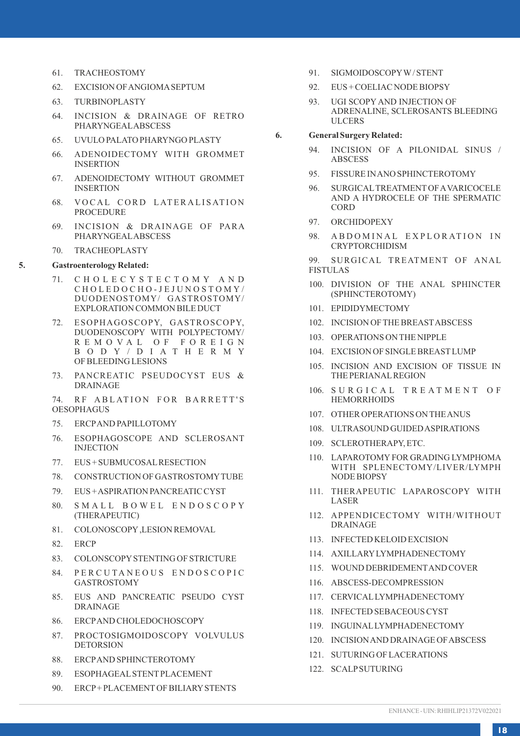61. TRACHEOSTOMY
62. EXCISION OF ANGIOMA SEPTUM
63. TURBINOPLASTY
64. INCISION & DRAINAGE OF RETRO PHARYNGEAL ABSCESS
65. UVULO PALATO PHARYNGO PLASTY
66. ADENOIDECTOMY WITH GROMMET INSERTION
67. ADENOIDECTOMY WITHOUT GROMMET INSERTION
68. VOCAL CORD LATERALISATION PROCEDURE
69. INCISION & DRAINAGE OF PARA PHARYNGEAL ABSCESS
70. TRACHEOPLASTY

**5. Gastroenterology Related:**

71. CHOLECYSTECTOMY AND CHOLEDOCHO-JEJUNOSTOMY/ DUODENOSTOMY/ GASTROSTOMY/ EXPLORATION COMMON BILE DUCT
72. ESOPHAGOSCOPY, GASTROSCOPY, DUODENOSCOPY WITH POLYPECTOMY/ REMOVAL OF FOREIGN BODY/DIATHERMY OF BLEEDING LESIONS
73. PANCREATIC PSEUDOCYST EUS & DRAINAGE
74. RF ABLATION FOR BARRETT'S OESOPHAGUS
75. ERCP AND PAPILLOTOMY
76. ESOPHAGOSCOPE AND SCLEROSANT INJECTION
77. EUS + SUBMUCOSAL RESECTION
78. CONSTRUCTION OF GASTROSTOMY TUBE
79. EUS + ASPIRATION PANCREATIC CYST
80. SMALL BOWEL ENDOSCOPY (THERAPEUTIC)
81. COLONOSCOPY ,LESION REMOVAL
82. ERCP
83. COLONSCOPY STENTING OF STRICTURE
84. PERCUTANEOUS ENDOSCOPIC GASTROSTOMY
85. EUS AND PANCREATIC PSEUDO CYST DRAINAGE
86. ERCP AND CHOLEDOCHOSCOPY
87. PROCTOSIGMOIDOSCOPY VOLVULUS DETORSION
88. ERCP AND SPHINCTEROTOMY
89. ESOPHAGEAL STENT PLACEMENT
90. ERCP + PLACEMENT OF BILIARY STENTS
91. SIGMOIDOSCOPY W / STENT
92. EUS + COELIAC NODE BIOPSY
93. UGI SCOPY AND INJECTION OF ADRENALINE, SCLEROSANTS BLEEDING ULCERS

**6. General Surgery Related:**

94. INCISION OF A PILONIDAL SINUS / ABSCESS
95. FISSURE IN ANO SPHINCTEROTOMY
96. SURGICAL TREATMENT OF A VARICOCELE AND A HYDROCELE OF THE SPERMATIC CORD
97. ORCHIDOPEXY
98. ABDOMINAL EXPLORATION IN CRYPTORCHIDISM
99. SURGICAL TREATMENT OF ANAL FISTULAS
100. DIVISION OF THE ANAL SPHINCTER (SPHINCTEROTOMY)
101. EPIDIDYMECTOMY
102. INCISION OF THE BREAST ABSCESS
103. OPERATIONS ON THE NIPPLE
104. EXCISION OF SINGLE BREAST LUMP
105. INCISION AND EXCISION OF TISSUE IN THE PERIANAL REGION
106. SURGICAL TREATMENT OF HEMORRHOIDS
107. OTHER OPERATIONS ON THE ANUS
108. ULTRASOUND GUIDED ASPIRATIONS
109. SCLEROTHERAPY, ETC.
110. LAPAROTOMY FOR GRADING LYMPHOMA WITH SPLENECTOMY/LIVER/LYMPH NODE BIOPSY
111. THERAPEUTIC LAPAROSCOPY WITH LASER
112. APPENDICECTOMY WITH/WITHOUT DRAINAGE
113. INFECTED KELOID EXCISION
114. AXILLARY LYMPHADENECTOMY
115. WOUND DEBRIDEMENT AND COVER
116. ABSCESS-DECOMPRESSION
117. CERVICAL LYMPHADENECTOMY
118. INFECTED SEBACEOUS CYST
119. INGUINAL LYMPHADENECTOMY
120. INCISION AND DRAINAGE OF ABSCESS
121. SUTURING OF LACERATIONS
122. SCALP SUTURING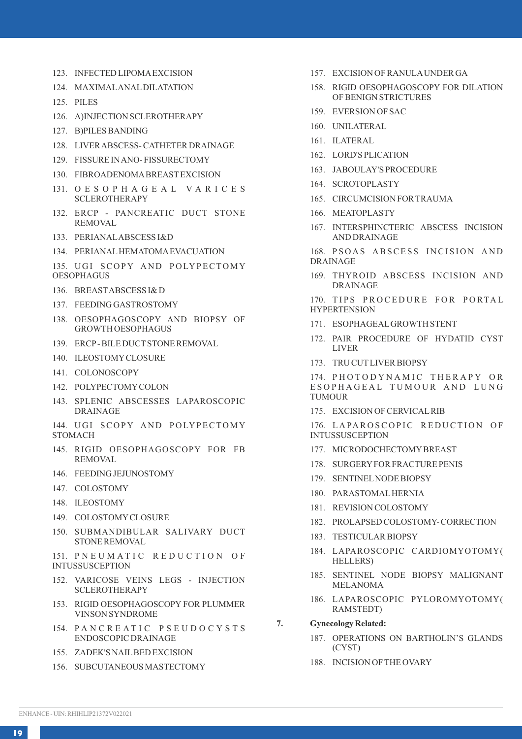123. INFECTED LIPOMA EXCISION
124. MAXIMAL ANAL DILATATION
125. PILES
126. A)INJECTION SCLEROTHERAPY
127. B)PILES BANDING
128. LIVER ABSCESS- CATHETER DRAINAGE
129. FISSURE IN ANO- FISSURECTOMY
130. FIBROADENOMA BREAST EXCISION
131. OESOPHAGEAL VARICES SCLEROTHERAPY
132. ERCP - PANCREATIC DUCT STONE REMOVAL
133. PERIANAL ABSCESS I&D
134. PERIANAL HEMATOMA EVACUATION
135. UGI SCOPY AND POLYPECTOMY OESOPHAGUS
136. BREAST ABSCESS I& D
137. FEEDING GASTROSTOMY
138. OESOPHAGOSCOPY AND BIOPSY OF GROWTH OESOPHAGUS
139. ERCP - BILE DUCT STONE REMOVAL
140. ILEOSTOMY CLOSURE
141. COLONOSCOPY
142. POLYPECTOMY COLON
143. SPLENIC ABSCESSES LAPAROSCOPIC DRAINAGE
144. UGI SCOPY AND POLYPECTOMY STOMACH
145. RIGID OESOPHAGOSCOPY FOR FB REMOVAL
146. FEEDING JEJUNOSTOMY
147. COLOSTOMY
148. ILEOSTOMY
149. COLOSTOMY CLOSURE
150. SUBMANDIBULAR SALIVARY DUCT STONE REMOVAL
151. PNEUMATIC REDUCTION OF INTUSSUSCEPTION
152. VARICOSE VEINS LEGS - INJECTION SCLEROTHERAPY
153. RIGID OESOPHAGOSCOPY FOR PLUMMER VINSON SYNDROME
154. PANCREATIC PSEUDOCYSTS ENDOSCOPIC DRAINAGE
155. ZADEK'S NAIL BED EXCISION
156. SUBCUTANEOUS MASTECTOMY
157. EXCISION OF RANULA UNDER GA
158. RIGID OESOPHAGOSCOPY FOR DILATION OF BENIGN STRICTURES
159. EVERSION OF SAC
160. UNILATERAL
161. ILATERAL
162. LORD'S PLICATION
163. JABOULAY'S PROCEDURE
164. SCROTOPLASTY
165. CIRCUMCISION FOR TRAUMA
166. MEATOPLASTY
167. INTERSPHINCTERIC ABSCESS INCISION AND DRAINAGE
168. PSOAS ABSCESS INCISION AND DRAINAGE
169. THYROID ABSCESS INCISION AND DRAINAGE
170. TIPS PROCEDURE FOR PORTAL HYPERTENSION
171. ESOPHAGEAL GROWTH STENT
172. PAIR PROCEDURE OF HYDATID CYST LIVER
173. TRU CUT LIVER BIOPSY
174. PHOTODYNAMIC THERAPY OR ESOPHAGEAL TUMOUR AND LUNG TUMOUR
175. EXCISION OF CERVICAL RIB
176. LAPAROSCOPIC REDUCTION OF INTUSSUSCEPTION
177. MICRODOCHECTOMY BREAST
178. SURGERY FOR FRACTURE PENIS
179. SENTINEL NODE BIOPSY
180. PARASTOMAL HERNIA
181. REVISION COLOSTOMY
182. PROLAPSED COLOSTOMY- CORRECTION
183. TESTICULAR BIOPSY
184. LAPAROSCOPIC CARDIOMYOTOMY( HELLERS)
185. SENTINEL NODE BIOPSY MALIGNANT MELANOMA
186. LAPAROSCOPIC PYLOROMYOTOMY( RAMSTEDT)

7. **Gynecology Related:**

187. OPERATIONS ON BARTHOLIN'S GLANDS (CYST)
188. INCISION OF THE OVARY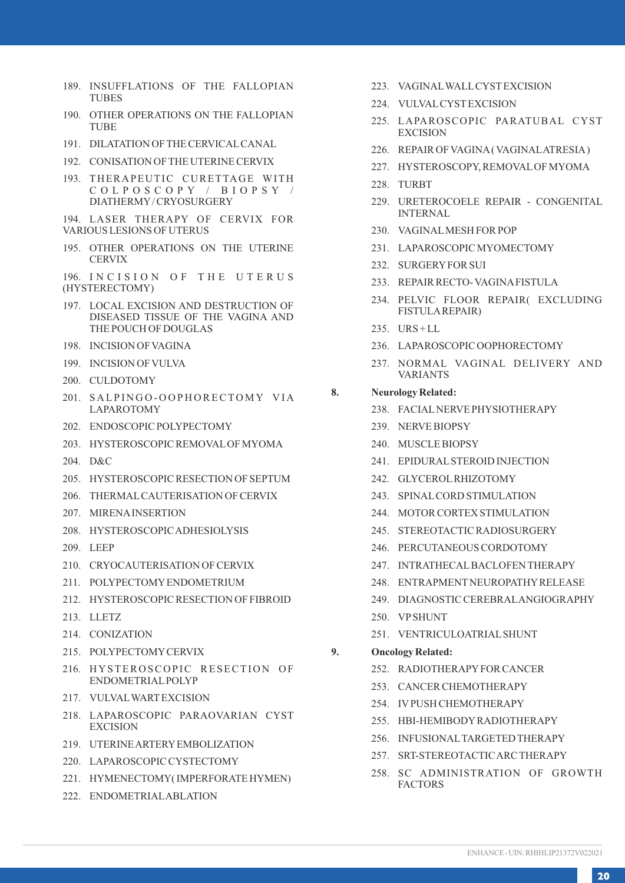189. INSUFFLATIONS OF THE FALLOPIAN TUBES
190. OTHER OPERATIONS ON THE FALLOPIAN TUBE
191. DILATATION OF THE CERVICAL CANAL
192. CONISATION OF THE UTERINE CERVIX
193. THERAPEUTIC CURETTAGE WITH COLPOSCOPY / BIOPSY / DIATHERMY / CRYOSURGERY
194. LASER THERAPY OF CERVIX FOR VARIOUS LESIONS OF UTERUS
195. OTHER OPERATIONS ON THE UTERINE CERVIX
196. INCISION OF THE UTERUS (HYSTERECTOMY)
197. LOCAL EXCISION AND DESTRUCTION OF DISEASED TISSUE OF THE VAGINA AND THE POUCH OF DOUGLAS
198. INCISION OF VAGINA
199. INCISION OF VULVA
200. CULDOTOMY
201. SALPINGO-OOPHORECTOMY VIA LAPAROTOMY
202. ENDOSCOPIC POLYPECTOMY
203. HYSTEROSCOPIC REMOVAL OF MYOMA
204. D&C
205. HYSTEROSCOPIC RESECTION OF SEPTUM
206. THERMAL CAUTERISATION OF CERVIX
207. MIRENA INSERTION
208. HYSTEROSCOPIC ADHESIOLYSIS
209. LEEP
210. CRYOCAUTERISATION OF CERVIX
211. POLYPECTOMY ENDOMETRIUM
212. HYSTEROSCOPIC RESECTION OF FIBROID
213. LLETZ
214. CONIZATION
215. POLYPECTOMY CERVIX
216. HYSTEROSCOPIC RESECTION OF ENDOMETRIAL POLYP
217. VULVAL WART EXCISION
218. LAPAROSCOPIC PARAOVARIAN CYST EXCISION
219. UTERINE ARTERY EMBOLIZATION
220. LAPAROSCOPIC CYSTECTOMY
221. HYMENECTOMY( IMPERFORATE HYMEN)
222. ENDOMETRIAL ABLATION
223. VAGINAL WALL CYST EXCISION
224. VULVAL CYST EXCISION
225. LAPAROSCOPIC PARATUBAL CYST EXCISION
226. REPAIR OF VAGINA ( VAGINAL ATRESIA )
227. HYSTEROSCOPY, REMOVAL OF MYOMA
228. TURBT
229. URETEROCOELE REPAIR - CONGENITAL INTERNAL
230. VAGINAL MESH FOR POP
231. LAPAROSCOPIC MYOMECTOMY
232. SURGERY FOR SUI
233. REPAIR RECTO- VAGINA FISTULA
234. PELVIC FLOOR REPAIR( EXCLUDING FISTULA REPAIR)
235. URS + LL
236. LAPAROSCOPIC OOPHORECTOMY
237. NORMAL VAGINAL DELIVERY AND VARIANTS

**8. Neurology Related:**

238. FACIAL NERVE PHYSIOTHERAPY
239. NERVE BIOPSY
240. MUSCLE BIOPSY
241. EPIDURAL STEROID INJECTION
242. GLYCEROL RHIZOTOMY
243. SPINAL CORD STIMULATION
244. MOTOR CORTEX STIMULATION
245. STEREOTACTIC RADIOSURGERY
246. PERCUTANEOUS CORDOTOMY
247. INTRATHECAL BACLOFEN THERAPY
248. ENTRAPMENT NEUROPATHY RELEASE
249. DIAGNOSTIC CEREBRAL ANGIOGRAPHY
250. VP SHUNT
251. VENTRICULOATRIAL SHUNT

**9. Oncology Related:**

252. RADIOTHERAPY FOR CANCER
253. CANCER CHEMOTHERAPY
254. IV PUSH CHEMOTHERAPY
255. HBI-HEMIBODY RADIOTHERAPY
256. INFUSIONAL TARGETED THERAPY
257. SRT-STEREOTACTIC ARC THERAPY
258. SC ADMINISTRATION OF GROWTH FACTORS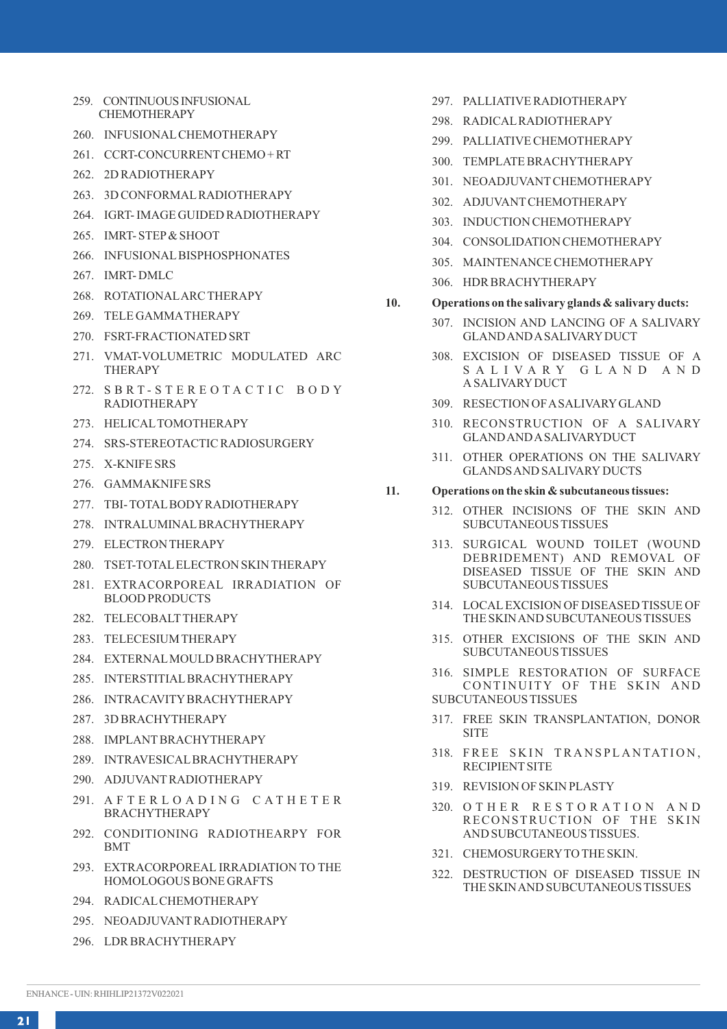259. CONTINUOUS INFUSIONAL CHEMOTHERAPY
260. INFUSIONAL CHEMOTHERAPY
261. CCRT-CONCURRENT CHEMO + RT
262. 2D RADIOTHERAPY
263. 3D CONFORMAL RADIOTHERAPY
264. IGRT- IMAGE GUIDED RADIOTHERAPY
265. IMRT- STEP & SHOOT
266. INFUSIONAL BISPHOSPHONATES
267. IMRT- DMLC
268. ROTATIONAL ARC THERAPY
269. TELE GAMMA THERAPY
270. FSRT-FRACTIONATED SRT
271. VMAT-VOLUMETRIC MODULATED ARC THERAPY
272. SBRT-STEREOTACTIC BODY RADIOTHERAPY
273. HELICAL TOMOTHERAPY
274. SRS-STEREOTACTIC RADIOSURGERY
275. X-KNIFE SRS
276. GAMMAKNIFE SRS
277. TBI- TOTAL BODY RADIOTHERAPY
278. INTRALUMINAL BRACHYTHERAPY
279. ELECTRON THERAPY
280. TSET-TOTAL ELECTRON SKIN THERAPY
281. EXTRACORPOREAL IRRADIATION OF BLOOD PRODUCTS
282. TELECOBALT THERAPY
283. TELECESIUM THERAPY
284. EXTERNAL MOULD BRACHYTHERAPY
285. INTERSTITIAL BRACHYTHERAPY
286. INTRACAVITY BRACHYTHERAPY
287. 3D BRACHYTHERAPY
288. IMPLANT BRACHYTHERAPY
289. INTRAVESICAL BRACHYTHERAPY
290. ADJUVANT RADIOTHERAPY
291. AFTERLOADING CATHETER BRACHYTHERAPY
292. CONDITIONING RADIOTHEARPY FOR BMT
293. EXTRACORPOREAL IRRADIATION TO THE HOMOLOGOUS BONE GRAFTS
294. RADICAL CHEMOTHERAPY
295. NEOADJUVANT RADIOTHERAPY
296. LDR BRACHYTHERAPY
297. PALLIATIVE RADIOTHERAPY
298. RADICAL RADIOTHERAPY
299. PALLIATIVE CHEMOTHERAPY
300. TEMPLATE BRACHYTHERAPY
301. NEOADJUVANT CHEMOTHERAPY
302. ADJUVANT CHEMOTHERAPY
303. INDUCTION CHEMOTHERAPY
304. CONSOLIDATION CHEMOTHERAPY
305. MAINTENANCE CHEMOTHERAPY
306. HDR BRACHYTHERAPY

**10. Operations on the salivary glands & salivary ducts:**

307. INCISION AND LANCING OF A SALIVARY GLAND AND A SALIVARY DUCT
308. EXCISION OF DISEASED TISSUE OF A SALIVARY GLAND AND A SALIVARY DUCT
309. RESECTION OF A SALIVARY GLAND
310. RECONSTRUCTION OF A SALIVARY GLAND AND A SALIVARY DUCT
311. OTHER OPERATIONS ON THE SALIVARY GLANDS AND SALIVARY DUCTS

**11. Operations on the skin & subcutaneous tissues:**

312. OTHER INCISIONS OF THE SKIN AND SUBCUTANEOUS TISSUES
313. SURGICAL WOUND TOILET (WOUND DEBRIDEMENT) AND REMOVAL OF DISEASED TISSUE OF THE SKIN AND SUBCUTANEOUS TISSUES
314. LOCAL EXCISION OF DISEASED TISSUE OF THE SKIN AND SUBCUTANEOUS TISSUES
315. OTHER EXCISIONS OF THE SKIN AND SUBCUTANEOUS TISSUES
316. SIMPLE RESTORATION OF SURFACE CONTINUITY OF THE SKIN AND SUBCUTANEOUS TISSUES
317. FREE SKIN TRANSPLANTATION, DONOR SITE
318. FREE SKIN TRANSPLANTATION, RECIPIENT SITE
319. REVISION OF SKIN PLASTY
320. OTHER RESTORATION AND RECONSTRUCTION OF THE SKIN AND SUBCUTANEOUS TISSUES.
321. CHEMOSURGERY TO THE SKIN.
322. DESTRUCTION OF DISEASED TISSUE IN THE SKIN AND SUBCUTANEOUS TISSUES

ENHANCE - UIN: RHIHLIP21372V022021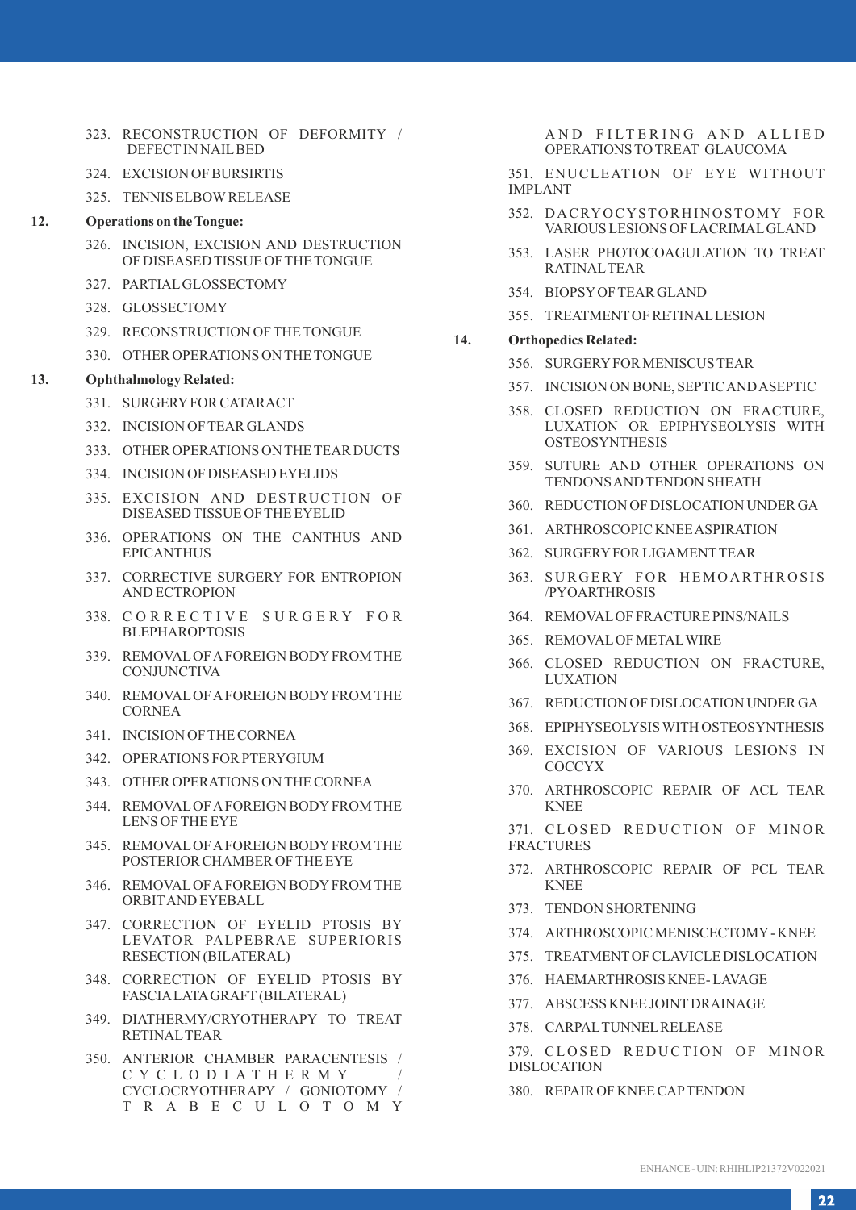323. RECONSTRUCTION OF DEFORMITY / DEFECT IN NAIL BED

324. EXCISION OF BURSIRTIS

325. TENNIS ELBOW RELEASE

**12. Operations on the Tongue:**

326. INCISION, EXCISION AND DESTRUCTION OF DISEASED TISSUE OF THE TONGUE

327. PARTIAL GLOSSECTOMY

328. GLOSSECTOMY

329. RECONSTRUCTION OF THE TONGUE

330. OTHER OPERATIONS ON THE TONGUE

**13. Ophthalmology Related:**

331. SURGERY FOR CATARACT

332. INCISION OF TEAR GLANDS

333. OTHER OPERATIONS ON THE TEAR DUCTS

334. INCISION OF DISEASED EYELIDS

335. EXCISION AND DESTRUCTION OF DISEASED TISSUE OF THE EYELID

336. OPERATIONS ON THE CANTHUS AND EPICANTHUS

337. CORRECTIVE SURGERY FOR ENTROPION AND ECTROPION

338. CORRECTIVE SURGERY FOR BLEPHAROPTOSIS

339. REMOVAL OF A FOREIGN BODY FROM THE CONJUNCTIVA

340. REMOVAL OF A FOREIGN BODY FROM THE CORNEA

341. INCISION OF THE CORNEA

342. OPERATIONS FOR PTERYGIUM

343. OTHER OPERATIONS ON THE CORNEA

344. REMOVAL OF A FOREIGN BODY FROM THE LENS OF THE EYE

345. REMOVAL OF A FOREIGN BODY FROM THE POSTERIOR CHAMBER OF THE EYE

346. REMOVAL OF A FOREIGN BODY FROM THE ORBIT AND EYEBALL

347. CORRECTION OF EYELID PTOSIS BY LEVATOR PALPEBRAE SUPERIORIS RESECTION (BILATERAL)

348. CORRECTION OF EYELID PTOSIS BY FASCIA LATA GRAFT (BILATERAL)

349. DIATHERMY/CRYOTHERAPY TO TREAT RETINAL TEAR

350. ANTERIOR CHAMBER PARACENTESIS / CYCLODIATHERMY / CYCLOCRYOTHERAPY / GONIOTOMY / TRABECULOTOMY AND FILTERING AND ALLIED OPERATIONS TO TREAT GLAUCOMA

351. ENUCLEATION OF EYE WITHOUT IMPLANT

352. DACRYOCYSTORHINOSTOMY FOR VARIOUS LESIONS OF LACRIMAL GLAND

353. LASER PHOTOCOAGULATION TO TREAT RATINAL TEAR

354. BIOPSY OF TEAR GLAND

355. TREATMENT OF RETINAL LESION

**14. Orthopedics Related:**

356. SURGERY FOR MENISCUS TEAR

357. INCISION ON BONE, SEPTIC AND ASEPTIC

358. CLOSED REDUCTION ON FRACTURE, LUXATION OR EPIPHYSEOLYSIS WITH OSTEOSYNTHESIS

359. SUTURE AND OTHER OPERATIONS ON TENDONS AND TENDON SHEATH

360. REDUCTION OF DISLOCATION UNDER GA

361. ARTHROSCOPIC KNEE ASPIRATION

362. SURGERY FOR LIGAMENT TEAR

363. SURGERY FOR HEMOARTHROSIS /PYOARTHROSIS

364. REMOVAL OF FRACTURE PINS/NAILS

365. REMOVAL OF METAL WIRE

366. CLOSED REDUCTION ON FRACTURE, LUXATION

367. REDUCTION OF DISLOCATION UNDER GA

368. EPIPHYSEOLYSIS WITH OSTEOSYNTHESIS

369. EXCISION OF VARIOUS LESIONS IN COCCYX

370. ARTHROSCOPIC REPAIR OF ACL TEAR KNEE

371. CLOSED REDUCTION OF MINOR FRACTURES

372. ARTHROSCOPIC REPAIR OF PCL TEAR KNEE

373. TENDON SHORTENING

374. ARTHROSCOPIC MENISCECTOMY - KNEE

375. TREATMENT OF CLAVICLE DISLOCATION

376. HAEMARTHROSIS KNEE- LAVAGE

377. ABSCESS KNEE JOINT DRAINAGE

378. CARPAL TUNNEL RELEASE

379. CLOSED REDUCTION OF MINOR DISLOCATION

380. REPAIR OF KNEE CAP TENDON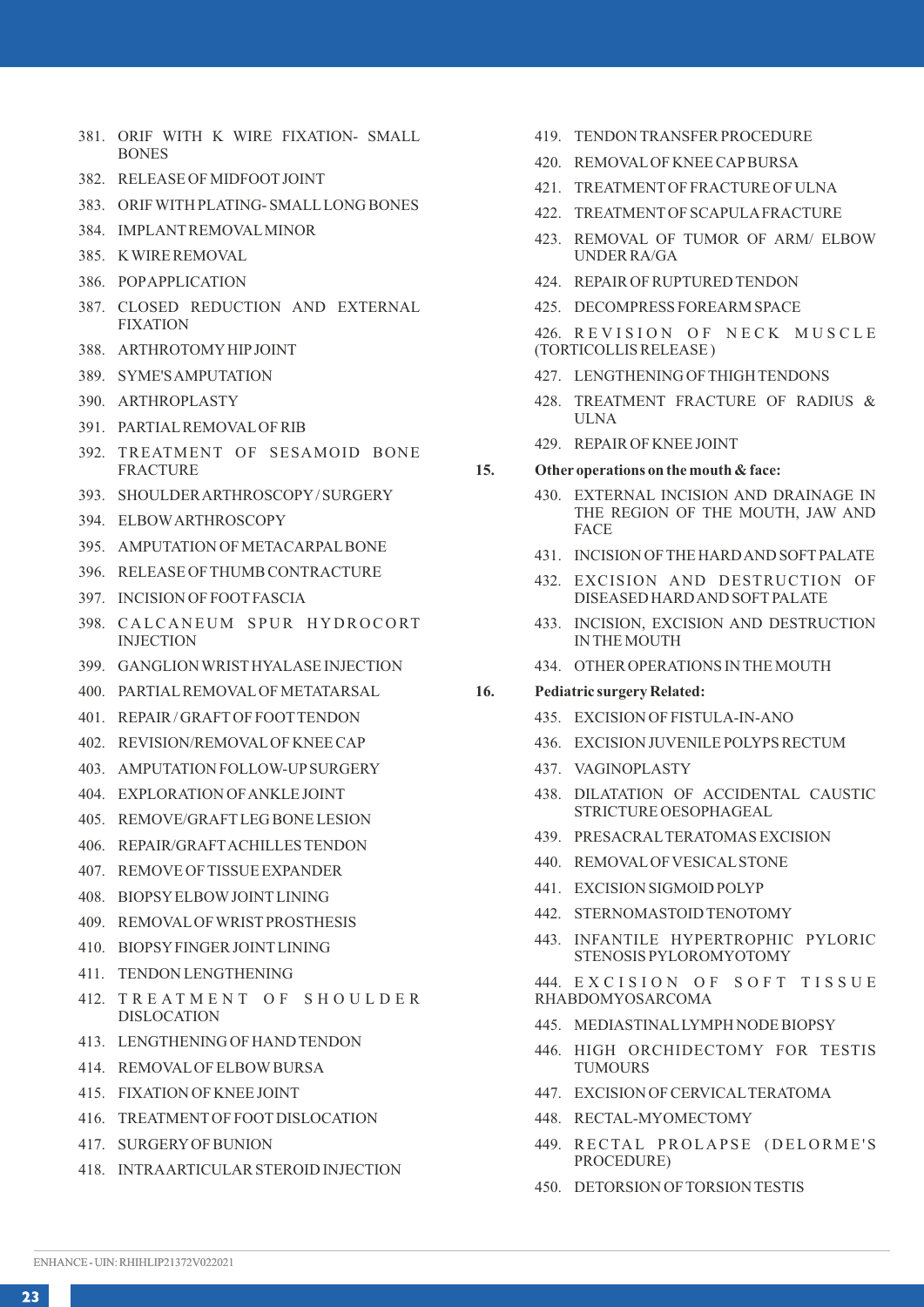381. ORIF WITH K WIRE FIXATION- SMALL BONES
382. RELEASE OF MIDFOOT JOINT
383. ORIF WITH PLATING- SMALL LONG BONES
384. IMPLANT REMOVAL MINOR
385. K WIRE REMOVAL
386. POP APPLICATION
387. CLOSED REDUCTION AND EXTERNAL FIXATION
388. ARTHROTOMY HIP JOINT
389. SYME'S AMPUTATION
390. ARTHROPLASTY
391. PARTIAL REMOVAL OF RIB
392. TREATMENT OF SESAMOID BONE FRACTURE
393. SHOULDER ARTHROSCOPY / SURGERY
394. ELBOW ARTHROSCOPY
395. AMPUTATION OF METACARPAL BONE
396. RELEASE OF THUMB CONTRACTURE
397. INCISION OF FOOT FASCIA
398. CALCANEUM SPUR HYDROCORT INJECTION
399. GANGLION WRIST HYALASE INJECTION
400. PARTIAL REMOVAL OF METATARSAL
401. REPAIR / GRAFT OF FOOT TENDON
402. REVISION/REMOVAL OF KNEE CAP
403. AMPUTATION FOLLOW-UP SURGERY
404. EXPLORATION OF ANKLE JOINT
405. REMOVE/GRAFT LEG BONE LESION
406. REPAIR/GRAFT ACHILLES TENDON
407. REMOVE OF TISSUE EXPANDER
408. BIOPSY ELBOW JOINT LINING
409. REMOVAL OF WRIST PROSTHESIS
410. BIOPSY FINGER JOINT LINING
411. TENDON LENGTHENING
412. TREATMENT OF SHOULDER DISLOCATION
413. LENGTHENING OF HAND TENDON
414. REMOVAL OF ELBOW BURSA
415. FIXATION OF KNEE JOINT
416. TREATMENT OF FOOT DISLOCATION
417. SURGERY OF BUNION
418. INTRA ARTICULAR STEROID INJECTION
419. TENDON TRANSFER PROCEDURE
420. REMOVAL OF KNEE CAP BURSA
421. TREATMENT OF FRACTURE OF ULNA
422. TREATMENT OF SCAPULA FRACTURE
423. REMOVAL OF TUMOR OF ARM/ ELBOW UNDER RA/GA
424. REPAIR OF RUPTURED TENDON
425. DECOMPRESS FOREARM SPACE
426. REVISION OF NECK MUSCLE (TORTICOLLIS RELEASE )
427. LENGTHENING OF THIGH TENDONS
428. TREATMENT FRACTURE OF RADIUS & ULNA
429. REPAIR OF KNEE JOINT

**15. Other operations on the mouth & face:**

430. EXTERNAL INCISION AND DRAINAGE IN THE REGION OF THE MOUTH, JAW AND FACE
431. INCISION OF THE HARD AND SOFT PALATE
432. EXCISION AND DESTRUCTION OF DISEASED HARD AND SOFT PALATE
433. INCISION, EXCISION AND DESTRUCTION IN THE MOUTH
434. OTHER OPERATIONS IN THE MOUTH

**16. Pediatric surgery Related:**

435. EXCISION OF FISTULA-IN-ANO
436. EXCISION JUVENILE POLYPS RECTUM
437. VAGINOPLASTY
438. DILATATION OF ACCIDENTAL CAUSTIC STRICTURE OESOPHAGEAL
439. PRESACRAL TERATOMAS EXCISION
440. REMOVAL OF VESICAL STONE
441. EXCISION SIGMOID POLYP
442. STERNOMASTOID TENOTOMY
443. INFANTILE HYPERTROPHIC PYLORIC STENOSIS PYLOROMYOTOMY
444. EXCISION OF SOFT TISSUE RHABDOMYOSARCOMA
445. MEDIASTINAL LYMPH NODE BIOPSY
446. HIGH ORCHIDECTOMY FOR TESTIS TUMOURS
447. EXCISION OF CERVICAL TERATOMA
448. RECTAL-MYOMECTOMY
449. RECTAL PROLAPSE (DELORME'S PROCEDURE)
450. DETORSION OF TORSION TESTIS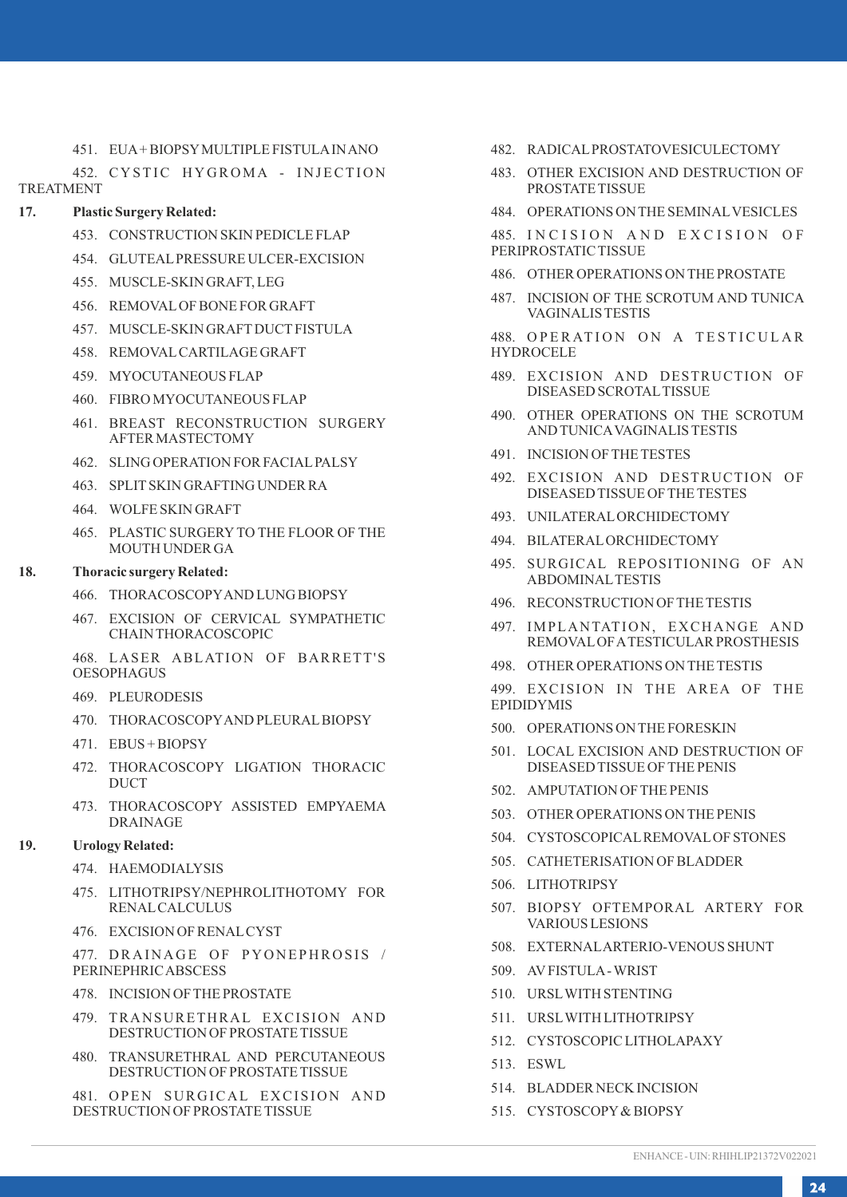451. EUA + BIOPSY MULTIPLE FISTULA IN ANO

452. CYSTIC HYGROMA - INJECTION TREATMENT

**17. Plastic Surgery Related:**

453. CONSTRUCTION SKIN PEDICLE FLAP

454. GLUTEAL PRESSURE ULCER-EXCISION

455. MUSCLE-SKIN GRAFT, LEG

456. REMOVAL OF BONE FOR GRAFT

457. MUSCLE-SKIN GRAFT DUCT FISTULA

458. REMOVAL CARTILAGE GRAFT

459. MYOCUTANEOUS FLAP

460. FIBRO MYOCUTANEOUS FLAP

461. BREAST RECONSTRUCTION SURGERY AFTER MASTECTOMY

462. SLING OPERATION FOR FACIAL PALSY

463. SPLIT SKIN GRAFTING UNDER RA

464. WOLFE SKIN GRAFT

465. PLASTIC SURGERY TO THE FLOOR OF THE MOUTH UNDER GA

**18. Thoracic surgery Related:**

466. THORACOSCOPY AND LUNG BIOPSY

467. EXCISION OF CERVICAL SYMPATHETIC CHAIN THORACOSCOPIC

468. LASER ABLATION OF BARRETT'S OESOPHAGUS

469. PLEURODESIS

470. THORACOSCOPY AND PLEURAL BIOPSY

471. EBUS + BIOPSY

472. THORACOSCOPY LIGATION THORACIC DUCT

473. THORACOSCOPY ASSISTED EMPYAEMA DRAINAGE

**19. Urology Related:**

474. HAEMODIALYSIS

475. LITHOTRIPSY/NEPHROLITHOTOMY FOR RENAL CALCULUS

476. EXCISION OF RENAL CYST

477. DRAINAGE OF PYONEPHROSIS / PERINEPHRIC ABSCESS

478. INCISION OF THE PROSTATE

479. TRANSURETHRAL EXCISION AND DESTRUCTION OF PROSTATE TISSUE

480. TRANSURETHRAL AND PERCUTANEOUS DESTRUCTION OF PROSTATE TISSUE

481. OPEN SURGICAL EXCISION AND DESTRUCTION OF PROSTATE TISSUE

482. RADICAL PROSTATOVESICULECTOMY

483. OTHER EXCISION AND DESTRUCTION OF PROSTATE TISSUE

484. OPERATIONS ON THE SEMINAL VESICLES

485. INCISION AND EXCISION OF PERIPROSTATIC TISSUE

486. OTHER OPERATIONS ON THE PROSTATE

487. INCISION OF THE SCROTUM AND TUNICA VAGINALIS TESTIS

488. OPERATION ON A TESTICULAR HYDROCELE

489. EXCISION AND DESTRUCTION OF DISEASED SCROTAL TISSUE

490. OTHER OPERATIONS ON THE SCROTUM AND TUNICA VAGINALIS TESTIS

491. INCISION OF THE TESTES

492. EXCISION AND DESTRUCTION OF DISEASED TISSUE OF THE TESTES

493. UNILATERAL ORCHIDECTOMY

494. BILATERAL ORCHIDECTOMY

495. SURGICAL REPOSITIONING OF AN ABDOMINAL TESTIS

496. RECONSTRUCTION OF THE TESTIS

497. IMPLANTATION, EXCHANGE AND REMOVAL OF A TESTICULAR PROSTHESIS

498. OTHER OPERATIONS ON THE TESTIS

499. EXCISION IN THE AREA OF THE EPIDIDYMIS

500. OPERATIONS ON THE FORESKIN

501. LOCAL EXCISION AND DESTRUCTION OF DISEASED TISSUE OF THE PENIS

502. AMPUTATION OF THE PENIS

503. OTHER OPERATIONS ON THE PENIS

504. CYSTOSCOPICAL REMOVAL OF STONES

505. CATHETERISATION OF BLADDER

506. LITHOTRIPSY

507. BIOPSY OF TEMPORAL ARTERY FOR VARIOUS LESIONS

508. EXTERNAL ARTERIO-VENOUS SHUNT

509. AV FISTULA - WRIST

510. URSL WITH STENTING

511. URSL WITH LITHOTRIPSY

512. CYSTOSCOPIC LITHOLAPAXY

513. ESWL

514. BLADDER NECK INCISION

515. CYSTOSCOPY & BIOPSY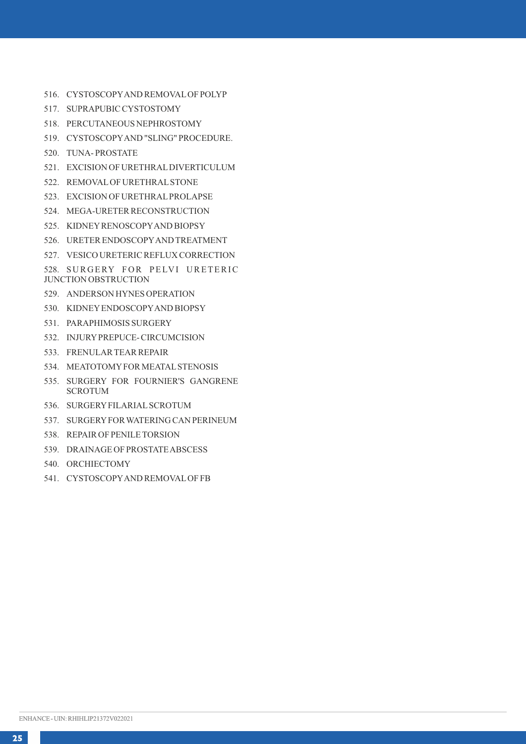516. CYSTOSCOPY AND REMOVAL OF POLYP
517. SUPRAPUBIC CYSTOSTOMY
518. PERCUTANEOUS NEPHROSTOMY
519. CYSTOSCOPY AND "SLING" PROCEDURE.
520. TUNA- PROSTATE
521. EXCISION OF URETHRAL DIVERTICULUM
522. REMOVAL OF URETHRAL STONE
523. EXCISION OF URETHRAL PROLAPSE
524. MEGA-URETER RECONSTRUCTION
525. KIDNEY RENOSCOPY AND BIOPSY
526. URETER ENDOSCOPY AND TREATMENT
527. VESICO URETERIC REFLUX CORRECTION
528. SURGERY FOR PELVI URETERIC JUNCTION OBSTRUCTION
529. ANDERSON HYNES OPERATION
530. KIDNEY ENDOSCOPY AND BIOPSY
531. PARAPHIMOSIS SURGERY
532. INJURY PREPUCE- CIRCUMCISION
533. FRENULAR TEAR REPAIR
534. MEATOTOMY FOR MEATAL STENOSIS
535. SURGERY FOR FOURNIER'S GANGRENE SCROTUM
536. SURGERY FILARIAL SCROTUM
537. SURGERY FOR WATERING CAN PERINEUM
538. REPAIR OF PENILE TORSION
539. DRAINAGE OF PROSTATE ABSCESS
540. ORCHIECTOMY
541. CYSTOSCOPY AND REMOVAL OF FB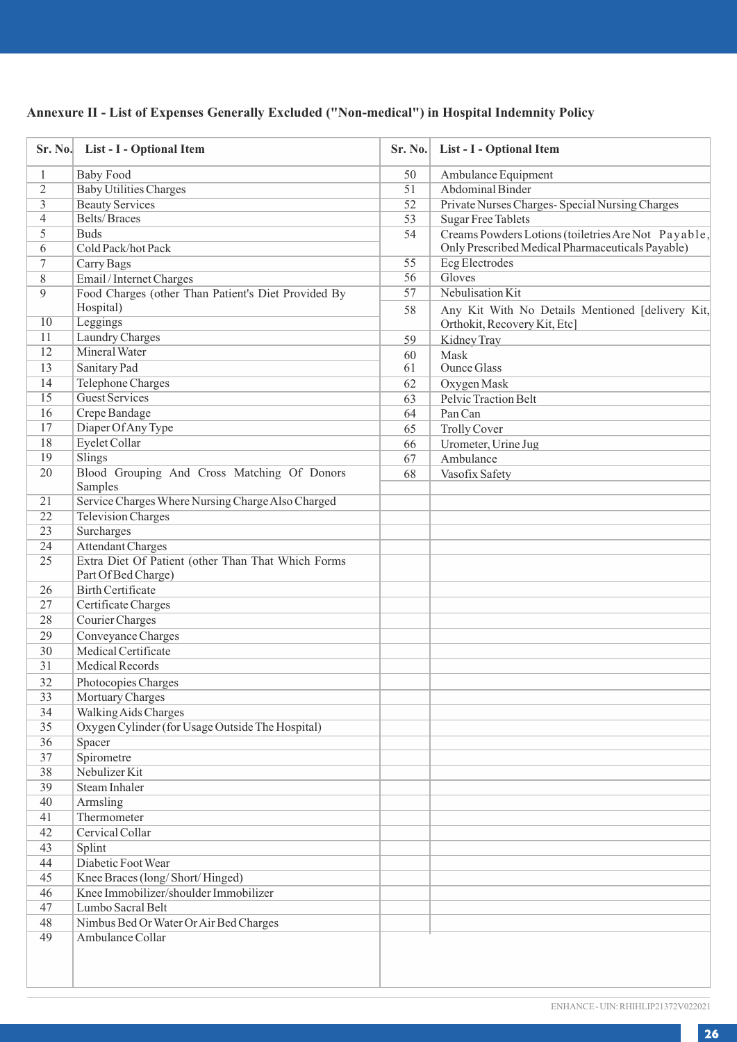## Annexure II - List of Expenses Generally Excluded ("Non-medical") in Hospital Indemnity Policy

| Sr. No. | List - I - Optional Item | Sr. No. | List - I - Optional Item |
|---|---|---|---|
| 1 | Baby Food | 50 | Ambulance Equipment |
| 2 | Baby Utilities Charges | 51 | Abdominal Binder |
| 3 | Beauty Services | 52 | Private Nurses Charges- Special Nursing Charges |
| 4 | Belts/ Braces | 53 | Sugar Free Tablets |
| 5 | Buds | 54 | Creams Powders Lotions (toiletries Are Not Payable, Only Prescribed Medical Pharmaceuticals Payable) |
| 6 | Cold Pack/hot Pack | | |
| 7 | Carry Bags | 55 | Ecg Electrodes |
| 8 | Email / Internet Charges | 56 | Gloves |
| 9 | Food Charges (other Than Patient's Diet Provided By Hospital) | 57 | Nebulisation Kit |
| 10 | Leggings | 58 | Any Kit With No Details Mentioned [delivery Kit, Orthokit, Recovery Kit, Etc] |
| 11 | Laundry Charges | 59 | Kidney Tray |
| 12 | Mineral Water | 60 | Mask |
| 13 | Sanitary Pad | 61 | Ounce Glass |
| 14 | Telephone Charges | 62 | Oxygen Mask |
| 15 | Guest Services | 63 | Pelvic Traction Belt |
| 16 | Crepe Bandage | 64 | Pan Can |
| 17 | Diaper Of Any Type | 65 | Trolly Cover |
| 18 | Eyelet Collar | 66 | Urometer, Urine Jug |
| 19 | Slings | 67 | Ambulance |
| 20 | Blood Grouping And Cross Matching Of Donors Samples | 68 | Vasofix Safety |
| 21 | Service Charges Where Nursing Charge Also Charged | | |
| 22 | Television Charges | | |
| 23 | Surcharges | | |
| 24 | Attendant Charges | | |
| 25 | Extra Diet Of Patient (other Than That Which Forms Part Of Bed Charge) | | |
| 26 | Birth Certificate | | |
| 27 | Certificate Charges | | |
| 28 | Courier Charges | | |
| 29 | Conveyance Charges | | |
| 30 | Medical Certificate | | |
| 31 | Medical Records | | |
| 32 | Photocopies Charges | | |
| 33 | Mortuary Charges | | |
| 34 | Walking Aids Charges | | |
| 35 | Oxygen Cylinder (for Usage Outside The Hospital) | | |
| 36 | Spacer | | |
| 37 | Spirometre | | |
| 38 | Nebulizer Kit | | |
| 39 | Steam Inhaler | | |
| 40 | Armsling | | |
| 41 | Thermometer | | |
| 42 | Cervical Collar | | |
| 43 | Splint | | |
| 44 | Diabetic Foot Wear | | |
| 45 | Knee Braces (long/ Short/ Hinged) | | |
| 46 | Knee Immobilizer/shoulder Immobilizer | | |
| 47 | Lumbo Sacral Belt | | |
| 48 | Nimbus Bed Or Water Or Air Bed Charges | | |
| 49 | Ambulance Collar | | |

ENHANCE - UIN: RHIHLIP21372V022021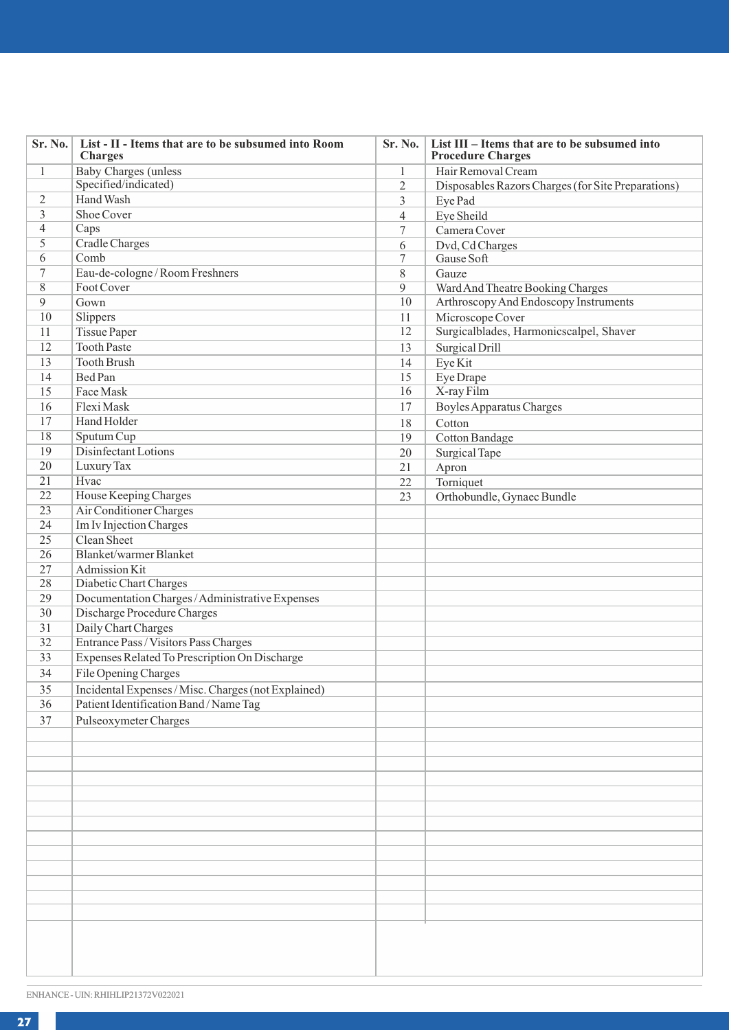| Sr. No. | List - II - Items that are to be subsumed into Room Charges | Sr. No. | List III – Items that are to be subsumed into Procedure Charges |
|---|---|---|---|
| 1 | Baby Charges (unless Specified/indicated) | 1 | Hair Removal Cream |
| | | 2 | Disposables Razors Charges (for Site Preparations) |
| 2 | Hand Wash | 3 | Eye Pad |
| 3 | Shoe Cover | 4 | Eye Sheild |
| 4 | Caps | 7 | Camera Cover |
| 5 | Cradle Charges | 6 | Dvd, Cd Charges |
| 6 | Comb | 7 | Gause Soft |
| 7 | Eau-de-cologne / Room Freshners | 8 | Gauze |
| 8 | Foot Cover | 9 | Ward And Theatre Booking Charges |
| 9 | Gown | 10 | Arthroscopy And Endoscopy Instruments |
| 10 | Slippers | 11 | Microscope Cover |
| 11 | Tissue Paper | 12 | Surgicalblades, Harmonicscalpel, Shaver |
| 12 | Tooth Paste | 13 | Surgical Drill |
| 13 | Tooth Brush | 14 | Eye Kit |
| 14 | Bed Pan | 15 | Eye Drape |
| 15 | Face Mask | 16 | X-ray Film |
| 16 | Flexi Mask | 17 | Boyles Apparatus Charges |
| 17 | Hand Holder | 18 | Cotton |
| 18 | Sputum Cup | 19 | Cotton Bandage |
| 19 | Disinfectant Lotions | 20 | Surgical Tape |
| 20 | Luxury Tax | 21 | Apron |
| 21 | Hvac | 22 | Torniquet |
| 22 | House Keeping Charges | 23 | Orthobundle, Gynaec Bundle |
| 23 | Air Conditioner Charges | | |
| 24 | Im Iv Injection Charges | | |
| 25 | Clean Sheet | | |
| 26 | Blanket/warmer Blanket | | |
| 27 | Admission Kit | | |
| 28 | Diabetic Chart Charges | | |
| 29 | Documentation Charges / Administrative Expenses | | |
| 30 | Discharge Procedure Charges | | |
| 31 | Daily Chart Charges | | |
| 32 | Entrance Pass / Visitors Pass Charges | | |
| 33 | Expenses Related To Prescription On Discharge | | |
| 34 | File Opening Charges | | |
| 35 | Incidental Expenses / Misc. Charges (not Explained) | | |
| 36 | Patient Identification Band / Name Tag | | |
| 37 | Pulseoxymeter Charges | | |

ENHANCE - UIN: RHIHLIP21372V022021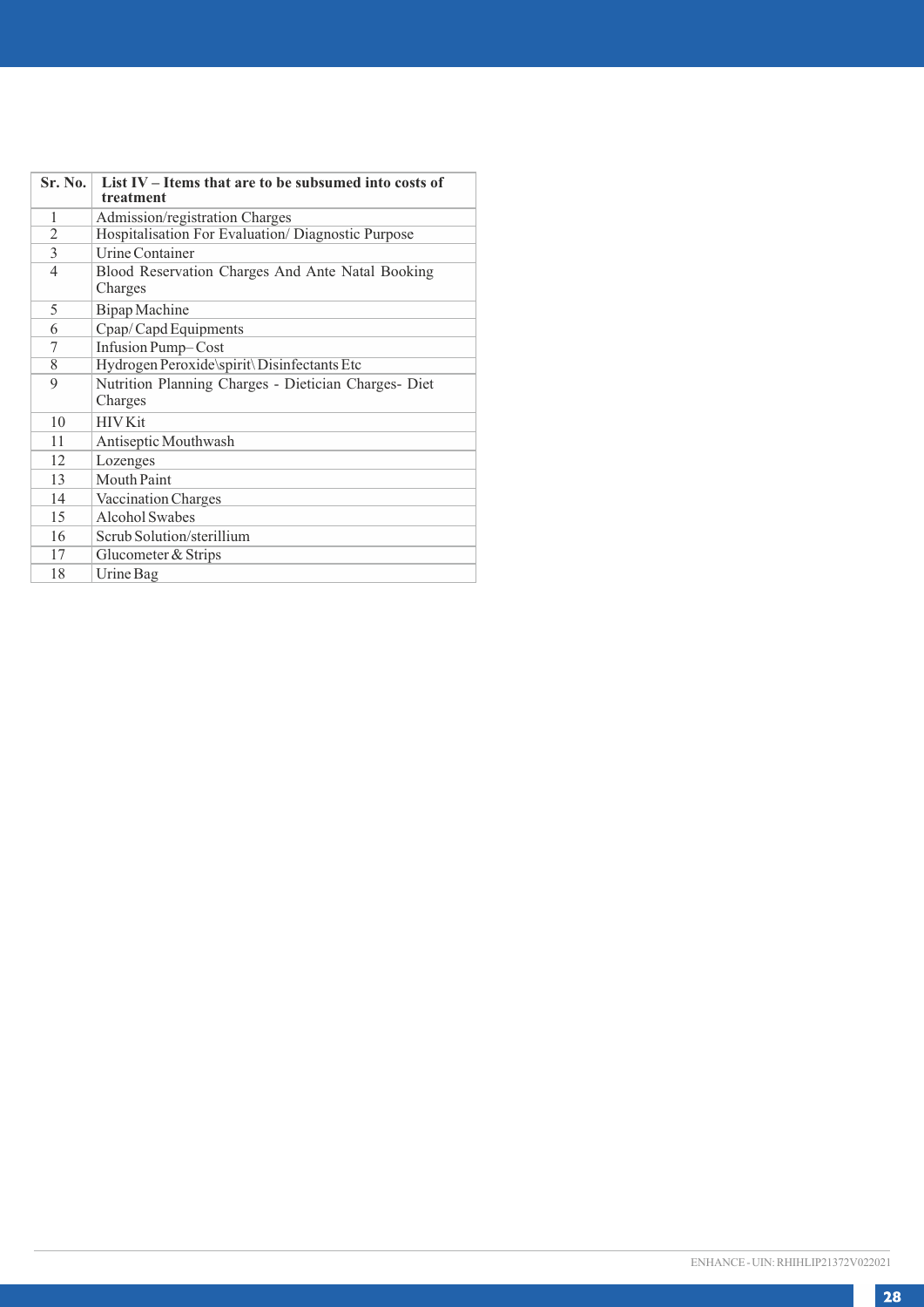| Sr. No. | List IV – Items that are to be subsumed into costs of treatment |
|---|---|
| 1 | Admission/registration Charges |
| 2 | Hospitalisation For Evaluation/ Diagnostic Purpose |
| 3 | Urine Container |
| 4 | Blood Reservation Charges And Ante Natal Booking Charges |
| 5 | Bipap Machine |
| 6 | Cpap/ Capd Equipments |
| 7 | Infusion Pump– Cost |
| 8 | Hydrogen Peroxide\spirit\ Disinfectants Etc |
| 9 | Nutrition Planning Charges - Dietician Charges- Diet Charges |
| 10 | HIV Kit |
| 11 | Antiseptic Mouthwash |
| 12 | Lozenges |
| 13 | Mouth Paint |
| 14 | Vaccination Charges |
| 15 | Alcohol Swabes |
| 16 | Scrub Solution/sterillium |
| 17 | Glucometer & Strips |
| 18 | Urine Bag |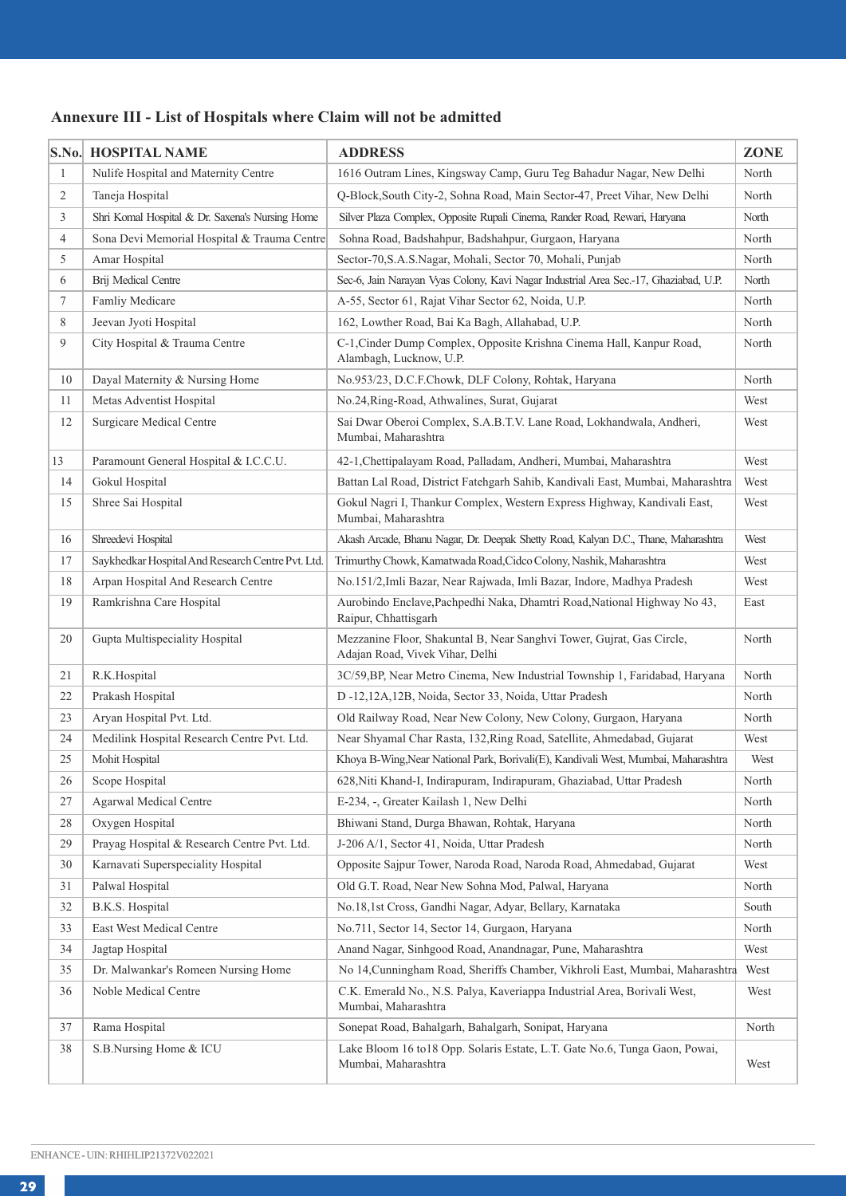## Annexure III - List of Hospitals where Claim will not be admitted

| S.No. | HOSPITAL NAME | ADDRESS | ZONE |
|---|---|---|---|
| 1 | Nulife Hospital and Maternity Centre | 1616 Outram Lines, Kingsway Camp, Guru Teg Bahadur Nagar, New Delhi | North |
| 2 | Taneja Hospital | Q-Block,South City-2, Sohna Road, Main Sector-47, Preet Vihar, New Delhi | North |
| 3 | Shri Komal Hospital & Dr. Saxena's Nursing Home | Silver Plaza Complex, Opposite Rupali Cinema, Rander Road, Rewari, Haryana | North |
| 4 | Sona Devi Memorial Hospital & Trauma Centre | Sohna Road, Badshahpur, Badshahpur, Gurgaon, Haryana | North |
| 5 | Amar Hospital | Sector-70,S.A.S.Nagar, Mohali, Sector 70, Mohali, Punjab | North |
| 6 | Brij Medical Centre | Sec-6, Jain Narayan Vyas Colony, Kavi Nagar Industrial Area Sec.-17, Ghaziabad, U.P. | North |
| 7 | Famliy Medicare | A-55, Sector 61, Rajat Vihar Sector 62, Noida, U.P. | North |
| 8 | Jeevan Jyoti Hospital | 162, Lowther Road, Bai Ka Bagh, Allahabad, U.P. | North |
| 9 | City Hospital & Trauma Centre | C-1,Cinder Dump Complex, Opposite Krishna Cinema Hall, Kanpur Road, Alambagh, Lucknow, U.P. | North |
| 10 | Dayal Maternity & Nursing Home | No.953/23, D.C.F.Chowk, DLF Colony, Rohtak, Haryana | North |
| 11 | Metas Adventist Hospital | No.24,Ring-Road, Athwalines, Surat, Gujarat | West |
| 12 | Surgicare Medical Centre | Sai Dwar Oberoi Complex, S.A.B.T.V. Lane Road, Lokhandwala, Andheri, Mumbai, Maharashtra | West |
| 13 | Paramount General Hospital & I.C.C.U. | 42-1,Chettipalayam Road, Palladam, Andheri, Mumbai, Maharashtra | West |
| 14 | Gokul Hospital | Battan Lal Road, District Fatehgarh Sahib, Kandivali East, Mumbai, Maharashtra | West |
| 15 | Shree Sai Hospital | Gokul Nagri I, Thankur Complex, Western Express Highway, Kandivali East, Mumbai, Maharashtra | West |
| 16 | Shreedevi Hospital | Akash Arcade, Bhanu Nagar, Dr. Deepak Shetty Road, Kalyan D.C., Thane, Maharashtra | West |
| 17 | Saykhedkar Hospital And Research Centre Pvt. Ltd. | Trimurthy Chowk, Kamatwada Road,Cidco Colony, Nashik, Maharashtra | West |
| 18 | Arpan Hospital And Research Centre | No.151/2,Imli Bazar, Near Rajwada, Imli Bazar, Indore, Madhya Pradesh | West |
| 19 | Ramkrishna Care Hospital | Aurobindo Enclave,Pachpedhi Naka, Dhamtri Road,National Highway No 43, Raipur, Chhattisgarh | East |
| 20 | Gupta Multispeciality Hospital | Mezzanine Floor, Shakuntal B, Near Sanghvi Tower, Gujrat, Gas Circle, Adajan Road, Vivek Vihar, Delhi | North |
| 21 | R.K.Hospital | 3C/59,BP, Near Metro Cinema, New Industrial Township 1, Faridabad, Haryana | North |
| 22 | Prakash Hospital | D -12,12A,12B, Noida, Sector 33, Noida, Uttar Pradesh | North |
| 23 | Aryan Hospital Pvt. Ltd. | Old Railway Road, Near New Colony, New Colony, Gurgaon, Haryana | North |
| 24 | Medilink Hospital Research Centre Pvt. Ltd. | Near Shyamal Char Rasta, 132,Ring Road, Satellite, Ahmedabad, Gujarat | West |
| 25 | Mohit Hospital | Khoya B-Wing,Near National Park, Borivali(E), Kandivali West, Mumbai, Maharashtra | West |
| 26 | Scope Hospital | 628,Niti Khand-I, Indirapuram, Indirapuram, Ghaziabad, Uttar Pradesh | North |
| 27 | Agarwal Medical Centre | E-234, -, Greater Kailash 1, New Delhi | North |
| 28 | Oxygen Hospital | Bhiwani Stand, Durga Bhawan, Rohtak, Haryana | North |
| 29 | Prayag Hospital & Research Centre Pvt. Ltd. | J-206 A/1, Sector 41, Noida, Uttar Pradesh | North |
| 30 | Karnavati Superspeciality Hospital | Opposite Sajpur Tower, Naroda Road, Naroda Road, Ahmedabad, Gujarat | West |
| 31 | Palwal Hospital | Old G.T. Road, Near New Sohna Mod, Palwal, Haryana | North |
| 32 | B.K.S. Hospital | No.18,1st Cross, Gandhi Nagar, Adyar, Bellary, Karnataka | South |
| 33 | East West Medical Centre | No.711, Sector 14, Sector 14, Gurgaon, Haryana | North |
| 34 | Jagtap Hospital | Anand Nagar, Sinhgood Road, Anandnagar, Pune, Maharashtra | West |
| 35 | Dr. Malwankar's Romeen Nursing Home | No 14,Cunningham Road, Sheriffs Chamber, Vikhroli East, Mumbai, Maharashtra | West |
| 36 | Noble Medical Centre | C.K. Emerald No., N.S. Palya, Kaveriappa Industrial Area, Borivali West, Mumbai, Maharashtra | West |
| 37 | Rama Hospital | Sonepat Road, Bahalgarh, Bahalgarh, Sonipat, Haryana | North |
| 38 | S.B.Nursing Home & ICU | Lake Bloom 16 to18 Opp. Solaris Estate, L.T. Gate No.6, Tunga Gaon, Powai, Mumbai, Maharashtra | West |

ENHANCE - UIN: RHIHLIP21372V022021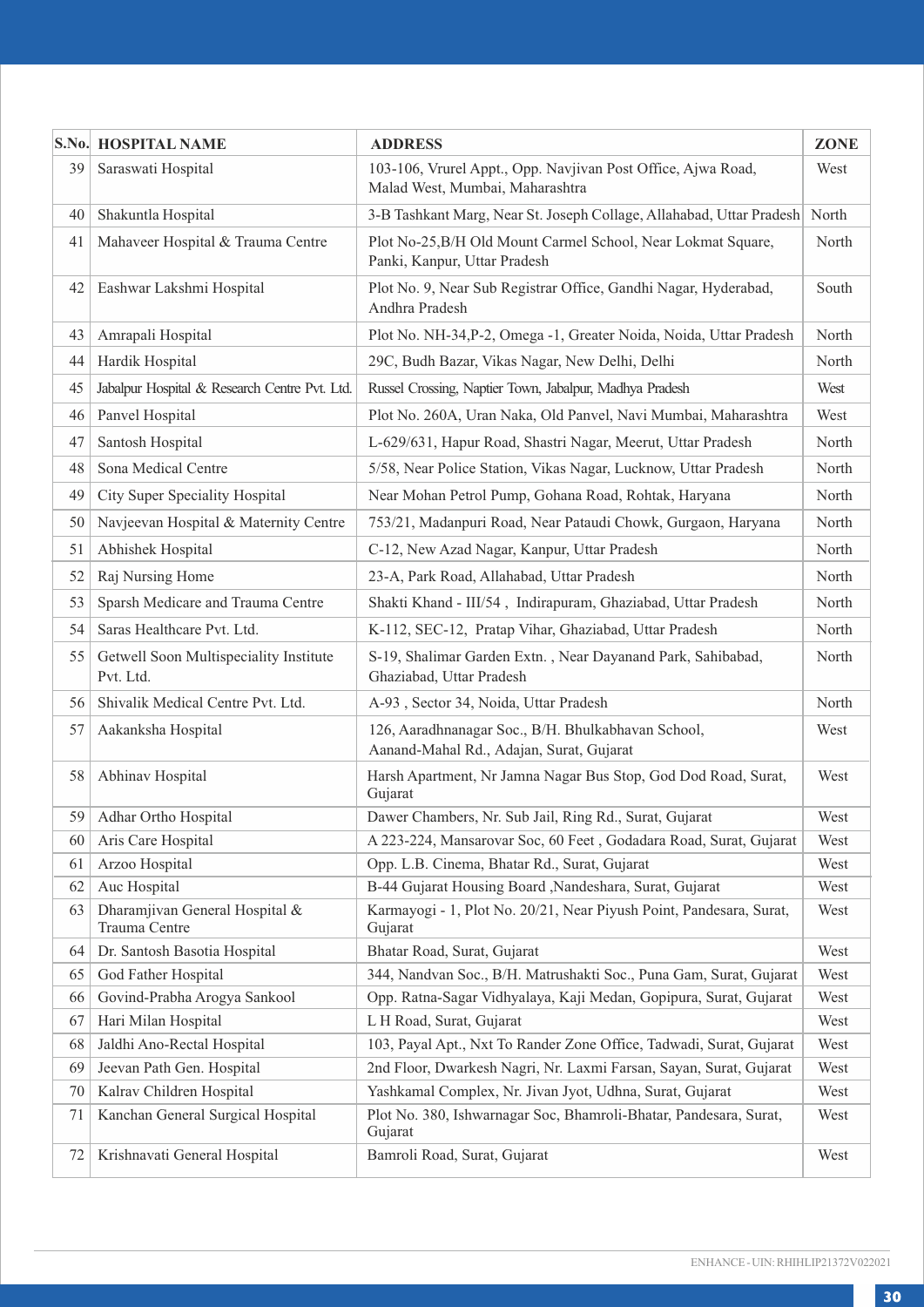| S.No. | HOSPITAL NAME | ADDRESS | ZONE |
|---|---|---|---|
| 39 | Saraswati Hospital | 103-106, Vrurel Appt., Opp. Navjivan Post Office, Ajwa Road, Malad West, Mumbai, Maharashtra | West |
| 40 | Shakuntla Hospital | 3-B Tashkant Marg, Near St. Joseph Collage, Allahabad, Uttar Pradesh | North |
| 41 | Mahaveer Hospital & Trauma Centre | Plot No-25,B/H Old Mount Carmel School, Near Lokmat Square, Panki, Kanpur, Uttar Pradesh | North |
| 42 | Eashwar Lakshmi Hospital | Plot No. 9, Near Sub Registrar Office, Gandhi Nagar, Hyderabad, Andhra Pradesh | South |
| 43 | Amrapali Hospital | Plot No. NH-34,P-2, Omega -1, Greater Noida, Noida, Uttar Pradesh | North |
| 44 | Hardik Hospital | 29C, Budh Bazar, Vikas Nagar, New Delhi, Delhi | North |
| 45 | Jabalpur Hospital & Research Centre Pvt. Ltd. | Russel Crossing, Naptier Town, Jabalpur, Madhya Pradesh | West |
| 46 | Panvel Hospital | Plot No. 260A, Uran Naka, Old Panvel, Navi Mumbai, Maharashtra | West |
| 47 | Santosh Hospital | L-629/631, Hapur Road, Shastri Nagar, Meerut, Uttar Pradesh | North |
| 48 | Sona Medical Centre | 5/58, Near Police Station, Vikas Nagar, Lucknow, Uttar Pradesh | North |
| 49 | City Super Speciality Hospital | Near Mohan Petrol Pump, Gohana Road, Rohtak, Haryana | North |
| 50 | Navjeevan Hospital & Maternity Centre | 753/21, Madanpuri Road, Near Pataudi Chowk, Gurgaon, Haryana | North |
| 51 | Abhishek Hospital | C-12, New Azad Nagar, Kanpur, Uttar Pradesh | North |
| 52 | Raj Nursing Home | 23-A, Park Road, Allahabad, Uttar Pradesh | North |
| 53 | Sparsh Medicare and Trauma Centre | Shakti Khand - III/54 , Indirapuram, Ghaziabad, Uttar Pradesh | North |
| 54 | Saras Healthcare Pvt. Ltd. | K-112, SEC-12, Pratap Vihar, Ghaziabad, Uttar Pradesh | North |
| 55 | Getwell Soon Multispeciality Institute Pvt. Ltd. | S-19, Shalimar Garden Extn. , Near Dayanand Park, Sahibabad, Ghaziabad, Uttar Pradesh | North |
| 56 | Shivalik Medical Centre Pvt. Ltd. | A-93 , Sector 34, Noida, Uttar Pradesh | North |
| 57 | Aakanksha Hospital | 126, Aaradhnanagar Soc., B/H. Bhulkabhavan School, Aanand-Mahal Rd., Adajan, Surat, Gujarat | West |
| 58 | Abhinav Hospital | Harsh Apartment, Nr Jamna Nagar Bus Stop, God Dod Road, Surat, Gujarat | West |
| 59 | Adhar Ortho Hospital | Dawer Chambers, Nr. Sub Jail, Ring Rd., Surat, Gujarat | West |
| 60 | Aris Care Hospital | A 223-224, Mansarovar Soc, 60 Feet , Godadara Road, Surat, Gujarat | West |
| 61 | Arzoo Hospital | Opp. L.B. Cinema, Bhatar Rd., Surat, Gujarat | West |
| 62 | Auc Hospital | B-44 Gujarat Housing Board ,Nandeshara, Surat, Gujarat | West |
| 63 | Dharamjivan General Hospital & Trauma Centre | Karmayogi - 1, Plot No. 20/21, Near Piyush Point, Pandesara, Surat, Gujarat | West |
| 64 | Dr. Santosh Basotia Hospital | Bhatar Road, Surat, Gujarat | West |
| 65 | God Father Hospital | 344, Nandvan Soc., B/H. Matrushakti Soc., Puna Gam, Surat, Gujarat | West |
| 66 | Govind-Prabha Arogya Sankool | Opp. Ratna-Sagar Vidhyalaya, Kaji Medan, Gopipura, Surat, Gujarat | West |
| 67 | Hari Milan Hospital | L H Road, Surat, Gujarat | West |
| 68 | Jaldhi Ano-Rectal Hospital | 103, Payal Apt., Nxt To Rander Zone Office, Tadwadi, Surat, Gujarat | West |
| 69 | Jeevan Path Gen. Hospital | 2nd Floor, Dwarkesh Nagri, Nr. Laxmi Farsan, Sayan, Surat, Gujarat | West |
| 70 | Kalrav Children Hospital | Yashkamal Complex, Nr. Jivan Jyot, Udhna, Surat, Gujarat | West |
| 71 | Kanchan General Surgical Hospital | Plot No. 380, Ishwarnagar Soc, Bhamroli-Bhatar, Pandesara, Surat, Gujarat | West |
| 72 | Krishnavati General Hospital | Bamroli Road, Surat, Gujarat | West |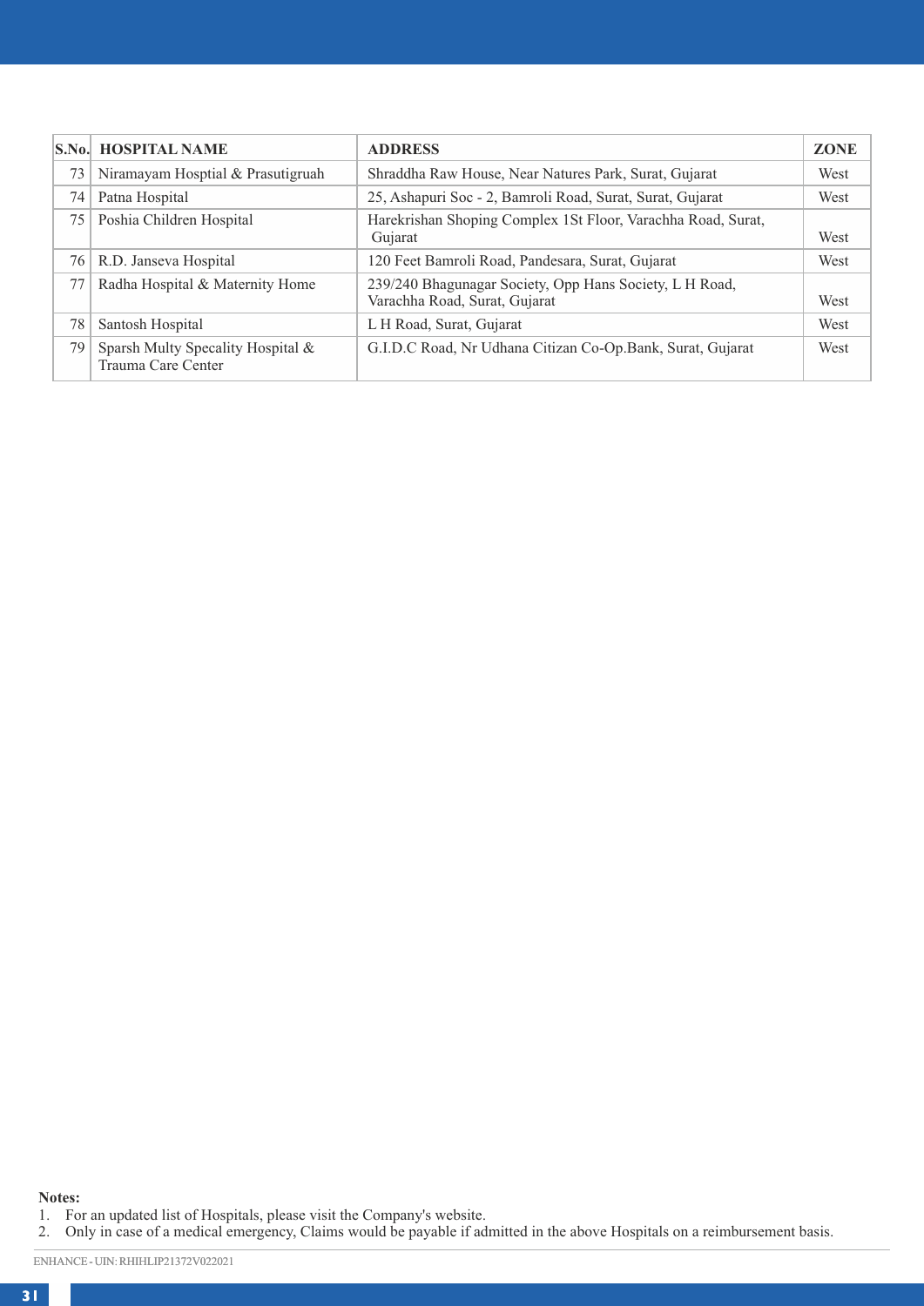| S.No. | HOSPITAL NAME | ADDRESS | ZONE |
|---|---|---|---|
| 73 | Niramayam Hosptial & Prasutigruah | Shraddha Raw House, Near Natures Park, Surat, Gujarat | West |
| 74 | Patna Hospital | 25, Ashapuri Soc - 2, Bamroli Road, Surat, Surat, Gujarat | West |
| 75 | Poshia Children Hospital | Harekrishan Shoping Complex 1St Floor, Varachha Road, Surat, Gujarat | West |
| 76 | R.D. Janseva Hospital | 120 Feet Bamroli Road, Pandesara, Surat, Gujarat | West |
| 77 | Radha Hospital & Maternity Home | 239/240 Bhagunagar Society, Opp Hans Society, L H Road, Varachha Road, Surat, Gujarat | West |
| 78 | Santosh Hospital | L H Road, Surat, Gujarat | West |
| 79 | Sparsh Multy Specality Hospital & Trauma Care Center | G.I.D.C Road, Nr Udhana Citizan Co-Op.Bank, Surat, Gujarat | West |

**Notes:**

1. For an updated list of Hospitals, please visit the Company's website.
2. Only in case of a medical emergency, Claims would be payable if admitted in the above Hospitals on a reimbursement basis.

ENHANCE - UIN: RHIHLIP21372V022021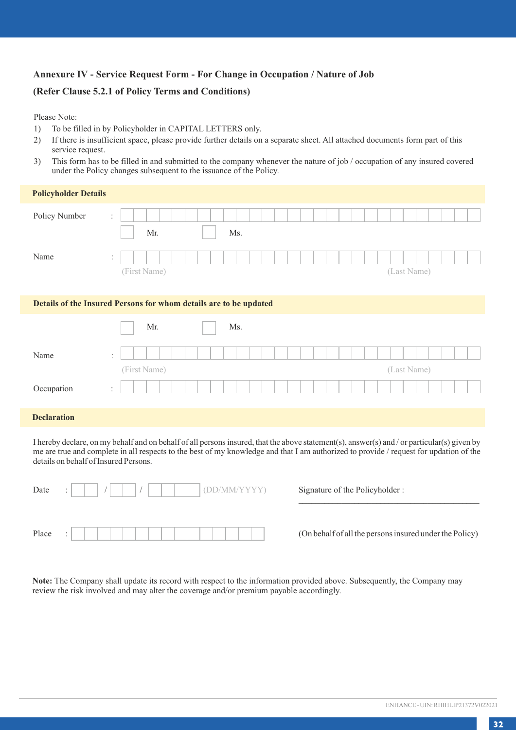## Annexure IV - Service Request Form - For Change in Occupation / Nature of Job

**(Refer Clause 5.2.1 of Policy Terms and Conditions)**

Please Note:

1) To be filled in by Policyholder in CAPITAL LETTERS only.
2) If there is insufficient space, please provide further details on a separate sheet. All attached documents form part of this service request.
3) This form has to be filled in and submitted to the company whenever the nature of job / occupation of any insured covered under the Policy changes subsequent to the issuance of the Policy.

### Policyholder Details

Policy Number :

☐ Mr. ☐ Ms.

Name :

(First Name) (Last Name)

### Details of the Insured Persons for whom details are to be updated

☐ Mr. ☐ Ms.

Name :

(First Name) (Last Name)

Occupation :

### Declaration

I hereby declare, on my behalf and on behalf of all persons insured, that the above statement(s), answer(s) and / or particular(s) given by me are true and complete in all respects to the best of my knowledge and that I am authorized to provide / request for updation of the details on behalf of Insured Persons.

Date : __ / __ / ____ (DD/MM/YYYY)

Signature of the Policyholder :

Place :

(On behalf of all the persons insured under the Policy)

**Note:** The Company shall update its record with respect to the information provided above. Subsequently, the Company may review the risk involved and may alter the coverage and/or premium payable accordingly.

ENHANCE - UIN: RHIHLIP21372V022021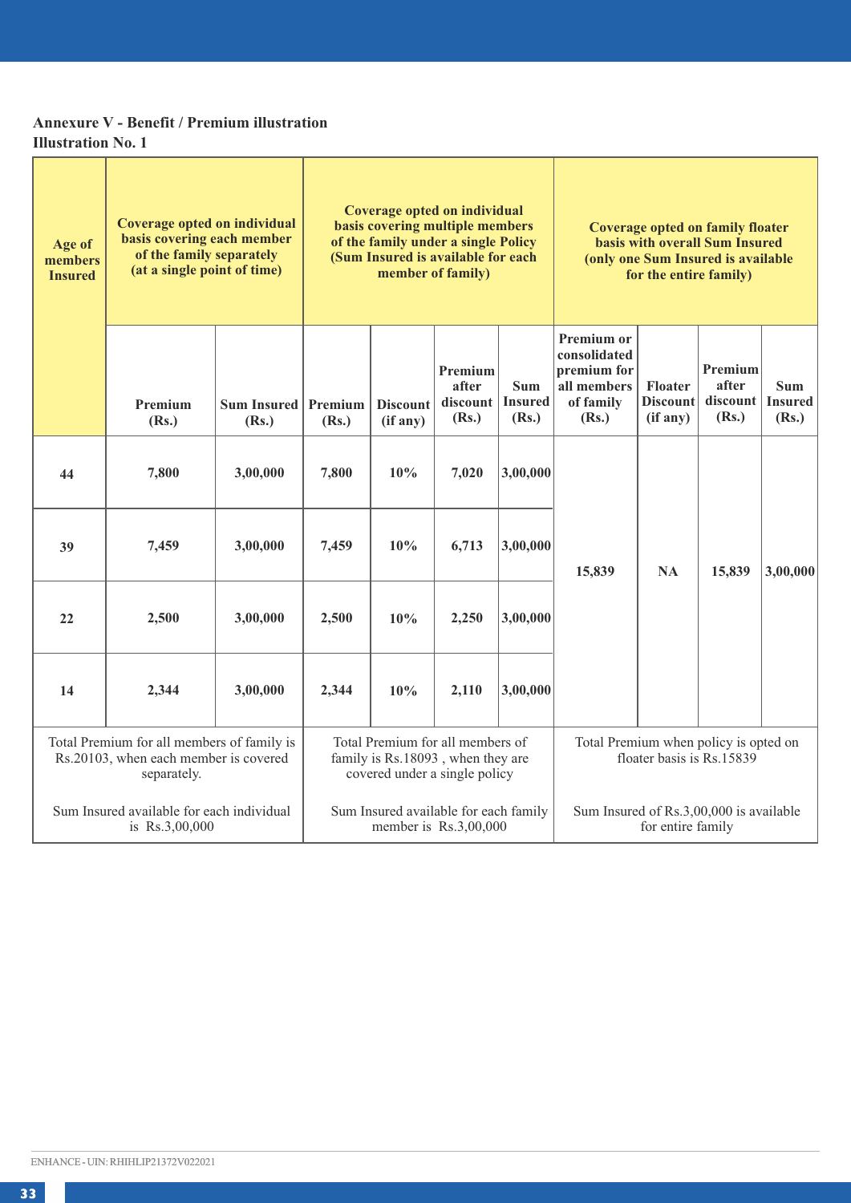**Annexure V - Benefit / Premium illustration**

**Illustration No. 1**

| Age of members Insured | Coverage opted on individual basis covering each member of the family separately (at a single point of time) | | Coverage opted on individual basis covering multiple members of the family under a single Policy (Sum Insured is available for each member of family) | | | | Coverage opted on family floater basis with overall Sum Insured (only one Sum Insured is available for the entire family) | | | |
|---|---|---|---|---|---|---|---|---|---|---|
| | Premium (Rs.) | Sum Insured (Rs.) | Premium (Rs.) | Discount (if any) | Premium after discount (Rs.) | Sum Insured (Rs.) | Premium or consolidated premium for all members of family (Rs.) | Floater Discount (if any) | Premium after discount (Rs.) | Sum Insured (Rs.) |
| 44 | 7,800 | 3,00,000 | 7,800 | 10% | 7,020 | 3,00,000 | 15,839 | NA | 15,839 | 3,00,000 |
| 39 | 7,459 | 3,00,000 | 7,459 | 10% | 6,713 | 3,00,000 | | | | |
| 22 | 2,500 | 3,00,000 | 2,500 | 10% | 2,250 | 3,00,000 | | | | |
| 14 | 2,344 | 3,00,000 | 2,344 | 10% | 2,110 | 3,00,000 | | | | |
| Total Premium for all members of family is Rs.20103, when each member is covered separately. Sum Insured available for each individual is Rs.3,00,000 | | | Total Premium for all members of family is Rs.18093 , when they are covered under a single policy. Sum Insured available for each family member is Rs.3,00,000 | | | | Total Premium when policy is opted on floater basis is Rs.15839. Sum Insured of Rs.3,00,000 is available for entire family | | | |

ENHANCE - UIN: RHIHLIP21372V022021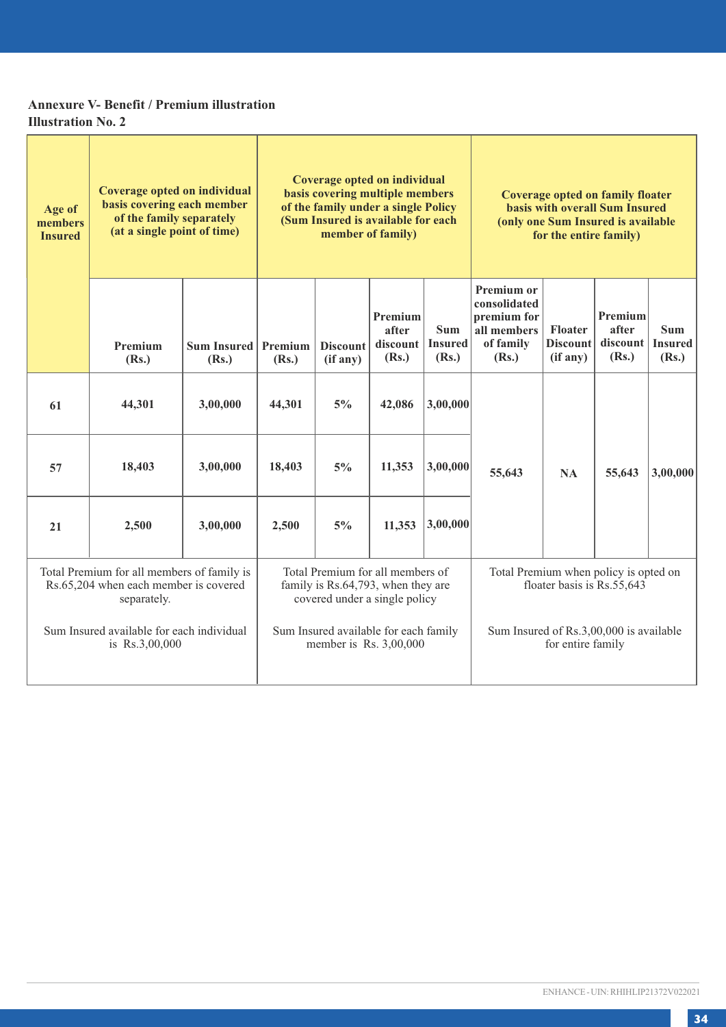**Annexure V- Benefit / Premium illustration**

**Illustration No. 2**

| Age of members Insured | Coverage opted on individual basis covering each member of the family separately (at a single point of time) | | Coverage opted on individual basis covering multiple members of the family under a single Policy (Sum Insured is available for each member of family) | | | | Coverage opted on family floater basis with overall Sum Insured (only one Sum Insured is available for the entire family) | | | |
|---|---|---|---|---|---|---|---|---|---|---|
| | Premium (Rs.) | Sum Insured (Rs.) | Premium (Rs.) | Discount (if any) | Premium after discount (Rs.) | Sum Insured (Rs.) | Premium or consolidated premium for all members of family (Rs.) | Floater Discount (if any) | Premium after discount (Rs.) | Sum Insured (Rs.) |
| 61 | 44,301 | 3,00,000 | 44,301 | 5% | 42,086 | 3,00,000 | 55,643 | NA | 55,643 | 3,00,000 |
| 57 | 18,403 | 3,00,000 | 18,403 | 5% | 11,353 | 3,00,000 | | | | |
| 21 | 2,500 | 3,00,000 | 2,500 | 5% | 11,353 | 3,00,000 | | | | |
| Total Premium for all members of family is Rs.65,204 when each member is covered separately.<br><br>Sum Insured available for each individual is Rs.3,00,000 | | | Total Premium for all members of family is Rs.64,793, when they are covered under a single policy<br><br>Sum Insured available for each family member is Rs. 3,00,000 | | | | Total Premium when policy is opted on floater basis is Rs.55,643<br><br>Sum Insured of Rs.3,00,000 is available for entire family | | | |

ENHANCE - UIN: RHIHLIP21372V022021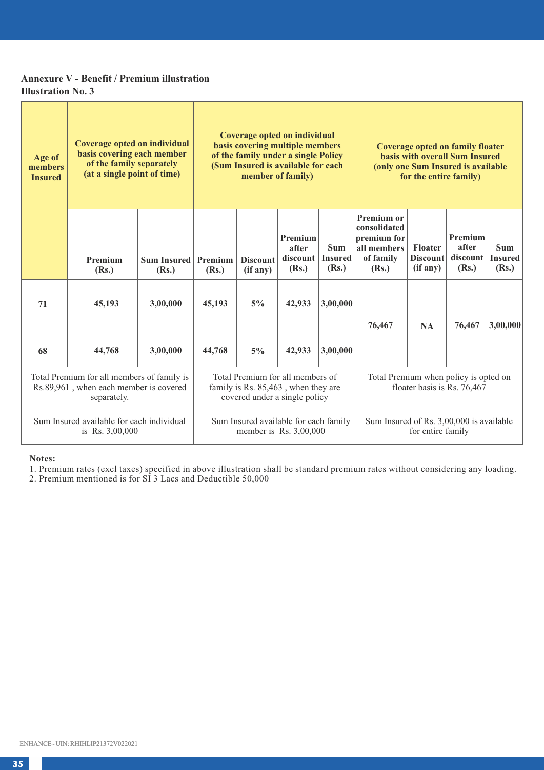**Annexure V - Benefit / Premium illustration**

**Illustration No. 3**

| Age of members Insured | Coverage opted on individual basis covering each member of the family separately (at a single point of time) | | Coverage opted on individual basis covering multiple members of the family under a single Policy (Sum Insured is available for each member of family) | | | | Coverage opted on family floater basis with overall Sum Insured (only one Sum Insured is available for the entire family) | | | |
|---|---|---|---|---|---|---|---|---|---|---|
| | Premium (Rs.) | Sum Insured (Rs.) | Premium (Rs.) | Discount (if any) | Premium after discount (Rs.) | Sum Insured (Rs.) | Premium or consolidated premium for all members of family (Rs.) | Floater Discount (if any) | Premium after discount (Rs.) | Sum Insured (Rs.) |
| 71 | 45,193 | 3,00,000 | 45,193 | 5% | 42,933 | 3,00,000 | 76,467 | NA | 76,467 | 3,00,000 |
| 68 | 44,768 | 3,00,000 | 44,768 | 5% | 42,933 | 3,00,000 | | | | |
| Total Premium for all members of family is Rs.89,961 , when each member is covered separately. | | | Total Premium for all members of family is Rs. 85,463 , when they are covered under a single policy | | | | Total Premium when policy is opted on floater basis is Rs. 76,467 | | | |
| Sum Insured available for each individual is Rs. 3,00,000 | | | Sum Insured available for each family member is Rs. 3,00,000 | | | | Sum Insured of Rs. 3,00,000 is available for entire family | | | |

**Notes:**

1. Premium rates (excl taxes) specified in above illustration shall be standard premium rates without considering any loading.
2. Premium mentioned is for SI 3 Lacs and Deductible 50,000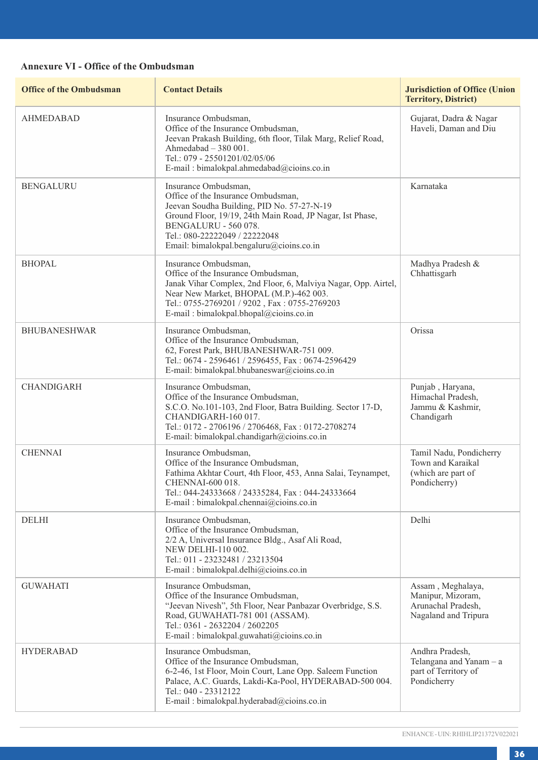## Annexure VI - Office of the Ombudsman

| Office of the Ombudsman | Contact Details | Jurisdiction of Office (Union Territory, District) |
|---|---|---|
| AHMEDABAD | Insurance Ombudsman,<br>Office of the Insurance Ombudsman,<br>Jeevan Prakash Building, 6th floor, Tilak Marg, Relief Road,<br>Ahmedabad – 380 001.<br>Tel.: 079 - 25501201/02/05/06<br>E-mail : bimalokpal.ahmedabad@cioins.co.in | Gujarat, Dadra & Nagar Haveli, Daman and Diu |
| BENGALURU | Insurance Ombudsman,<br>Office of the Insurance Ombudsman,<br>Jeevan Soudha Building, PID No. 57-27-N-19<br>Ground Floor, 19/19, 24th Main Road, JP Nagar, Ist Phase,<br>BENGALURU - 560 078.<br>Tel.: 080-22222049 / 22222048<br>Email: bimalokpal.bengaluru@cioins.co.in | Karnataka |
| BHOPAL | Insurance Ombudsman,<br>Office of the Insurance Ombudsman,<br>Janak Vihar Complex, 2nd Floor, 6, Malviya Nagar, Opp. Airtel,<br>Near New Market, BHOPAL (M.P.)-462 003.<br>Tel.: 0755-2769201 / 9202 , Fax : 0755-2769203<br>E-mail : bimalokpal.bhopal@cioins.co.in | Madhya Pradesh & Chhattisgarh |
| BHUBANESHWAR | Insurance Ombudsman,<br>Office of the Insurance Ombudsman,<br>62, Forest Park, BHUBANESHWAR-751 009.<br>Tel.: 0674 - 2596461 / 2596455, Fax : 0674-2596429<br>E-mail: bimalokpal.bhubaneswar@cioins.co.in | Orissa |
| CHANDIGARH | Insurance Ombudsman,<br>Office of the Insurance Ombudsman,<br>S.C.O. No.101-103, 2nd Floor, Batra Building. Sector 17-D,<br>CHANDIGARH-160 017.<br>Tel.: 0172 - 2706196 / 2706468, Fax : 0172-2708274<br>E-mail: bimalokpal.chandigarh@cioins.co.in | Punjab , Haryana, Himachal Pradesh, Jammu & Kashmir, Chandigarh |
| CHENNAI | Insurance Ombudsman,<br>Office of the Insurance Ombudsman,<br>Fathima Akhtar Court, 4th Floor, 453, Anna Salai, Teynampet,<br>CHENNAI-600 018.<br>Tel.: 044-24333668 / 24335284, Fax : 044-24333664<br>E-mail : bimalokpal.chennai@cioins.co.in | Tamil Nadu, Pondicherry Town and Karaikal (which are part of Pondicherry) |
| DELHI | Insurance Ombudsman,<br>Office of the Insurance Ombudsman,<br>2/2 A, Universal Insurance Bldg., Asaf Ali Road,<br>NEW DELHI-110 002.<br>Tel.: 011 - 23232481 / 23213504<br>E-mail : bimalokpal.delhi@cioins.co.in | Delhi |
| GUWAHATI | Insurance Ombudsman,<br>Office of the Insurance Ombudsman,<br>“Jeevan Nivesh”, 5th Floor, Near Panbazar Overbridge, S.S.<br>Road, GUWAHATI-781 001 (ASSAM).<br>Tel.: 0361 - 2632204 / 2602205<br>E-mail : bimalokpal.guwahati@cioins.co.in | Assam , Meghalaya, Manipur, Mizoram, Arunachal Pradesh, Nagaland and Tripura |
| HYDERABAD | Insurance Ombudsman,<br>Office of the Insurance Ombudsman,<br>6-2-46, 1st Floor, Moin Court, Lane Opp. Saleem Function<br>Palace, A.C. Guards, Lakdi-Ka-Pool, HYDERABAD-500 004.<br>Tel.: 040 - 23312122<br>E-mail : bimalokpal.hyderabad@cioins.co.in | Andhra Pradesh, Telangana and Yanam – a part of Territory of Pondicherry |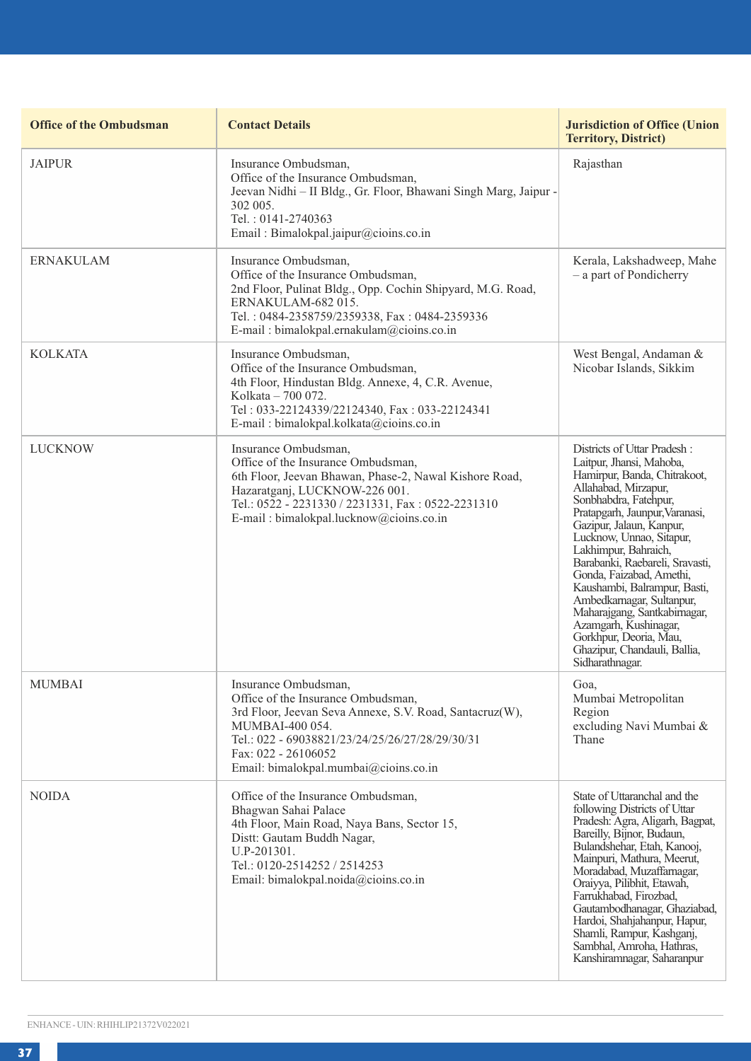| Office of the Ombudsman | Contact Details | Jurisdiction of Office (Union Territory, District) |
|---|---|---|
| JAIPUR | Insurance Ombudsman,<br>Office of the Insurance Ombudsman,<br>Jeevan Nidhi – II Bldg., Gr. Floor, Bhawani Singh Marg, Jaipur - 302 005.<br>Tel. : 0141-2740363<br>Email : Bimalokpal.jaipur@cioins.co.in | Rajasthan |
| ERNAKULAM | Insurance Ombudsman,<br>Office of the Insurance Ombudsman,<br>2nd Floor, Pulinat Bldg., Opp. Cochin Shipyard, M.G. Road, ERNAKULAM-682 015.<br>Tel. : 0484-2358759/2359338, Fax : 0484-2359336<br>E-mail : bimalokpal.ernakulam@cioins.co.in | Kerala, Lakshadweep, Mahe – a part of Pondicherry |
| KOLKATA | Insurance Ombudsman,<br>Office of the Insurance Ombudsman,<br>4th Floor, Hindustan Bldg. Annexe, 4, C.R. Avenue, Kolkata – 700 072.<br>Tel : 033-22124339/22124340, Fax : 033-22124341<br>E-mail : bimalokpal.kolkata@cioins.co.in | West Bengal, Andaman & Nicobar Islands, Sikkim |
| LUCKNOW | Insurance Ombudsman,<br>Office of the Insurance Ombudsman,<br>6th Floor, Jeevan Bhawan, Phase-2, Nawal Kishore Road, Hazaratganj, LUCKNOW-226 001.<br>Tel.: 0522 - 2231330 / 2231331, Fax : 0522-2231310<br>E-mail : bimalokpal.lucknow@cioins.co.in | Districts of Uttar Pradesh : Laitpur, Jhansi, Mahoba, Hamirpur, Banda, Chitrakoot, Allahabad, Mirzapur, Sonbhabdra, Fatehpur, Pratapgarh, Jaunpur,Varanasi, Gazipur, Jalaun, Kanpur, Lucknow, Unnao, Sitapur, Lakhimpur, Bahraich, Barabanki, Raebareli, Sravasti, Gonda, Faizabad, Amethi, Kaushambi, Balrampur, Basti, Ambedkarnagar, Sultanpur, Maharajgang, Santkabirnagar, Azamgarh, Kushinagar, Gorkhpur, Deoria, Mau, Ghazipur, Chandauli, Ballia, Sidharathnagar. |
| MUMBAI | Insurance Ombudsman,<br>Office of the Insurance Ombudsman,<br>3rd Floor, Jeevan Seva Annexe, S.V. Road, Santacruz(W), MUMBAI-400 054.<br>Tel.: 022 - 69038821/23/24/25/26/27/28/29/30/31<br>Fax: 022 - 26106052<br>Email: bimalokpal.mumbai@cioins.co.in | Goa,<br>Mumbai Metropolitan Region<br>excluding Navi Mumbai & Thane |
| NOIDA | Office of the Insurance Ombudsman,<br>Bhagwan Sahai Palace<br>4th Floor, Main Road, Naya Bans, Sector 15,<br>Distt: Gautam Buddh Nagar,<br>U.P-201301.<br>Tel.: 0120-2514252 / 2514253<br>Email: bimalokpal.noida@cioins.co.in | State of Uttaranchal and the following Districts of Uttar Pradesh: Agra, Aligarh, Bagpat, Bareilly, Bijnor, Budaun, Bulandshehar, Etah, Kanooj, Mainpuri, Mathura, Meerut, Moradabad, Muzaffarnagar, Oraiyya, Pilibhit, Etawah, Farrukhabad, Firozbad, Gautambodhanagar, Ghaziabad, Hardoi, Shahjahanpur, Hapur, Shamli, Rampur, Kashganj, Sambhal, Amroha, Hathras, Kanshiramnagar, Saharanpur |

ENHANCE - UIN: RHIHLIP21372V022021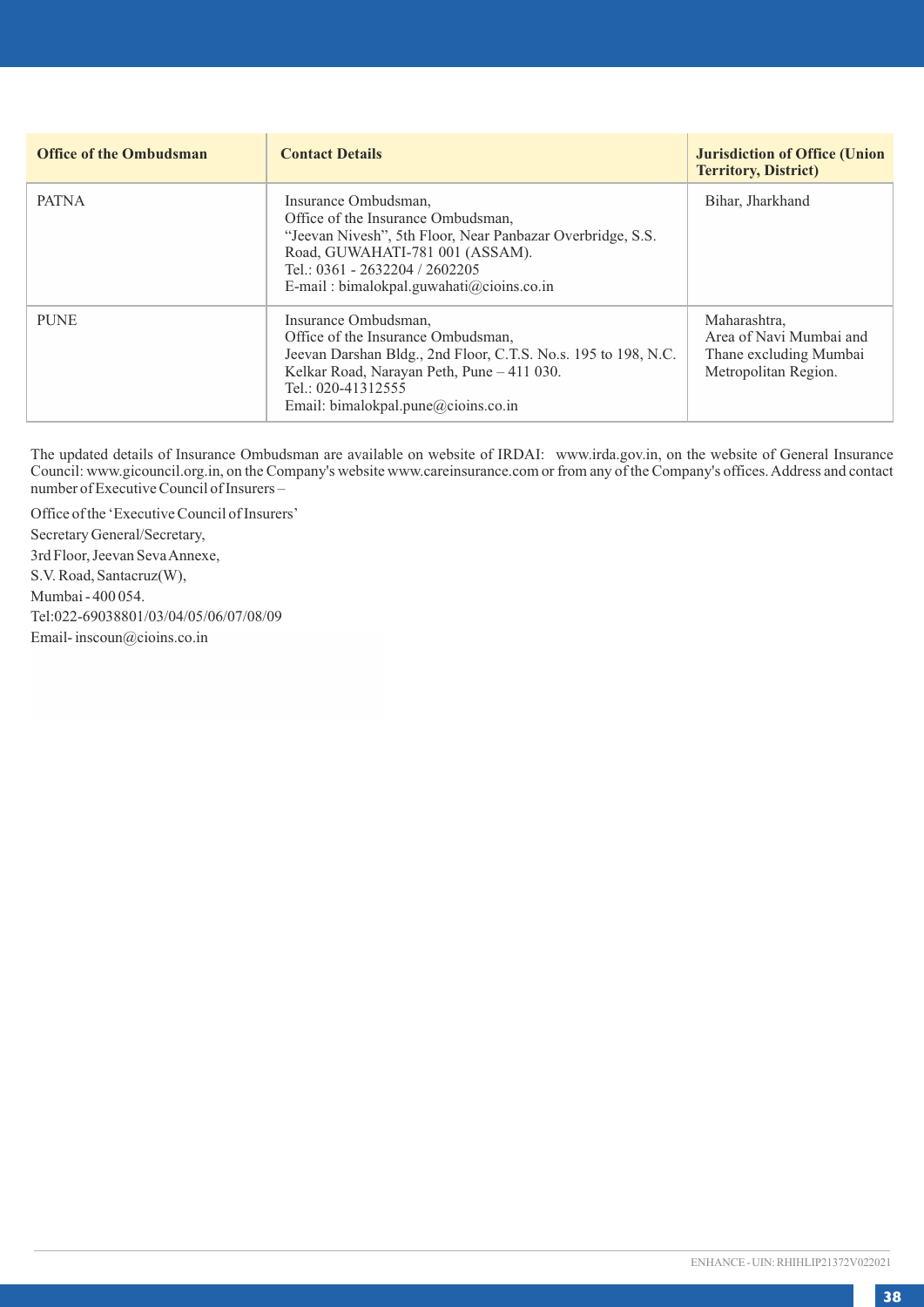| Office of the Ombudsman | Contact Details | Jurisdiction of Office (Union Territory, District) |
|---|---|---|
| PATNA | Insurance Ombudsman,<br>Office of the Insurance Ombudsman,<br>"Jeevan Nivesh", 5th Floor, Near Panbazar Overbridge, S.S. Road, GUWAHATI-781 001 (ASSAM).<br>Tel.: 0361 - 2632204 / 2602205<br>E-mail : bimalokpal.guwahati@cioins.co.in | Bihar, Jharkhand |
| PUNE | Insurance Ombudsman,<br>Office of the Insurance Ombudsman,<br>Jeevan Darshan Bldg., 2nd Floor, C.T.S. No.s. 195 to 198, N.C. Kelkar Road, Narayan Peth, Pune – 411 030.<br>Tel.: 020-41312555<br>Email: bimalokpal.pune@cioins.co.in | Maharashtra,<br>Area of Navi Mumbai and Thane excluding Mumbai Metropolitan Region. |

The updated details of Insurance Ombudsman are available on website of IRDAI: www.irda.gov.in, on the website of General Insurance Council: www.gicouncil.org.in, on the Company's website www.careinsurance.com or from any of the Company's offices. Address and contact number of Executive Council of Insurers –

Office of the 'Executive Council of Insurers'
Secretary General/Secretary,
3rd Floor, Jeevan Seva Annexe,
S.V. Road, Santacruz(W),
Mumbai - 400 054.
Tel:022-69038801/03/04/05/06/07/08/09
Email- inscoun@cioins.co.in

ENHANCE - UIN: RHIHLIP21372V022021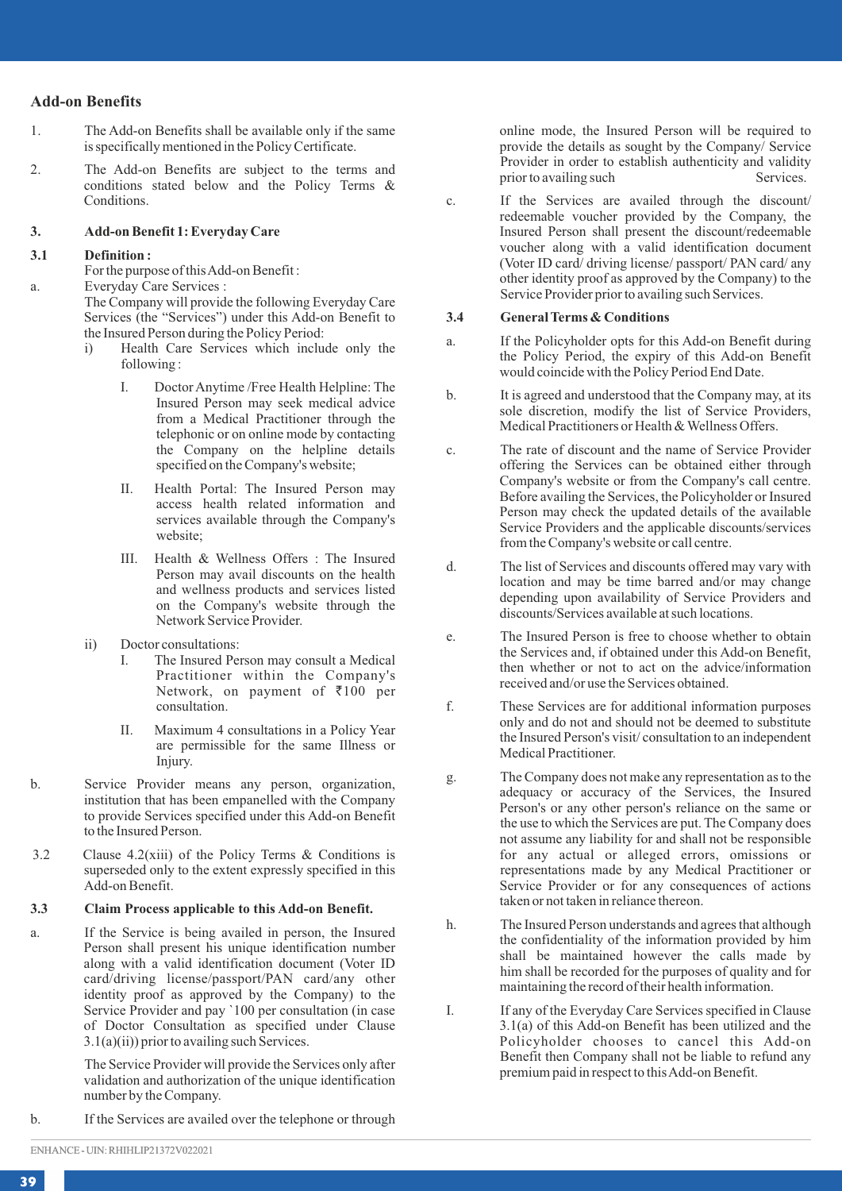## Add-on Benefits

1. The Add-on Benefits shall be available only if the same is specifically mentioned in the Policy Certificate.

2. The Add-on Benefits are subject to the terms and conditions stated below and the Policy Terms & Conditions.

### 3. Add-on Benefit 1: Everyday Care

**3.1 Definition :**

For the purpose of this Add-on Benefit :

a. Everyday Care Services :

The Company will provide the following Everyday Care Services (the "Services") under this Add-on Benefit to the Insured Person during the Policy Period:

i) Health Care Services which include only the following :

I. Doctor Anytime /Free Health Helpline: The Insured Person may seek medical advice from a Medical Practitioner through the telephonic or on online mode by contacting the Company on the helpline details specified on the Company's website;

II. Health Portal: The Insured Person may access health related information and services available through the Company's website;

III. Health & Wellness Offers : The Insured Person may avail discounts on the health and wellness products and services listed on the Company's website through the Network Service Provider.

ii) Doctor consultations:

I. The Insured Person may consult a Medical Practitioner within the Company's Network, on payment of ₹100 per consultation.

II. Maximum 4 consultations in a Policy Year are permissible for the same Illness or Injury.

b. Service Provider means any person, organization, institution that has been empanelled with the Company to provide Services specified under this Add-on Benefit to the Insured Person.

3.2 Clause 4.2(xiii) of the Policy Terms & Conditions is superseded only to the extent expressly specified in this Add-on Benefit.

**3.3 Claim Process applicable to this Add-on Benefit.**

a. If the Service is being availed in person, the Insured Person shall present his unique identification number along with a valid identification document (Voter ID card/driving license/passport/PAN card/any other identity proof as approved by the Company) to the Service Provider and pay `100 per consultation (in case of Doctor Consultation as specified under Clause 3.1(a)(ii)) prior to availing such Services.

The Service Provider will provide the Services only after validation and authorization of the unique identification number by the Company.

b. If the Services are availed over the telephone or through online mode, the Insured Person will be required to provide the details as sought by the Company/ Service Provider in order to establish authenticity and validity prior to availing such Services.

c. If the Services are availed through the discount/ redeemable voucher provided by the Company, the Insured Person shall present the discount/redeemable voucher along with a valid identification document (Voter ID card/ driving license/ passport/ PAN card/ any other identity proof as approved by the Company) to the Service Provider prior to availing such Services.

**3.4 General Terms & Conditions**

a. If the Policyholder opts for this Add-on Benefit during the Policy Period, the expiry of this Add-on Benefit would coincide with the Policy Period End Date.

b. It is agreed and understood that the Company may, at its sole discretion, modify the list of Service Providers, Medical Practitioners or Health & Wellness Offers.

c. The rate of discount and the name of Service Provider offering the Services can be obtained either through Company's website or from the Company's call centre. Before availing the Services, the Policyholder or Insured Person may check the updated details of the available Service Providers and the applicable discounts/services from the Company's website or call centre.

d. The list of Services and discounts offered may vary with location and may be time barred and/or may change depending upon availability of Service Providers and discounts/Services available at such locations.

e. The Insured Person is free to choose whether to obtain the Services and, if obtained under this Add-on Benefit, then whether or not to act on the advice/information received and/or use the Services obtained.

f. These Services are for additional information purposes only and do not and should not be deemed to substitute the Insured Person's visit/ consultation to an independent Medical Practitioner.

g. The Company does not make any representation as to the adequacy or accuracy of the Services, the Insured Person's or any other person's reliance on the same or the use to which the Services are put. The Company does not assume any liability for and shall not be responsible for any actual or alleged errors, omissions or representations made by any Medical Practitioner or Service Provider or for any consequences of actions taken or not taken in reliance thereon.

h. The Insured Person understands and agrees that although the confidentiality of the information provided by him shall be maintained however the calls made by him shall be recorded for the purposes of quality and for maintaining the record of their health information.

I. If any of the Everyday Care Services specified in Clause 3.1(a) of this Add-on Benefit has been utilized and the Policyholder chooses to cancel this Add-on Benefit then Company shall not be liable to refund any premium paid in respect to this Add-on Benefit.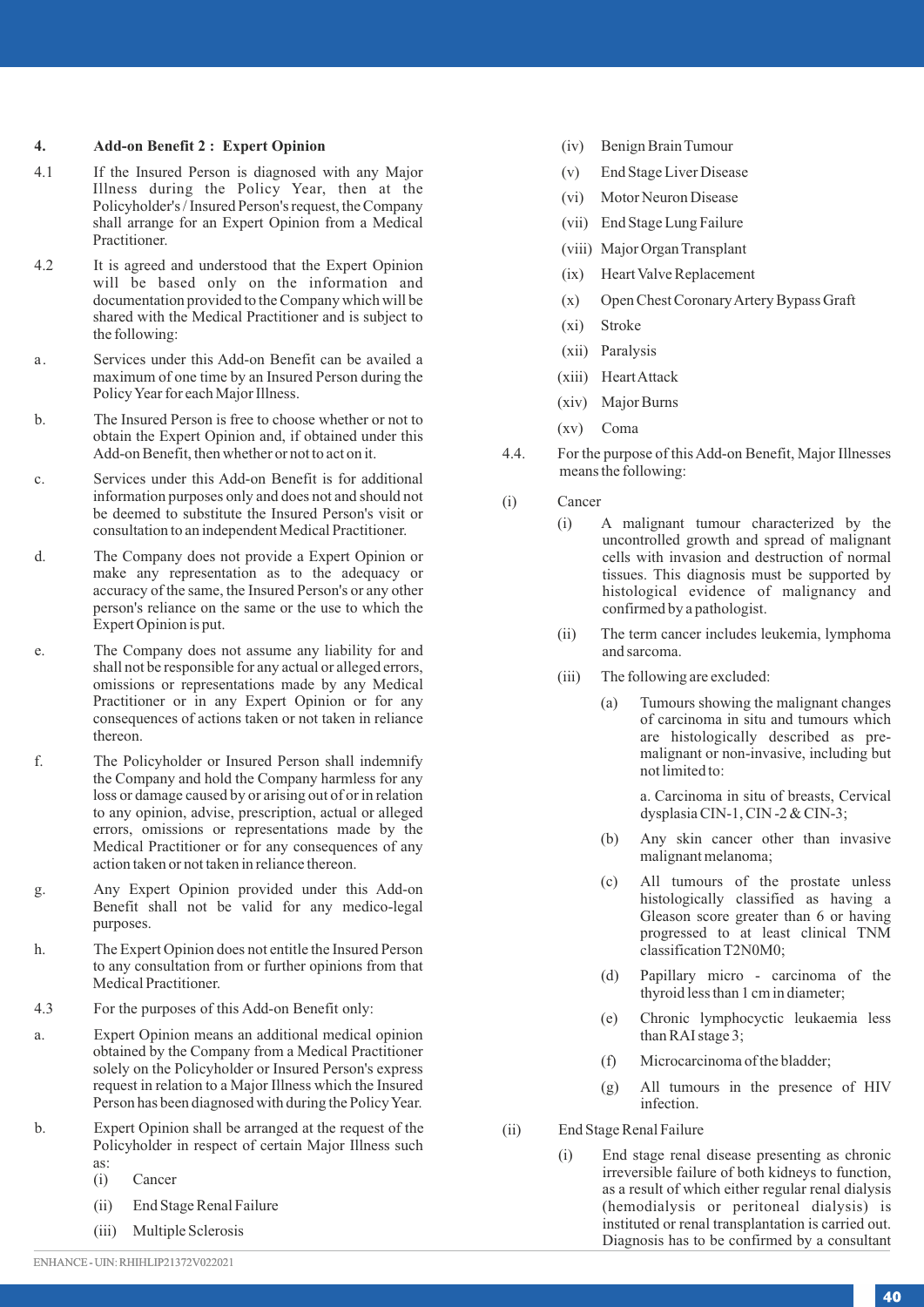## 4. Add-on Benefit 2 : Expert Opinion

4.1 If the Insured Person is diagnosed with any Major Illness during the Policy Year, then at the Policyholder's / Insured Person's request, the Company shall arrange for an Expert Opinion from a Medical Practitioner.

4.2 It is agreed and understood that the Expert Opinion will be based only on the information and documentation provided to the Company which will be shared with the Medical Practitioner and is subject to the following:

a. Services under this Add-on Benefit can be availed a maximum of one time by an Insured Person during the Policy Year for each Major Illness.

b. The Insured Person is free to choose whether or not to obtain the Expert Opinion and, if obtained under this Add-on Benefit, then whether or not to act on it.

c. Services under this Add-on Benefit is for additional information purposes only and does not and should not be deemed to substitute the Insured Person's visit or consultation to an independent Medical Practitioner.

d. The Company does not provide a Expert Opinion or make any representation as to the adequacy or accuracy of the same, the Insured Person's or any other person's reliance on the same or the use to which the Expert Opinion is put.

e. The Company does not assume any liability for and shall not be responsible for any actual or alleged errors, omissions or representations made by any Medical Practitioner or in any Expert Opinion or for any consequences of actions taken or not taken in reliance thereon.

f. The Policyholder or Insured Person shall indemnify the Company and hold the Company harmless for any loss or damage caused by or arising out of or in relation to any opinion, advise, prescription, actual or alleged errors, omissions or representations made by the Medical Practitioner or for any consequences of any action taken or not taken in reliance thereon.

g. Any Expert Opinion provided under this Add-on Benefit shall not be valid for any medico-legal purposes.

h. The Expert Opinion does not entitle the Insured Person to any consultation from or further opinions from that Medical Practitioner.

4.3 For the purposes of this Add-on Benefit only:

a. Expert Opinion means an additional medical opinion obtained by the Company from a Medical Practitioner solely on the Policyholder or Insured Person's express request in relation to a Major Illness which the Insured Person has been diagnosed with during the Policy Year.

b. Expert Opinion shall be arranged at the request of the Policyholder in respect of certain Major Illness such as:

(i) Cancer
(ii) End Stage Renal Failure
(iii) Multiple Sclerosis
(iv) Benign Brain Tumour
(v) End Stage Liver Disease
(vi) Motor Neuron Disease
(vii) End Stage Lung Failure
(viii) Major Organ Transplant
(ix) Heart Valve Replacement
(x) Open Chest Coronary Artery Bypass Graft
(xi) Stroke
(xii) Paralysis
(xiii) Heart Attack
(xiv) Major Burns
(xv) Coma

4.4. For the purpose of this Add-on Benefit, Major Illnesses means the following:

(i) Cancer

(i) A malignant tumour characterized by the uncontrolled growth and spread of malignant cells with invasion and destruction of normal tissues. This diagnosis must be supported by histological evidence of malignancy and confirmed by a pathologist.

(ii) The term cancer includes leukemia, lymphoma and sarcoma.

(iii) The following are excluded:

(a) Tumours showing the malignant changes of carcinoma in situ and tumours which are histologically described as pre-malignant or non-invasive, including but not limited to:

a. Carcinoma in situ of breasts, Cervical dysplasia CIN-1, CIN -2 & CIN-3;

(b) Any skin cancer other than invasive malignant melanoma;

(c) All tumours of the prostate unless histologically classified as having a Gleason score greater than 6 or having progressed to at least clinical TNM classification T2N0M0;

(d) Papillary micro - carcinoma of the thyroid less than 1 cm in diameter;

(e) Chronic lymphocyctic leukaemia less than RAI stage 3;

(f) Microcarcinoma of the bladder;

(g) All tumours in the presence of HIV infection.

(ii) End Stage Renal Failure

(i) End stage renal disease presenting as chronic irreversible failure of both kidneys to function, as a result of which either regular renal dialysis (hemodialysis or peritoneal dialysis) is instituted or renal transplantation is carried out. Diagnosis has to be confirmed by a consultant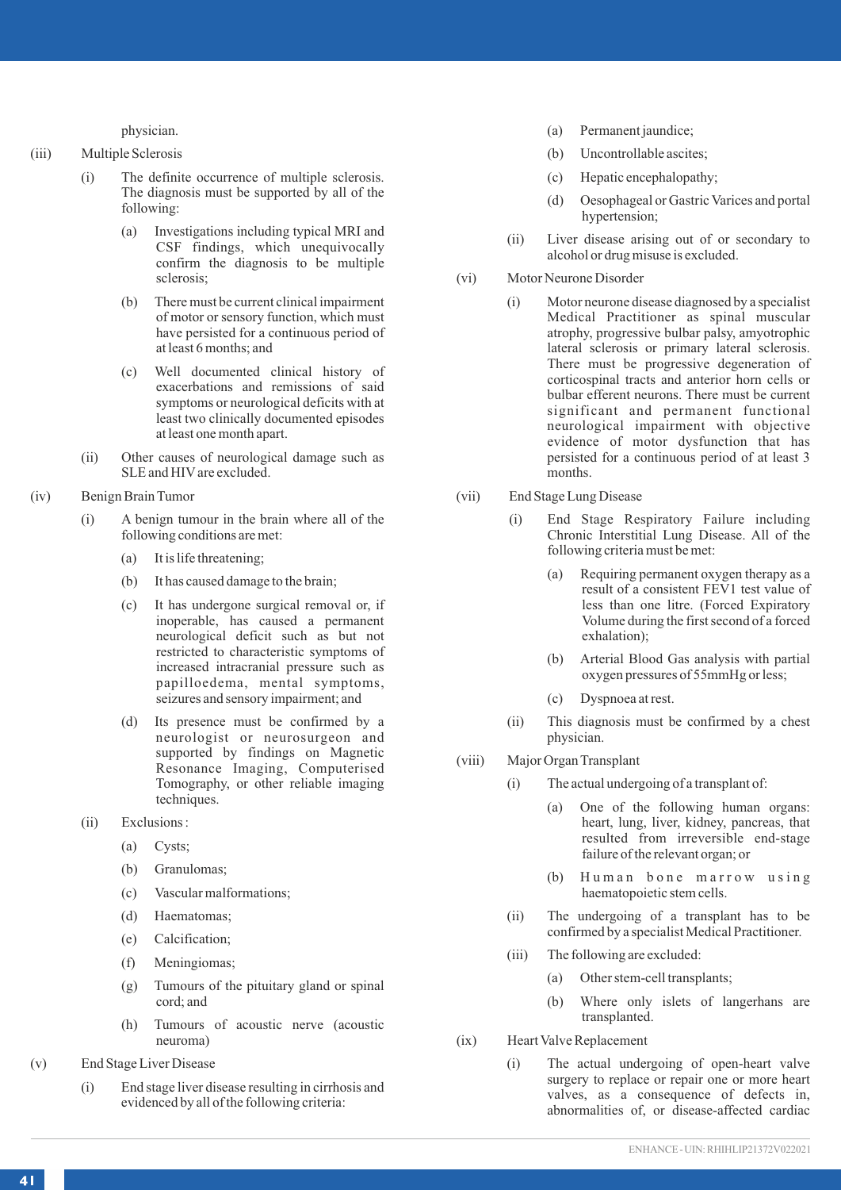physician.

(iii) Multiple Sclerosis

(i) The definite occurrence of multiple sclerosis. The diagnosis must be supported by all of the following:

(a) Investigations including typical MRI and CSF findings, which unequivocally confirm the diagnosis to be multiple sclerosis;

(b) There must be current clinical impairment of motor or sensory function, which must have persisted for a continuous period of at least 6 months; and

(c) Well documented clinical history of exacerbations and remissions of said symptoms or neurological deficits with at least two clinically documented episodes at least one month apart.

(ii) Other causes of neurological damage such as SLE and HIV are excluded.

(iv) Benign Brain Tumor

(i) A benign tumour in the brain where all of the following conditions are met:

(a) It is life threatening;

(b) It has caused damage to the brain;

(c) It has undergone surgical removal or, if inoperable, has caused a permanent neurological deficit such as but not restricted to characteristic symptoms of increased intracranial pressure such as papilloedema, mental symptoms, seizures and sensory impairment; and

(d) Its presence must be confirmed by a neurologist or neurosurgeon and supported by findings on Magnetic Resonance Imaging, Computerised Tomography, or other reliable imaging techniques.

(ii) Exclusions :

(a) Cysts;

(b) Granulomas;

(c) Vascular malformations;

(d) Haematomas;

(e) Calcification;

(f) Meningiomas;

(g) Tumours of the pituitary gland or spinal cord; and

(h) Tumours of acoustic nerve (acoustic neuroma)

(v) End Stage Liver Disease

(i) End stage liver disease resulting in cirrhosis and evidenced by all of the following criteria:

(a) Permanent jaundice;

(b) Uncontrollable ascites;

(c) Hepatic encephalopathy;

(d) Oesophageal or Gastric Varices and portal hypertension;

(ii) Liver disease arising out of or secondary to alcohol or drug misuse is excluded.

(vi) Motor Neurone Disorder

(i) Motor neurone disease diagnosed by a specialist Medical Practitioner as spinal muscular atrophy, progressive bulbar palsy, amyotrophic lateral sclerosis or primary lateral sclerosis. There must be progressive degeneration of corticospinal tracts and anterior horn cells or bulbar efferent neurons. There must be current significant and permanent functional neurological impairment with objective evidence of motor dysfunction that has persisted for a continuous period of at least 3 months.

(vii) End Stage Lung Disease

(i) End Stage Respiratory Failure including Chronic Interstitial Lung Disease. All of the following criteria must be met:

(a) Requiring permanent oxygen therapy as a result of a consistent FEV1 test value of less than one litre. (Forced Expiratory Volume during the first second of a forced exhalation);

(b) Arterial Blood Gas analysis with partial oxygen pressures of 55mmHg or less;

(c) Dyspnoea at rest.

(ii) This diagnosis must be confirmed by a chest physician.

(viii) Major Organ Transplant

(i) The actual undergoing of a transplant of:

(a) One of the following human organs: heart, lung, liver, kidney, pancreas, that resulted from irreversible end-stage failure of the relevant organ; or

(b) Human bone marrow using haematopoietic stem cells.

(ii) The undergoing of a transplant has to be confirmed by a specialist Medical Practitioner.

(iii) The following are excluded:

(a) Other stem-cell transplants;

(b) Where only islets of langerhans are transplanted.

(ix) Heart Valve Replacement

(i) The actual undergoing of open-heart valve surgery to replace or repair one or more heart valves, as a consequence of defects in, abnormalities of, or disease-affected cardiac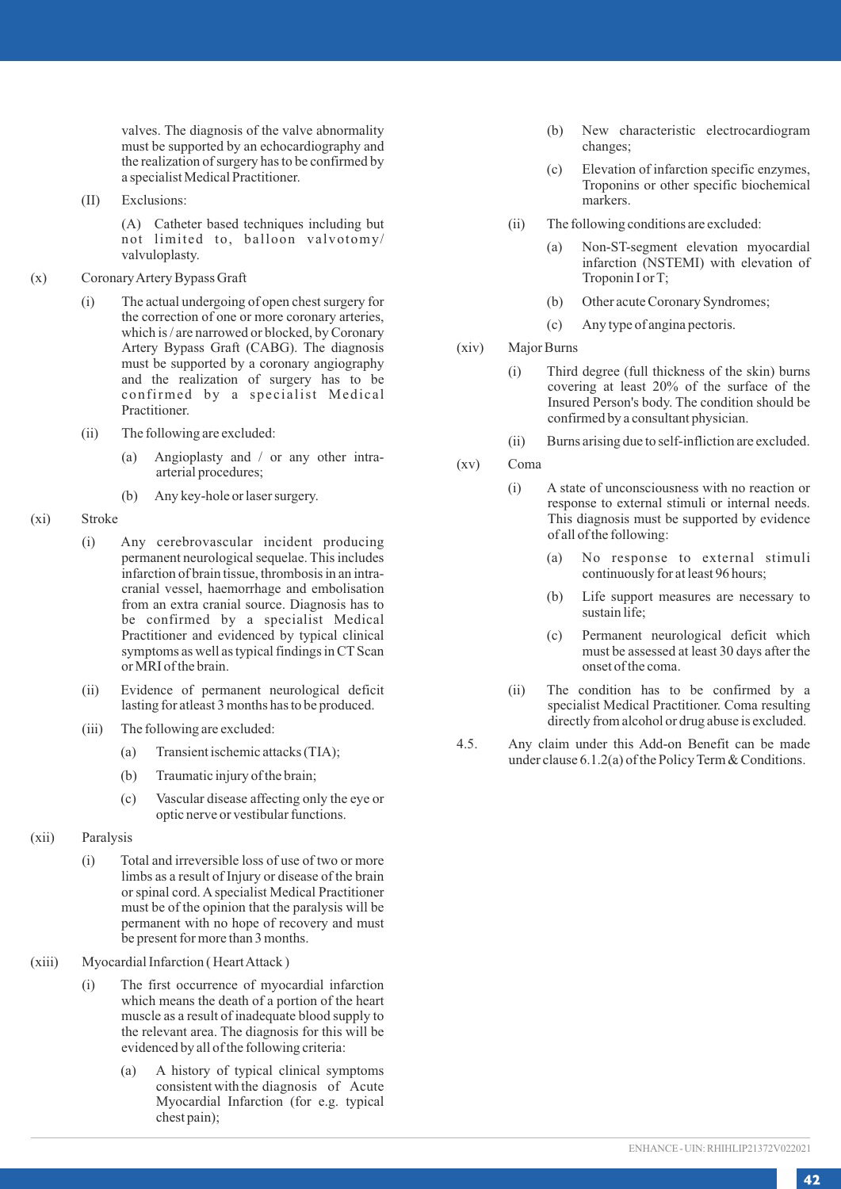valves. The diagnosis of the valve abnormality must be supported by an echocardiography and the realization of surgery has to be confirmed by a specialist Medical Practitioner.

(II) Exclusions:

(A) Catheter based techniques including but not limited to, balloon valvotomy/ valvuloplasty.

(x) Coronary Artery Bypass Graft

(i) The actual undergoing of open chest surgery for the correction of one or more coronary arteries, which is / are narrowed or blocked, by Coronary Artery Bypass Graft (CABG). The diagnosis must be supported by a coronary angiography and the realization of surgery has to be confirmed by a specialist Medical Practitioner.

(ii) The following are excluded:

(a) Angioplasty and / or any other intra-arterial procedures;

(b) Any key-hole or laser surgery.

(xi) Stroke

(i) Any cerebrovascular incident producing permanent neurological sequelae. This includes infarction of brain tissue, thrombosis in an intra-cranial vessel, haemorrhage and embolisation from an extra cranial source. Diagnosis has to be confirmed by a specialist Medical Practitioner and evidenced by typical clinical symptoms as well as typical findings in CT Scan or MRI of the brain.

(ii) Evidence of permanent neurological deficit lasting for atleast 3 months has to be produced.

(iii) The following are excluded:

(a) Transient ischemic attacks (TIA);

(b) Traumatic injury of the brain;

(c) Vascular disease affecting only the eye or optic nerve or vestibular functions.

(xii) Paralysis

(i) Total and irreversible loss of use of two or more limbs as a result of Injury or disease of the brain or spinal cord. A specialist Medical Practitioner must be of the opinion that the paralysis will be permanent with no hope of recovery and must be present for more than 3 months.

(xiii) Myocardial Infarction ( Heart Attack )

(i) The first occurrence of myocardial infarction which means the death of a portion of the heart muscle as a result of inadequate blood supply to the relevant area. The diagnosis for this will be evidenced by all of the following criteria:

(a) A history of typical clinical symptoms consistent with the diagnosis of Acute Myocardial Infarction (for e.g. typical chest pain);

(b) New characteristic electrocardiogram changes;

(c) Elevation of infarction specific enzymes, Troponins or other specific biochemical markers.

(ii) The following conditions are excluded:

(a) Non-ST-segment elevation myocardial infarction (NSTEMI) with elevation of Troponin I or T;

(b) Other acute Coronary Syndromes;

(c) Any type of angina pectoris.

(xiv) Major Burns

(i) Third degree (full thickness of the skin) burns covering at least 20% of the surface of the Insured Person's body. The condition should be confirmed by a consultant physician.

(ii) Burns arising due to self-infliction are excluded.

(xv) Coma

(i) A state of unconsciousness with no reaction or response to external stimuli or internal needs. This diagnosis must be supported by evidence of all of the following:

(a) No response to external stimuli continuously for at least 96 hours;

(b) Life support measures are necessary to sustain life;

(c) Permanent neurological deficit which must be assessed at least 30 days after the onset of the coma.

(ii) The condition has to be confirmed by a specialist Medical Practitioner. Coma resulting directly from alcohol or drug abuse is excluded.

4.5. Any claim under this Add-on Benefit can be made under clause 6.1.2(a) of the Policy Term & Conditions.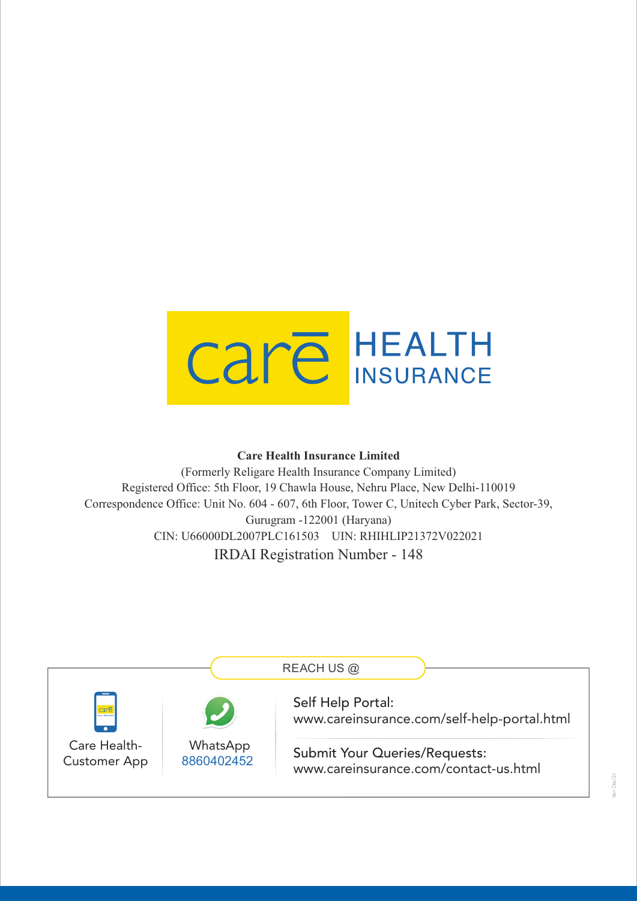care HEALTH INSURANCE

**Care Health Insurance Limited**

(Formerly Religare Health Insurance Company Limited)

Registered Office: 5th Floor, 19 Chawla House, Nehru Place, New Delhi-110019

Correspondence Office: Unit No. 604 - 607, 6th Floor, Tower C, Unitech Cyber Park, Sector-39, Gurugram -122001 (Haryana)

CIN: U66000DL2007PLC161503 UIN: RHIHLIP21372V022021

IRDAI Registration Number - 148

REACH US @

Care Health- Customer App

WhatsApp 8860402452

Self Help Portal:
www.careinsurance.com/self-help-portal.html

Submit Your Queries/Requests:
www.careinsurance.com/contact-us.html

Ver. Dec/21